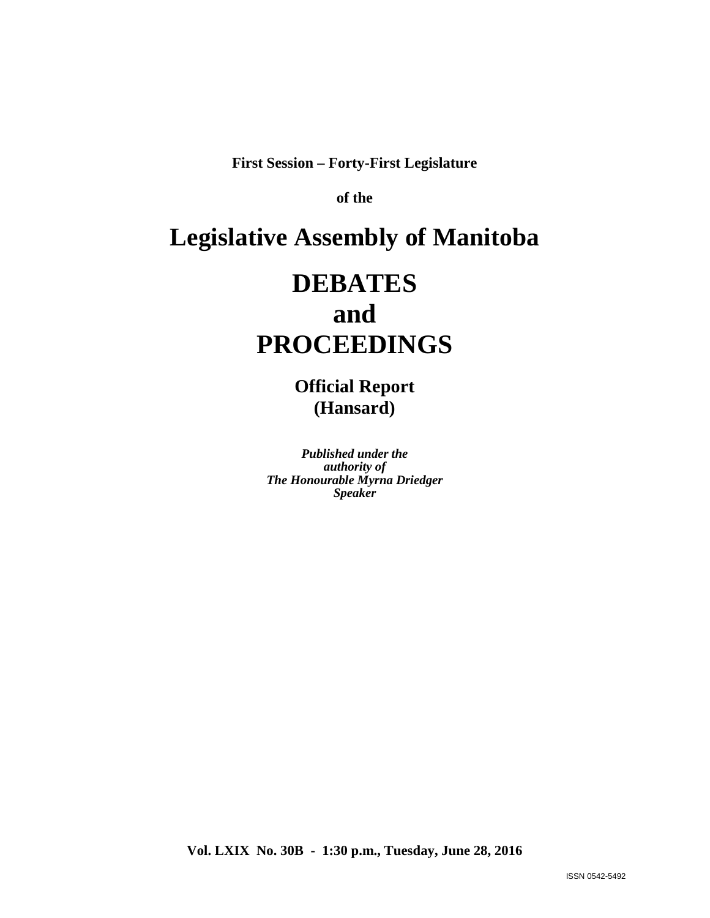**First Session – Forty-First Legislature**

**of the**

# Legislative Assembly of Manitoba

# DEBATES
# and
# PROCEEDINGS

## Official Report
## (Hansard)

***Published under the authority of***
***The Honourable Myrna Driedger***
***Speaker***

**Vol. LXIX No. 30B - 1:30 p.m., Tuesday, June 28, 2016**

ISSN 0542-5492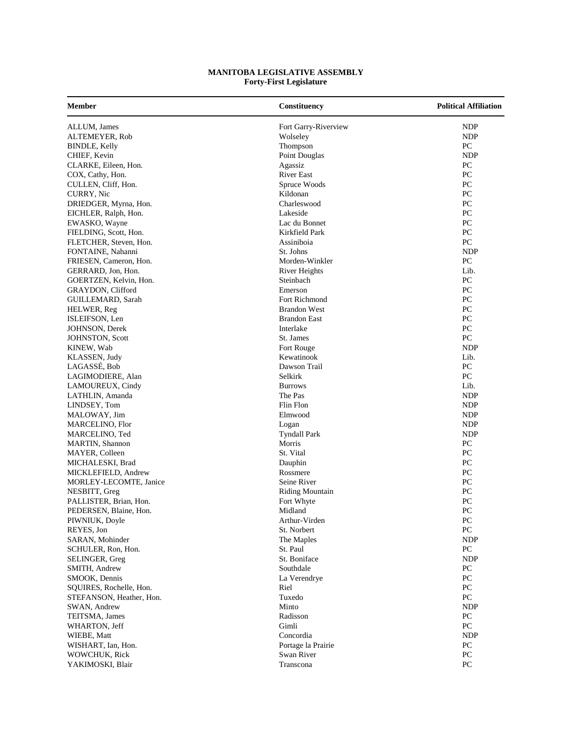**MANITOBA LEGISLATIVE ASSEMBLY**
**Forty-First Legislature**

| Member | Constituency | Political Affiliation |
|---|---|---|
| ALLUM, James | Fort Garry-Riverview | NDP |
| ALTEMEYER, Rob | Wolseley | NDP |
| BINDLE, Kelly | Thompson | PC |
| CHIEF, Kevin | Point Douglas | NDP |
| CLARKE, Eileen, Hon. | Agassiz | PC |
| COX, Cathy, Hon. | River East | PC |
| CULLEN, Cliff, Hon. | Spruce Woods | PC |
| CURRY, Nic | Kildonan | PC |
| DRIEDGER, Myrna, Hon. | Charleswood | PC |
| EICHLER, Ralph, Hon. | Lakeside | PC |
| EWASKO, Wayne | Lac du Bonnet | PC |
| FIELDING, Scott, Hon. | Kirkfield Park | PC |
| FLETCHER, Steven, Hon. | Assiniboia | PC |
| FONTAINE, Nahanni | St. Johns | NDP |
| FRIESEN, Cameron, Hon. | Morden-Winkler | PC |
| GERRARD, Jon, Hon. | River Heights | Lib. |
| GOERTZEN, Kelvin, Hon. | Steinbach | PC |
| GRAYDON, Clifford | Emerson | PC |
| GUILLEMARD, Sarah | Fort Richmond | PC |
| HELWER, Reg | Brandon West | PC |
| ISLEIFSON, Len | Brandon East | PC |
| JOHNSON, Derek | Interlake | PC |
| JOHNSTON, Scott | St. James | PC |
| KINEW, Wab | Fort Rouge | NDP |
| KLASSEN, Judy | Kewatinook | Lib. |
| LAGASSÉ, Bob | Dawson Trail | PC |
| LAGIMODIERE, Alan | Selkirk | PC |
| LAMOUREUX, Cindy | Burrows | Lib. |
| LATHLIN, Amanda | The Pas | NDP |
| LINDSEY, Tom | Flin Flon | NDP |
| MALOWAY, Jim | Elmwood | NDP |
| MARCELINO, Flor | Logan | NDP |
| MARCELINO, Ted | Tyndall Park | NDP |
| MARTIN, Shannon | Morris | PC |
| MAYER, Colleen | St. Vital | PC |
| MICHALESKI, Brad | Dauphin | PC |
| MICKLEFIELD, Andrew | Rossmere | PC |
| MORLEY-LECOMTE, Janice | Seine River | PC |
| NESBITT, Greg | Riding Mountain | PC |
| PALLISTER, Brian, Hon. | Fort Whyte | PC |
| PEDERSEN, Blaine, Hon. | Midland | PC |
| PIWNIUK, Doyle | Arthur-Virden | PC |
| REYES, Jon | St. Norbert | PC |
| SARAN, Mohinder | The Maples | NDP |
| SCHULER, Ron, Hon. | St. Paul | PC |
| SELINGER, Greg | St. Boniface | NDP |
| SMITH, Andrew | Southdale | PC |
| SMOOK, Dennis | La Verendrye | PC |
| SQUIRES, Rochelle, Hon. | Riel | PC |
| STEFANSON, Heather, Hon. | Tuxedo | PC |
| SWAN, Andrew | Minto | NDP |
| TEITSMA, James | Radisson | PC |
| WHARTON, Jeff | Gimli | PC |
| WIEBE, Matt | Concordia | NDP |
| WISHART, Ian, Hon. | Portage la Prairie | PC |
| WOWCHUK, Rick | Swan River | PC |
| YAKIMOSKI, Blair | Transcona | PC |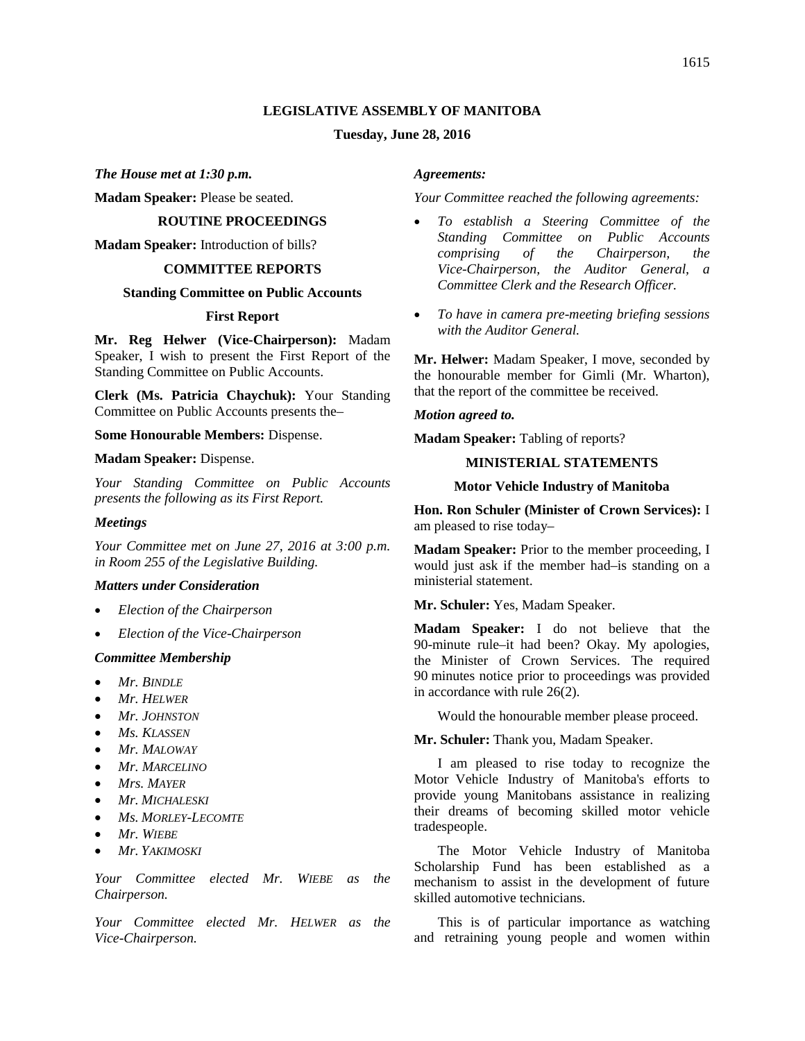# LEGISLATIVE ASSEMBLY OF MANITOBA

**Tuesday, June 28, 2016**

***The House met at 1:30 p.m.***

**Madam Speaker:** Please be seated.

## ROUTINE PROCEEDINGS

**Madam Speaker:** Introduction of bills?

## COMMITTEE REPORTS

### Standing Committee on Public Accounts

### First Report

**Mr. Reg Helwer (Vice-Chairperson):** Madam Speaker, I wish to present the First Report of the Standing Committee on Public Accounts.

**Clerk (Ms. Patricia Chaychuk):** Your Standing Committee on Public Accounts presents the–

**Some Honourable Members:** Dispense.

**Madam Speaker:** Dispense.

*Your Standing Committee on Public Accounts presents the following as its First Report.*

***Meetings***

*Your Committee met on June 27, 2016 at 3:00 p.m. in Room 255 of the Legislative Building.*

***Matters under Consideration***

- *Election of the Chairperson*
- *Election of the Vice-Chairperson*

***Committee Membership***

- *Mr. Bindle*
- *Mr. Helwer*
- *Mr. Johnston*
- *Ms. Klassen*
- *Mr. Maloway*
- *Mr. Marcelino*
- *Mrs. Mayer*
- *Mr. Michaleski*
- *Ms. Morley-Lecomte*
- *Mr. Wiebe*
- *Mr. Yakimoski*

*Your Committee elected Mr. Wiebe as the Chairperson.*

*Your Committee elected Mr. Helwer as the Vice-Chairperson.*

***Agreements:***

*Your Committee reached the following agreements:*

- *To establish a Steering Committee of the Standing Committee on Public Accounts comprising of the Chairperson, the Vice-Chairperson, the Auditor General, a Committee Clerk and the Research Officer.*
- *To have in camera pre-meeting briefing sessions with the Auditor General.*

**Mr. Helwer:** Madam Speaker, I move, seconded by the honourable member for Gimli (Mr. Wharton), that the report of the committee be received.

***Motion agreed to.***

**Madam Speaker:** Tabling of reports?

## MINISTERIAL STATEMENTS

### Motor Vehicle Industry of Manitoba

**Hon. Ron Schuler (Minister of Crown Services):** I am pleased to rise today–

**Madam Speaker:** Prior to the member proceeding, I would just ask if the member had–is standing on a ministerial statement.

**Mr. Schuler:** Yes, Madam Speaker.

**Madam Speaker:** I do not believe that the 90-minute rule–it had been? Okay. My apologies, the Minister of Crown Services. The required 90 minutes notice prior to proceedings was provided in accordance with rule 26(2).

Would the honourable member please proceed.

**Mr. Schuler:** Thank you, Madam Speaker.

I am pleased to rise today to recognize the Motor Vehicle Industry of Manitoba's efforts to provide young Manitobans assistance in realizing their dreams of becoming skilled motor vehicle tradespeople.

The Motor Vehicle Industry of Manitoba Scholarship Fund has been established as a mechanism to assist in the development of future skilled automotive technicians.

This is of particular importance as watching and retraining young people and women within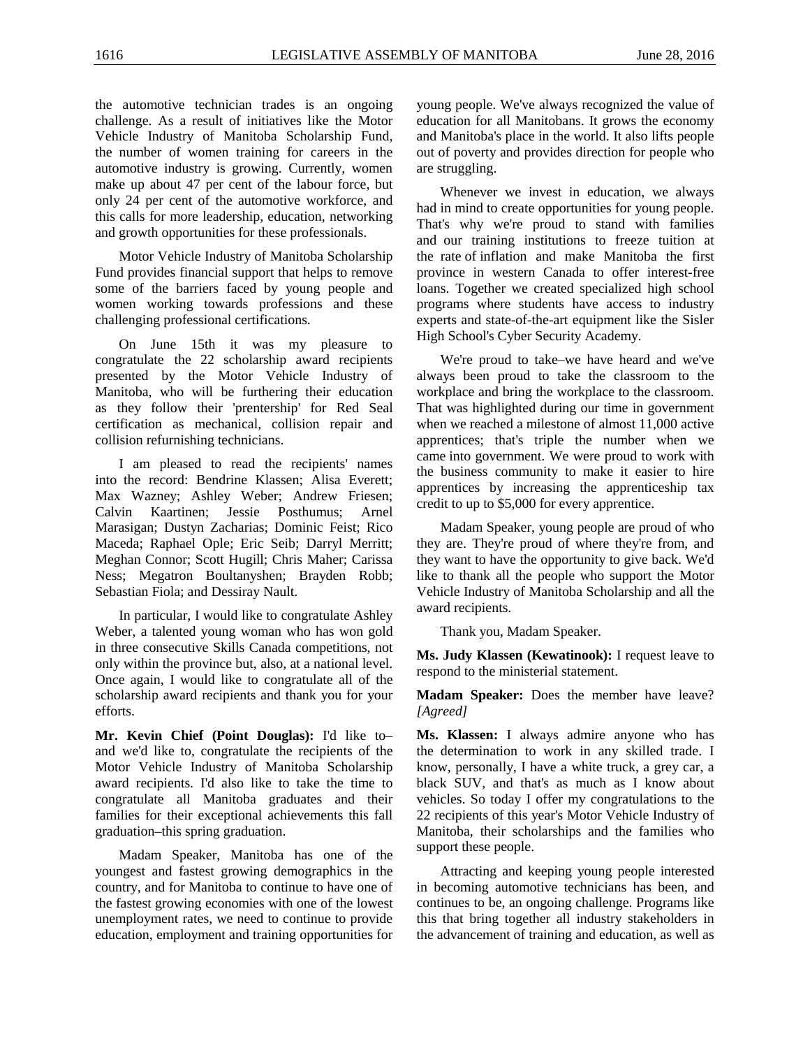the automotive technician trades is an ongoing challenge. As a result of initiatives like the Motor Vehicle Industry of Manitoba Scholarship Fund, the number of women training for careers in the automotive industry is growing. Currently, women make up about 47 per cent of the labour force, but only 24 per cent of the automotive workforce, and this calls for more leadership, education, networking and growth opportunities for these professionals.

Motor Vehicle Industry of Manitoba Scholarship Fund provides financial support that helps to remove some of the barriers faced by young people and women working towards professions and these challenging professional certifications.

On June 15th it was my pleasure to congratulate the 22 scholarship award recipients presented by the Motor Vehicle Industry of Manitoba, who will be furthering their education as they follow their 'prentership' for Red Seal certification as mechanical, collision repair and collision refurnishing technicians.

I am pleased to read the recipients' names into the record: Bendrine Klassen; Alisa Everett; Max Wazney; Ashley Weber; Andrew Friesen; Calvin Kaartinen; Jessie Posthumus; Arnel Marasigan; Dustyn Zacharias; Dominic Feist; Rico Maceda; Raphael Ople; Eric Seib; Darryl Merritt; Meghan Connor; Scott Hugill; Chris Maher; Carissa Ness; Megatron Boultanyshen; Brayden Robb; Sebastian Fiola; and Dessiray Nault.

In particular, I would like to congratulate Ashley Weber, a talented young woman who has won gold in three consecutive Skills Canada competitions, not only within the province but, also, at a national level. Once again, I would like to congratulate all of the scholarship award recipients and thank you for your efforts.

**Mr. Kevin Chief (Point Douglas):** I'd like to– and we'd like to, congratulate the recipients of the Motor Vehicle Industry of Manitoba Scholarship award recipients. I'd also like to take the time to congratulate all Manitoba graduates and their families for their exceptional achievements this fall graduation–this spring graduation.

Madam Speaker, Manitoba has one of the youngest and fastest growing demographics in the country, and for Manitoba to continue to have one of the fastest growing economies with one of the lowest unemployment rates, we need to continue to provide education, employment and training opportunities for young people. We've always recognized the value of education for all Manitobans. It grows the economy and Manitoba's place in the world. It also lifts people out of poverty and provides direction for people who are struggling.

Whenever we invest in education, we always had in mind to create opportunities for young people. That's why we're proud to stand with families and our training institutions to freeze tuition at the rate of inflation and make Manitoba the first province in western Canada to offer interest-free loans. Together we created specialized high school programs where students have access to industry experts and state-of-the-art equipment like the Sisler High School's Cyber Security Academy.

We're proud to take–we have heard and we've always been proud to take the classroom to the workplace and bring the workplace to the classroom. That was highlighted during our time in government when we reached a milestone of almost 11,000 active apprentices; that's triple the number when we came into government. We were proud to work with the business community to make it easier to hire apprentices by increasing the apprenticeship tax credit to up to $5,000 for every apprentice.

Madam Speaker, young people are proud of who they are. They're proud of where they're from, and they want to have the opportunity to give back. We'd like to thank all the people who support the Motor Vehicle Industry of Manitoba Scholarship and all the award recipients.

Thank you, Madam Speaker.

**Ms. Judy Klassen (Kewatinook):** I request leave to respond to the ministerial statement.

**Madam Speaker:** Does the member have leave? *[Agreed]*

**Ms. Klassen:** I always admire anyone who has the determination to work in any skilled trade. I know, personally, I have a white truck, a grey car, a black SUV, and that's as much as I know about vehicles. So today I offer my congratulations to the 22 recipients of this year's Motor Vehicle Industry of Manitoba, their scholarships and the families who support these people.

Attracting and keeping young people interested in becoming automotive technicians has been, and continues to be, an ongoing challenge. Programs like this that bring together all industry stakeholders in the advancement of training and education, as well as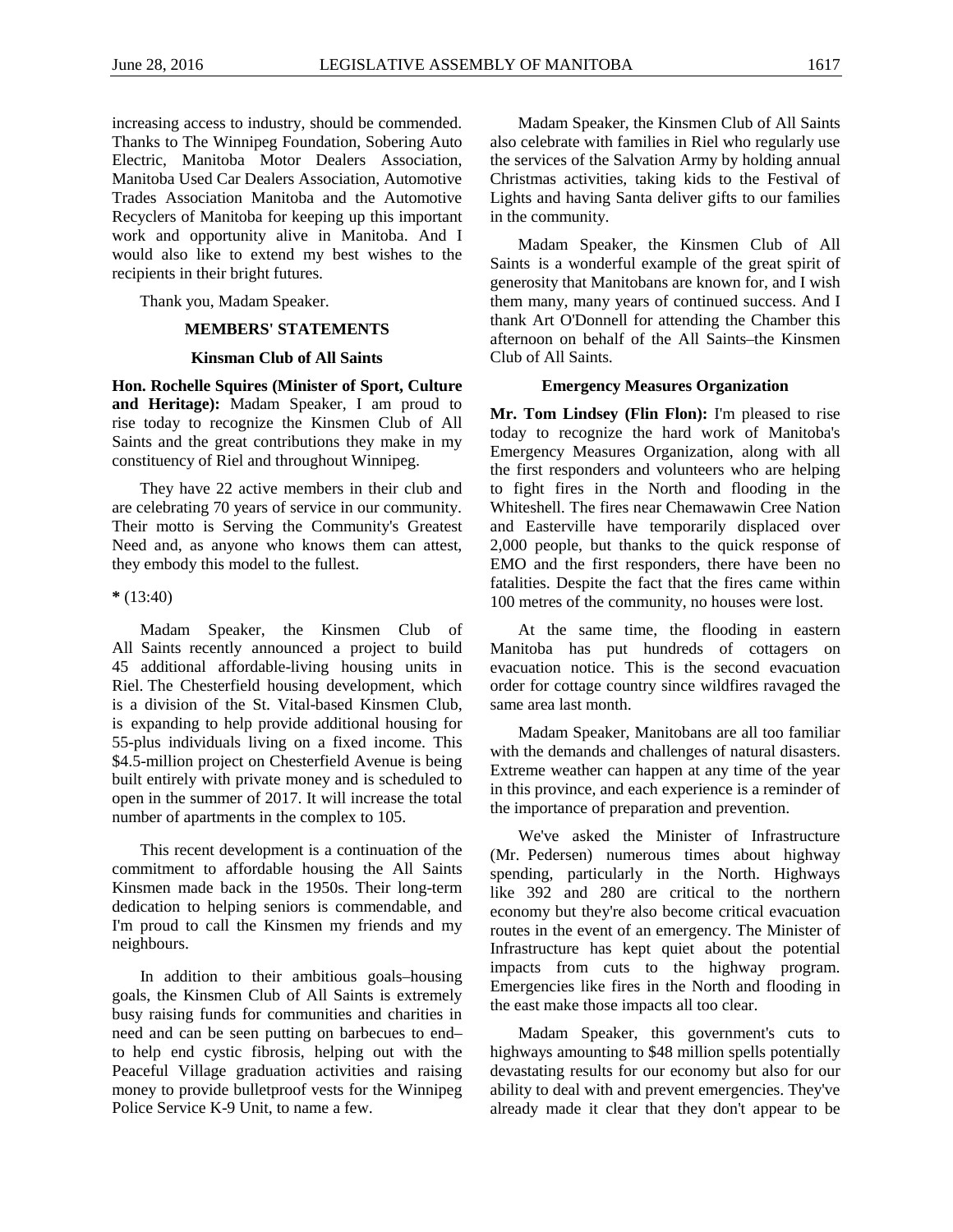increasing access to industry, should be commended. Thanks to The Winnipeg Foundation, Sobering Auto Electric, Manitoba Motor Dealers Association, Manitoba Used Car Dealers Association, Automotive Trades Association Manitoba and the Automotive Recyclers of Manitoba for keeping up this important work and opportunity alive in Manitoba. And I would also like to extend my best wishes to the recipients in their bright futures.

Thank you, Madam Speaker.

## MEMBERS' STATEMENTS

### Kinsman Club of All Saints

**Hon. Rochelle Squires (Minister of Sport, Culture and Heritage):** Madam Speaker, I am proud to rise today to recognize the Kinsmen Club of All Saints and the great contributions they make in my constituency of Riel and throughout Winnipeg.

They have 22 active members in their club and are celebrating 70 years of service in our community. Their motto is Serving the Community's Greatest Need and, as anyone who knows them can attest, they embody this model to the fullest.

**\*** (13:40)

Madam Speaker, the Kinsmen Club of All Saints recently announced a project to build 45 additional affordable-living housing units in Riel. The Chesterfield housing development, which is a division of the St. Vital-based Kinsmen Club, is expanding to help provide additional housing for 55-plus individuals living on a fixed income. This $4.5-million project on Chesterfield Avenue is being built entirely with private money and is scheduled to open in the summer of 2017. It will increase the total number of apartments in the complex to 105.

This recent development is a continuation of the commitment to affordable housing the All Saints Kinsmen made back in the 1950s. Their long-term dedication to helping seniors is commendable, and I'm proud to call the Kinsmen my friends and my neighbours.

In addition to their ambitious goals–housing goals, the Kinsmen Club of All Saints is extremely busy raising funds for communities and charities in need and can be seen putting on barbecues to end–to help end cystic fibrosis, helping out with the Peaceful Village graduation activities and raising money to provide bulletproof vests for the Winnipeg Police Service K-9 Unit, to name a few.

Madam Speaker, the Kinsmen Club of All Saints also celebrate with families in Riel who regularly use the services of the Salvation Army by holding annual Christmas activities, taking kids to the Festival of Lights and having Santa deliver gifts to our families in the community.

Madam Speaker, the Kinsmen Club of All Saints is a wonderful example of the great spirit of generosity that Manitobans are known for, and I wish them many, many years of continued success. And I thank Art O'Donnell for attending the Chamber this afternoon on behalf of the All Saints–the Kinsmen Club of All Saints.

### Emergency Measures Organization

**Mr. Tom Lindsey (Flin Flon):** I'm pleased to rise today to recognize the hard work of Manitoba's Emergency Measures Organization, along with all the first responders and volunteers who are helping to fight fires in the North and flooding in the Whiteshell. The fires near Chemawawin Cree Nation and Easterville have temporarily displaced over 2,000 people, but thanks to the quick response of EMO and the first responders, there have been no fatalities. Despite the fact that the fires came within 100 metres of the community, no houses were lost.

At the same time, the flooding in eastern Manitoba has put hundreds of cottagers on evacuation notice. This is the second evacuation order for cottage country since wildfires ravaged the same area last month.

Madam Speaker, Manitobans are all too familiar with the demands and challenges of natural disasters. Extreme weather can happen at any time of the year in this province, and each experience is a reminder of the importance of preparation and prevention.

We've asked the Minister of Infrastructure (Mr. Pedersen) numerous times about highway spending, particularly in the North. Highways like 392 and 280 are critical to the northern economy but they're also become critical evacuation routes in the event of an emergency. The Minister of Infrastructure has kept quiet about the potential impacts from cuts to the highway program. Emergencies like fires in the North and flooding in the east make those impacts all too clear.

Madam Speaker, this government's cuts to highways amounting to $48 million spells potentially devastating results for our economy but also for our ability to deal with and prevent emergencies. They've already made it clear that they don't appear to be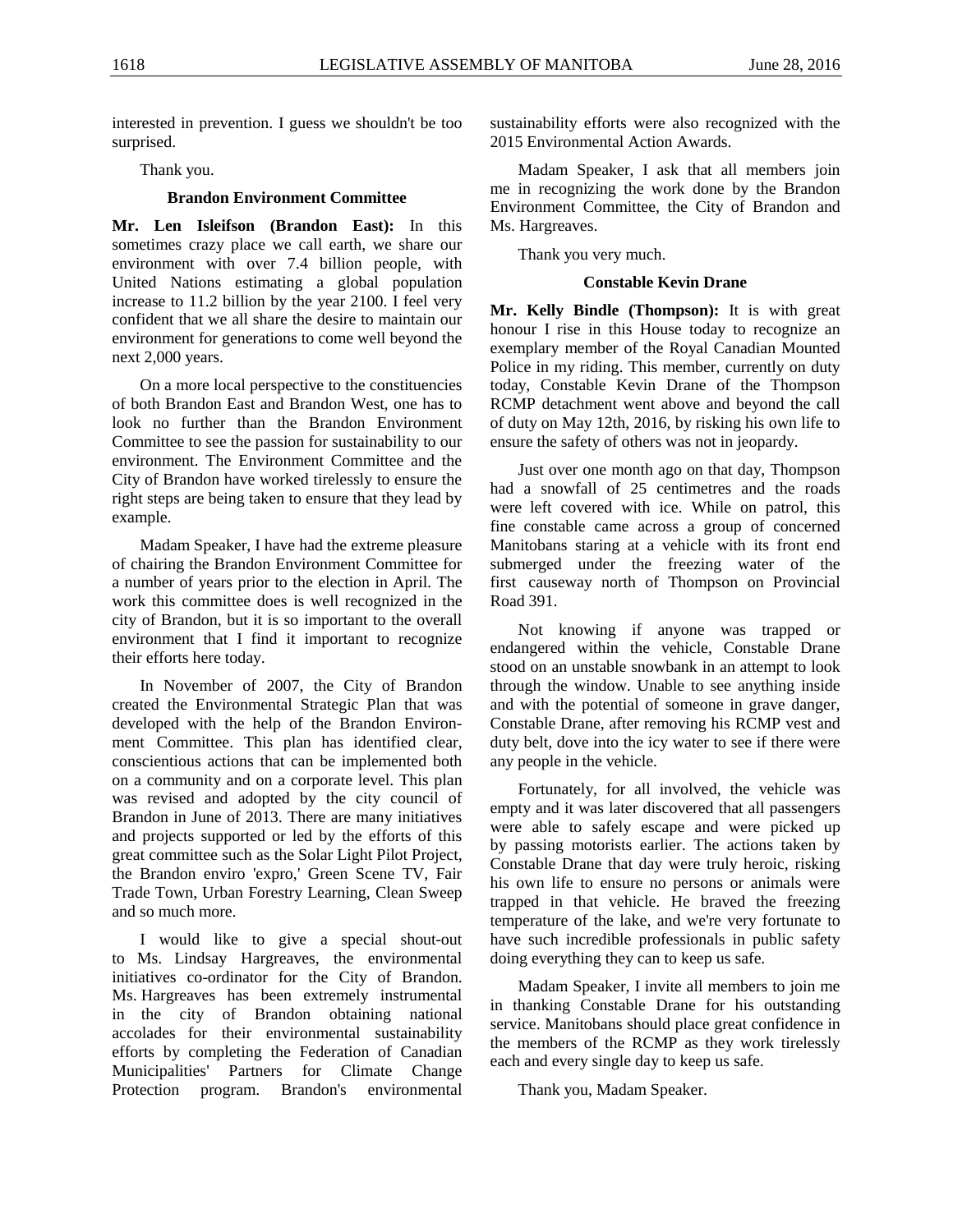interested in prevention. I guess we shouldn't be too surprised.

Thank you.

### Brandon Environment Committee

**Mr. Len Isleifson (Brandon East):** In this sometimes crazy place we call earth, we share our environment with over 7.4 billion people, with United Nations estimating a global population increase to 11.2 billion by the year 2100. I feel very confident that we all share the desire to maintain our environment for generations to come well beyond the next 2,000 years.

On a more local perspective to the constituencies of both Brandon East and Brandon West, one has to look no further than the Brandon Environment Committee to see the passion for sustainability to our environment. The Environment Committee and the City of Brandon have worked tirelessly to ensure the right steps are being taken to ensure that they lead by example.

Madam Speaker, I have had the extreme pleasure of chairing the Brandon Environment Committee for a number of years prior to the election in April. The work this committee does is well recognized in the city of Brandon, but it is so important to the overall environment that I find it important to recognize their efforts here today.

In November of 2007, the City of Brandon created the Environmental Strategic Plan that was developed with the help of the Brandon Environment Committee. This plan has identified clear, conscientious actions that can be implemented both on a community and on a corporate level. This plan was revised and adopted by the city council of Brandon in June of 2013. There are many initiatives and projects supported or led by the efforts of this great committee such as the Solar Light Pilot Project, the Brandon enviro 'expro,' Green Scene TV, Fair Trade Town, Urban Forestry Learning, Clean Sweep and so much more.

I would like to give a special shout-out to Ms. Lindsay Hargreaves, the environmental initiatives co-ordinator for the City of Brandon. Ms. Hargreaves has been extremely instrumental in the city of Brandon obtaining national accolades for their environmental sustainability efforts by completing the Federation of Canadian Municipalities' Partners for Climate Change Protection program. Brandon's environmental sustainability efforts were also recognized with the 2015 Environmental Action Awards.

Madam Speaker, I ask that all members join me in recognizing the work done by the Brandon Environment Committee, the City of Brandon and Ms. Hargreaves.

Thank you very much.

### Constable Kevin Drane

**Mr. Kelly Bindle (Thompson):** It is with great honour I rise in this House today to recognize an exemplary member of the Royal Canadian Mounted Police in my riding. This member, currently on duty today, Constable Kevin Drane of the Thompson RCMP detachment went above and beyond the call of duty on May 12th, 2016, by risking his own life to ensure the safety of others was not in jeopardy.

Just over one month ago on that day, Thompson had a snowfall of 25 centimetres and the roads were left covered with ice. While on patrol, this fine constable came across a group of concerned Manitobans staring at a vehicle with its front end submerged under the freezing water of the first causeway north of Thompson on Provincial Road 391.

Not knowing if anyone was trapped or endangered within the vehicle, Constable Drane stood on an unstable snowbank in an attempt to look through the window. Unable to see anything inside and with the potential of someone in grave danger, Constable Drane, after removing his RCMP vest and duty belt, dove into the icy water to see if there were any people in the vehicle.

Fortunately, for all involved, the vehicle was empty and it was later discovered that all passengers were able to safely escape and were picked up by passing motorists earlier. The actions taken by Constable Drane that day were truly heroic, risking his own life to ensure no persons or animals were trapped in that vehicle. He braved the freezing temperature of the lake, and we're very fortunate to have such incredible professionals in public safety doing everything they can to keep us safe.

Madam Speaker, I invite all members to join me in thanking Constable Drane for his outstanding service. Manitobans should place great confidence in the members of the RCMP as they work tirelessly each and every single day to keep us safe.

Thank you, Madam Speaker.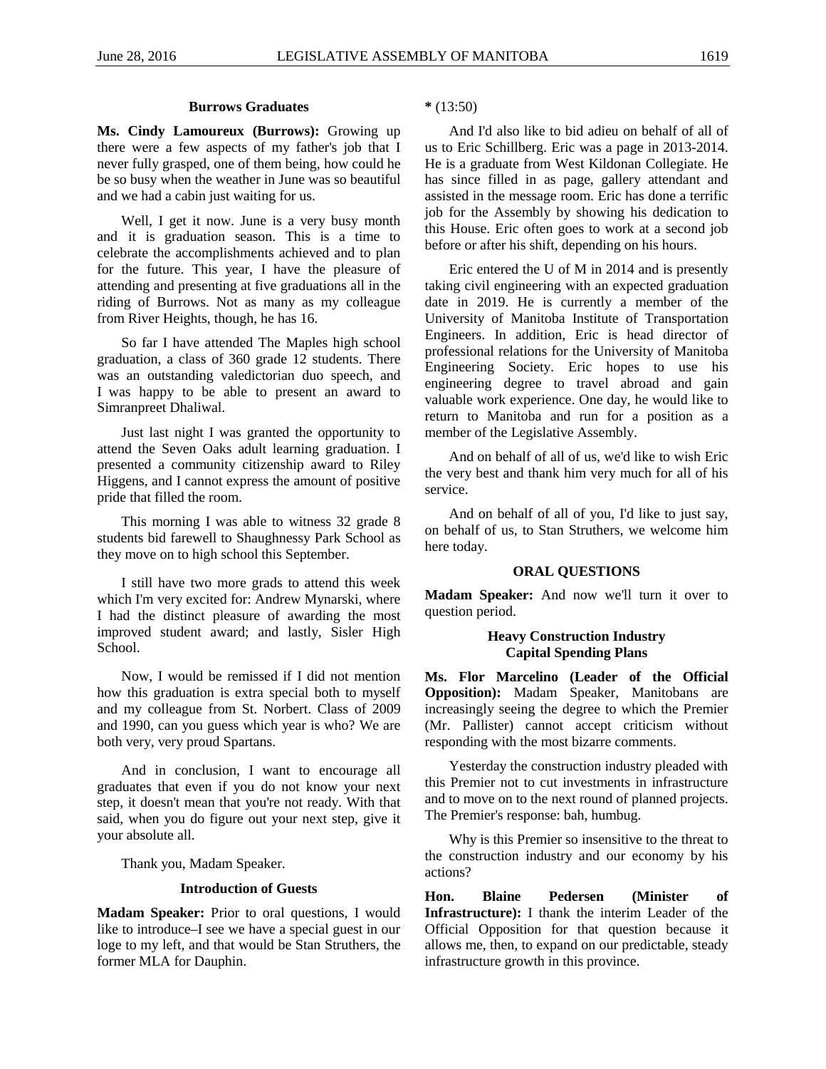### Burrows Graduates

**Ms. Cindy Lamoureux (Burrows):** Growing up there were a few aspects of my father's job that I never fully grasped, one of them being, how could he be so busy when the weather in June was so beautiful and we had a cabin just waiting for us.

Well, I get it now. June is a very busy month and it is graduation season. This is a time to celebrate the accomplishments achieved and to plan for the future. This year, I have the pleasure of attending and presenting at five graduations all in the riding of Burrows. Not as many as my colleague from River Heights, though, he has 16.

So far I have attended The Maples high school graduation, a class of 360 grade 12 students. There was an outstanding valedictorian duo speech, and I was happy to be able to present an award to Simranpreet Dhaliwal.

Just last night I was granted the opportunity to attend the Seven Oaks adult learning graduation. I presented a community citizenship award to Riley Higgens, and I cannot express the amount of positive pride that filled the room.

This morning I was able to witness 32 grade 8 students bid farewell to Shaughnessy Park School as they move on to high school this September.

I still have two more grads to attend this week which I'm very excited for: Andrew Mynarski, where I had the distinct pleasure of awarding the most improved student award; and lastly, Sisler High School.

Now, I would be remissed if I did not mention how this graduation is extra special both to myself and my colleague from St. Norbert. Class of 2009 and 1990, can you guess which year is who? We are both very, very proud Spartans.

And in conclusion, I want to encourage all graduates that even if you do not know your next step, it doesn't mean that you're not ready. With that said, when you do figure out your next step, give it your absolute all.

Thank you, Madam Speaker.

### Introduction of Guests

**Madam Speaker:** Prior to oral questions, I would like to introduce–I see we have a special guest in our loge to my left, and that would be Stan Struthers, the former MLA for Dauphin.

**\*** (13:50)

And I'd also like to bid adieu on behalf of all of us to Eric Schillberg. Eric was a page in 2013-2014. He is a graduate from West Kildonan Collegiate. He has since filled in as page, gallery attendant and assisted in the message room. Eric has done a terrific job for the Assembly by showing his dedication to this House. Eric often goes to work at a second job before or after his shift, depending on his hours.

Eric entered the U of M in 2014 and is presently taking civil engineering with an expected graduation date in 2019. He is currently a member of the University of Manitoba Institute of Transportation Engineers. In addition, Eric is head director of professional relations for the University of Manitoba Engineering Society. Eric hopes to use his engineering degree to travel abroad and gain valuable work experience. One day, he would like to return to Manitoba and run for a position as a member of the Legislative Assembly.

And on behalf of all of us, we'd like to wish Eric the very best and thank him very much for all of his service.

And on behalf of all of you, I'd like to just say, on behalf of us, to Stan Struthers, we welcome him here today.

## ORAL QUESTIONS

**Madam Speaker:** And now we'll turn it over to question period.

### Heavy Construction Industry Capital Spending Plans

**Ms. Flor Marcelino (Leader of the Official Opposition):** Madam Speaker, Manitobans are increasingly seeing the degree to which the Premier (Mr. Pallister) cannot accept criticism without responding with the most bizarre comments.

Yesterday the construction industry pleaded with this Premier not to cut investments in infrastructure and to move on to the next round of planned projects. The Premier's response: bah, humbug.

Why is this Premier so insensitive to the threat to the construction industry and our economy by his actions?

**Hon. Blaine Pedersen (Minister of Infrastructure):** I thank the interim Leader of the Official Opposition for that question because it allows me, then, to expand on our predictable, steady infrastructure growth in this province.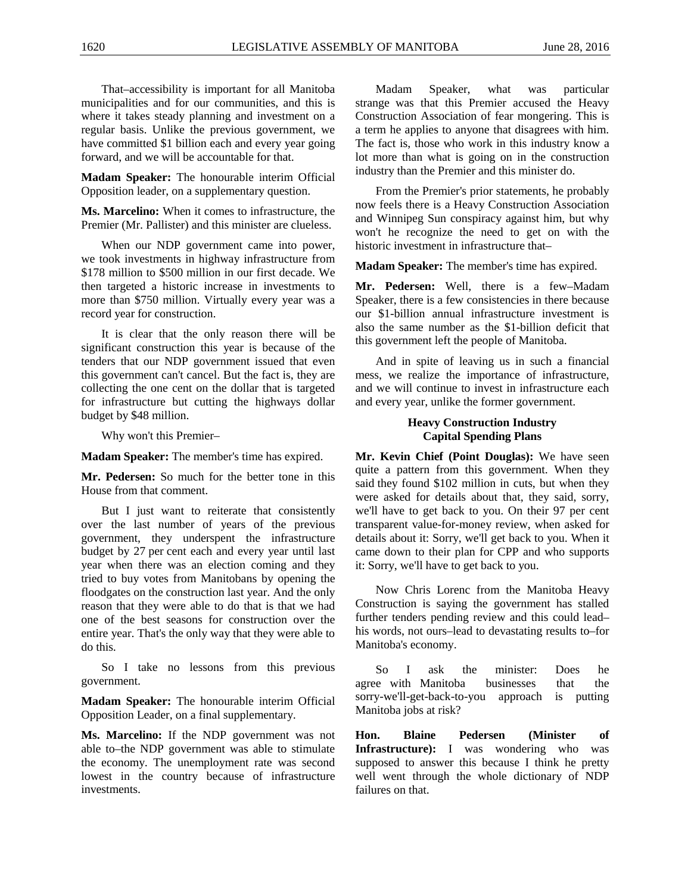That–accessibility is important for all Manitoba municipalities and for our communities, and this is where it takes steady planning and investment on a regular basis. Unlike the previous government, we have committed $1 billion each and every year going forward, and we will be accountable for that.

**Madam Speaker:** The honourable interim Official Opposition leader, on a supplementary question.

**Ms. Marcelino:** When it comes to infrastructure, the Premier (Mr. Pallister) and this minister are clueless.

When our NDP government came into power, we took investments in highway infrastructure from $178 million to $500 million in our first decade. We then targeted a historic increase in investments to more than $750 million. Virtually every year was a record year for construction.

It is clear that the only reason there will be significant construction this year is because of the tenders that our NDP government issued that even this government can't cancel. But the fact is, they are collecting the one cent on the dollar that is targeted for infrastructure but cutting the highways dollar budget by $48 million.

Why won't this Premier–

**Madam Speaker:** The member's time has expired.

**Mr. Pedersen:** So much for the better tone in this House from that comment.

But I just want to reiterate that consistently over the last number of years of the previous government, they underspent the infrastructure budget by 27 per cent each and every year until last year when there was an election coming and they tried to buy votes from Manitobans by opening the floodgates on the construction last year. And the only reason that they were able to do that is that we had one of the best seasons for construction over the entire year. That's the only way that they were able to do this.

So I take no lessons from this previous government.

**Madam Speaker:** The honourable interim Official Opposition Leader, on a final supplementary.

**Ms. Marcelino:** If the NDP government was not able to–the NDP government was able to stimulate the economy. The unemployment rate was second lowest in the country because of infrastructure investments.

Madam Speaker, what was particular strange was that this Premier accused the Heavy Construction Association of fear mongering. This is a term he applies to anyone that disagrees with him. The fact is, those who work in this industry know a lot more than what is going on in the construction industry than the Premier and this minister do.

From the Premier's prior statements, he probably now feels there is a Heavy Construction Association and Winnipeg Sun conspiracy against him, but why won't he recognize the need to get on with the historic investment in infrastructure that–

**Madam Speaker:** The member's time has expired.

**Mr. Pedersen:** Well, there is a few–Madam Speaker, there is a few consistencies in there because our $1-billion annual infrastructure investment is also the same number as the $1-billion deficit that this government left the people of Manitoba.

And in spite of leaving us in such a financial mess, we realize the importance of infrastructure, and we will continue to invest in infrastructure each and every year, unlike the former government.

### Heavy Construction Industry Capital Spending Plans

**Mr. Kevin Chief (Point Douglas):** We have seen quite a pattern from this government. When they said they found $102 million in cuts, but when they were asked for details about that, they said, sorry, we'll have to get back to you. On their 97 per cent transparent value-for-money review, when asked for details about it: Sorry, we'll get back to you. When it came down to their plan for CPP and who supports it: Sorry, we'll have to get back to you.

Now Chris Lorenc from the Manitoba Heavy Construction is saying the government has stalled further tenders pending review and this could lead–his words, not ours–lead to devastating results to–for Manitoba's economy.

So I ask the minister: Does he agree with Manitoba businesses that the sorry-we'll-get-back-to-you approach is putting Manitoba jobs at risk?

**Hon. Blaine Pedersen (Minister of Infrastructure):** I was wondering who was supposed to answer this because I think he pretty well went through the whole dictionary of NDP failures on that.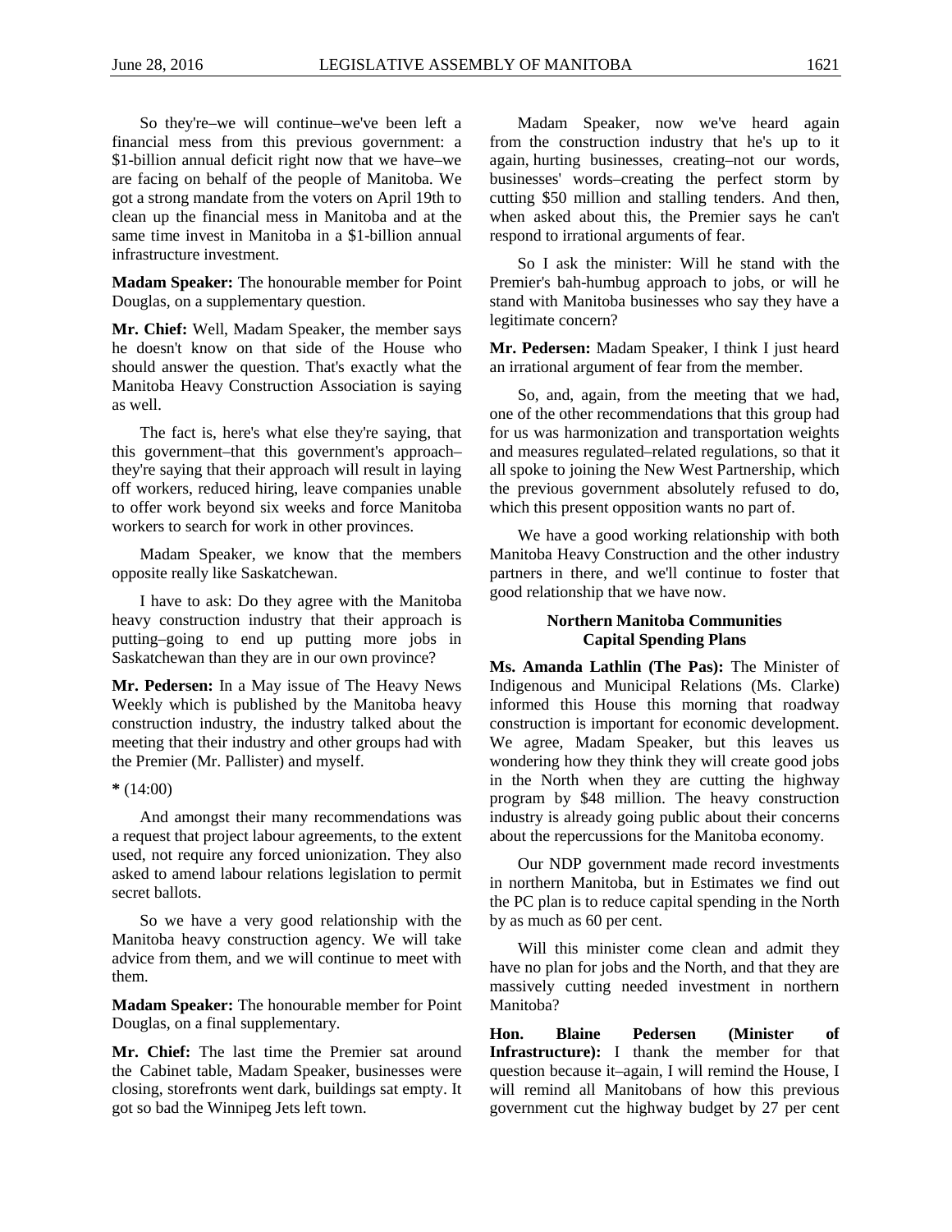So they're–we will continue–we've been left a financial mess from this previous government: a $1-billion annual deficit right now that we have–we are facing on behalf of the people of Manitoba. We got a strong mandate from the voters on April 19th to clean up the financial mess in Manitoba and at the same time invest in Manitoba in a $1-billion annual infrastructure investment.

**Madam Speaker:** The honourable member for Point Douglas, on a supplementary question.

**Mr. Chief:** Well, Madam Speaker, the member says he doesn't know on that side of the House who should answer the question. That's exactly what the Manitoba Heavy Construction Association is saying as well.

The fact is, here's what else they're saying, that this government–that this government's approach–they're saying that their approach will result in laying off workers, reduced hiring, leave companies unable to offer work beyond six weeks and force Manitoba workers to search for work in other provinces.

Madam Speaker, we know that the members opposite really like Saskatchewan.

I have to ask: Do they agree with the Manitoba heavy construction industry that their approach is putting–going to end up putting more jobs in Saskatchewan than they are in our own province?

**Mr. Pedersen:** In a May issue of The Heavy News Weekly which is published by the Manitoba heavy construction industry, the industry talked about the meeting that their industry and other groups had with the Premier (Mr. Pallister) and myself.

**\*** (14:00)

And amongst their many recommendations was a request that project labour agreements, to the extent used, not require any forced unionization. They also asked to amend labour relations legislation to permit secret ballots.

So we have a very good relationship with the Manitoba heavy construction agency. We will take advice from them, and we will continue to meet with them.

**Madam Speaker:** The honourable member for Point Douglas, on a final supplementary.

**Mr. Chief:** The last time the Premier sat around the Cabinet table, Madam Speaker, businesses were closing, storefronts went dark, buildings sat empty. It got so bad the Winnipeg Jets left town.

Madam Speaker, now we've heard again from the construction industry that he's up to it again, hurting businesses, creating–not our words, businesses' words–creating the perfect storm by cutting $50 million and stalling tenders. And then, when asked about this, the Premier says he can't respond to irrational arguments of fear.

So I ask the minister: Will he stand with the Premier's bah-humbug approach to jobs, or will he stand with Manitoba businesses who say they have a legitimate concern?

**Mr. Pedersen:** Madam Speaker, I think I just heard an irrational argument of fear from the member.

So, and, again, from the meeting that we had, one of the other recommendations that this group had for us was harmonization and transportation weights and measures regulated–related regulations, so that it all spoke to joining the New West Partnership, which the previous government absolutely refused to do, which this present opposition wants no part of.

We have a good working relationship with both Manitoba Heavy Construction and the other industry partners in there, and we'll continue to foster that good relationship that we have now.

### Northern Manitoba Communities Capital Spending Plans

**Ms. Amanda Lathlin (The Pas):** The Minister of Indigenous and Municipal Relations (Ms. Clarke) informed this House this morning that roadway construction is important for economic development. We agree, Madam Speaker, but this leaves us wondering how they think they will create good jobs in the North when they are cutting the highway program by $48 million. The heavy construction industry is already going public about their concerns about the repercussions for the Manitoba economy.

Our NDP government made record investments in northern Manitoba, but in Estimates we find out the PC plan is to reduce capital spending in the North by as much as 60 per cent.

Will this minister come clean and admit they have no plan for jobs and the North, and that they are massively cutting needed investment in northern Manitoba?

**Hon. Blaine Pedersen (Minister of Infrastructure):** I thank the member for that question because it–again, I will remind the House, I will remind all Manitobans of how this previous government cut the highway budget by 27 per cent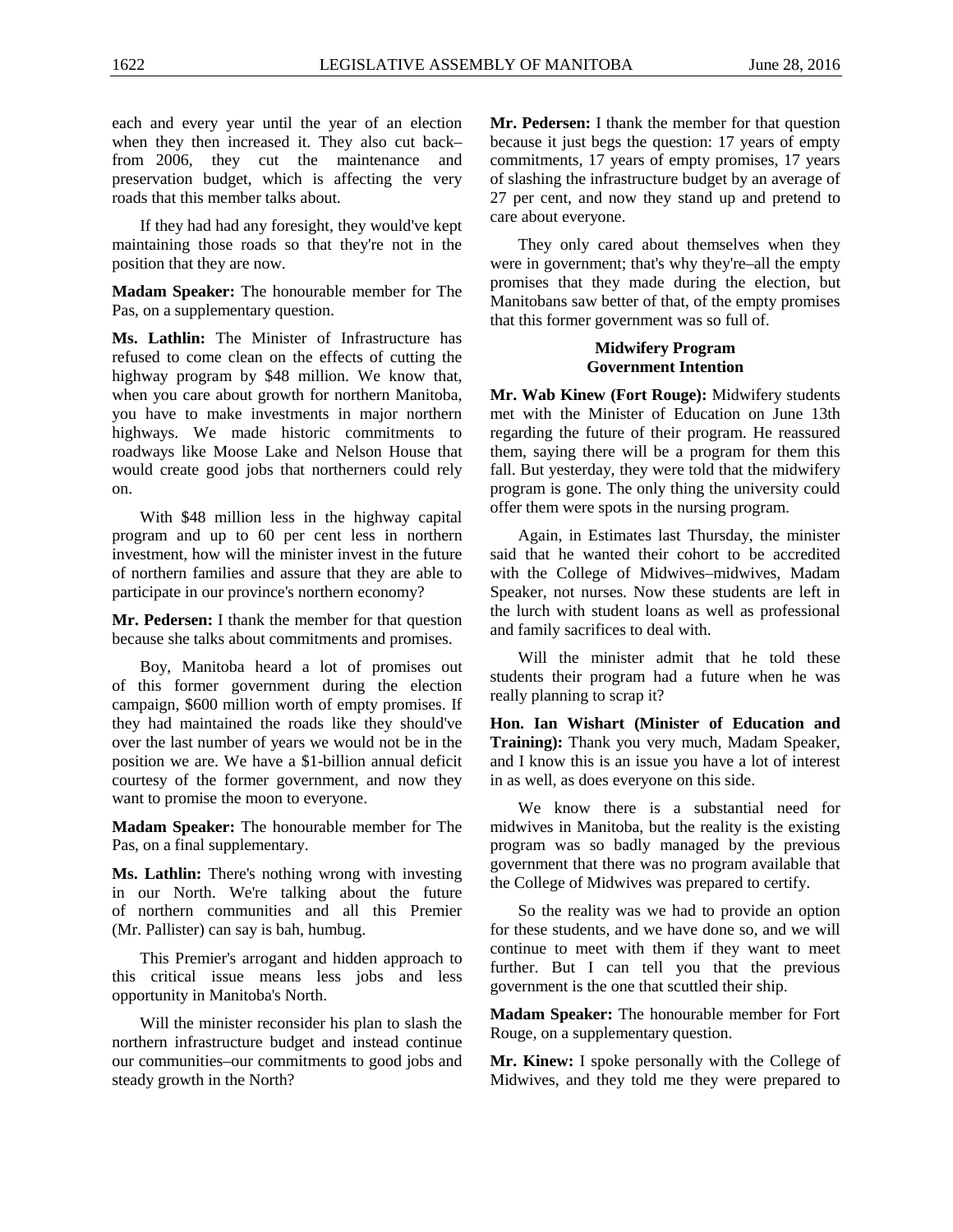each and every year until the year of an election when they then increased it. They also cut back–from 2006, they cut the maintenance and preservation budget, which is affecting the very roads that this member talks about.

If they had had any foresight, they would've kept maintaining those roads so that they're not in the position that they are now.

**Madam Speaker:** The honourable member for The Pas, on a supplementary question.

**Ms. Lathlin:** The Minister of Infrastructure has refused to come clean on the effects of cutting the highway program by $48 million. We know that, when you care about growth for northern Manitoba, you have to make investments in major northern highways. We made historic commitments to roadways like Moose Lake and Nelson House that would create good jobs that northerners could rely on.

With $48 million less in the highway capital program and up to 60 per cent less in northern investment, how will the minister invest in the future of northern families and assure that they are able to participate in our province's northern economy?

**Mr. Pedersen:** I thank the member for that question because she talks about commitments and promises.

Boy, Manitoba heard a lot of promises out of this former government during the election campaign, $600 million worth of empty promises. If they had maintained the roads like they should've over the last number of years we would not be in the position we are. We have a $1-billion annual deficit courtesy of the former government, and now they want to promise the moon to everyone.

**Madam Speaker:** The honourable member for The Pas, on a final supplementary.

**Ms. Lathlin:** There's nothing wrong with investing in our North. We're talking about the future of northern communities and all this Premier (Mr. Pallister) can say is bah, humbug.

This Premier's arrogant and hidden approach to this critical issue means less jobs and less opportunity in Manitoba's North.

Will the minister reconsider his plan to slash the northern infrastructure budget and instead continue our communities–our commitments to good jobs and steady growth in the North?

**Mr. Pedersen:** I thank the member for that question because it just begs the question: 17 years of empty commitments, 17 years of empty promises, 17 years of slashing the infrastructure budget by an average of 27 per cent, and now they stand up and pretend to care about everyone.

They only cared about themselves when they were in government; that's why they're–all the empty promises that they made during the election, but Manitobans saw better of that, of the empty promises that this former government was so full of.

### Midwifery Program
### Government Intention

**Mr. Wab Kinew (Fort Rouge):** Midwifery students met with the Minister of Education on June 13th regarding the future of their program. He reassured them, saying there will be a program for them this fall. But yesterday, they were told that the midwifery program is gone. The only thing the university could offer them were spots in the nursing program.

Again, in Estimates last Thursday, the minister said that he wanted their cohort to be accredited with the College of Midwives–midwives, Madam Speaker, not nurses. Now these students are left in the lurch with student loans as well as professional and family sacrifices to deal with.

Will the minister admit that he told these students their program had a future when he was really planning to scrap it?

**Hon. Ian Wishart (Minister of Education and Training):** Thank you very much, Madam Speaker, and I know this is an issue you have a lot of interest in as well, as does everyone on this side.

We know there is a substantial need for midwives in Manitoba, but the reality is the existing program was so badly managed by the previous government that there was no program available that the College of Midwives was prepared to certify.

So the reality was we had to provide an option for these students, and we have done so, and we will continue to meet with them if they want to meet further. But I can tell you that the previous government is the one that scuttled their ship.

**Madam Speaker:** The honourable member for Fort Rouge, on a supplementary question.

**Mr. Kinew:** I spoke personally with the College of Midwives, and they told me they were prepared to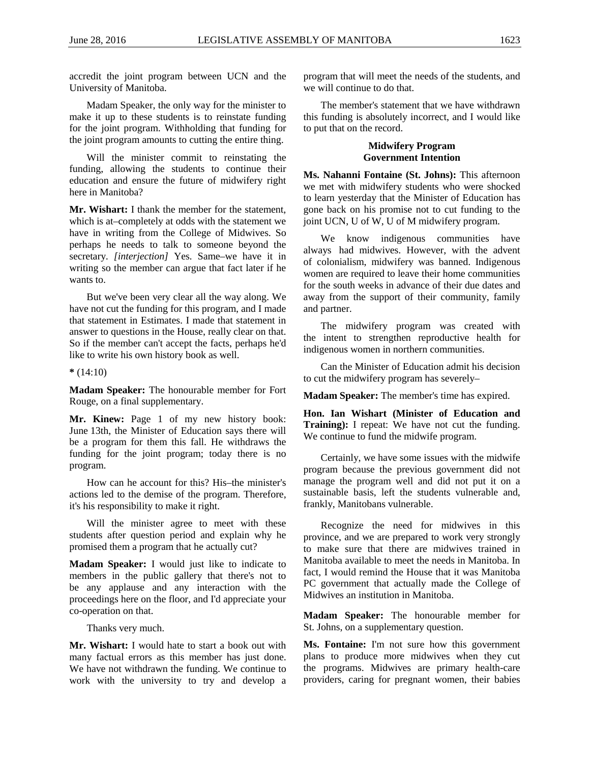accredit the joint program between UCN and the University of Manitoba.

Madam Speaker, the only way for the minister to make it up to these students is to reinstate funding for the joint program. Withholding that funding for the joint program amounts to cutting the entire thing.

Will the minister commit to reinstating the funding, allowing the students to continue their education and ensure the future of midwifery right here in Manitoba?

**Mr. Wishart:** I thank the member for the statement, which is at–completely at odds with the statement we have in writing from the College of Midwives. So perhaps he needs to talk to someone beyond the secretary. *[interjection]* Yes. Same–we have it in writing so the member can argue that fact later if he wants to.

But we've been very clear all the way along. We have not cut the funding for this program, and I made that statement in Estimates. I made that statement in answer to questions in the House, really clear on that. So if the member can't accept the facts, perhaps he'd like to write his own history book as well.

**\*** (14:10)

**Madam Speaker:** The honourable member for Fort Rouge, on a final supplementary.

**Mr. Kinew:** Page 1 of my new history book: June 13th, the Minister of Education says there will be a program for them this fall. He withdraws the funding for the joint program; today there is no program.

How can he account for this? His–the minister's actions led to the demise of the program. Therefore, it's his responsibility to make it right.

Will the minister agree to meet with these students after question period and explain why he promised them a program that he actually cut?

**Madam Speaker:** I would just like to indicate to members in the public gallery that there's not to be any applause and any interaction with the proceedings here on the floor, and I'd appreciate your co-operation on that.

Thanks very much.

**Mr. Wishart:** I would hate to start a book out with many factual errors as this member has just done. We have not withdrawn the funding. We continue to work with the university to try and develop a program that will meet the needs of the students, and we will continue to do that.

The member's statement that we have withdrawn this funding is absolutely incorrect, and I would like to put that on the record.

### Midwifery Program
### Government Intention

**Ms. Nahanni Fontaine (St. Johns):** This afternoon we met with midwifery students who were shocked to learn yesterday that the Minister of Education has gone back on his promise not to cut funding to the joint UCN, U of W, U of M midwifery program.

We know indigenous communities have always had midwives. However, with the advent of colonialism, midwifery was banned. Indigenous women are required to leave their home communities for the south weeks in advance of their due dates and away from the support of their community, family and partner.

The midwifery program was created with the intent to strengthen reproductive health for indigenous women in northern communities.

Can the Minister of Education admit his decision to cut the midwifery program has severely–

**Madam Speaker:** The member's time has expired.

**Hon. Ian Wishart (Minister of Education and Training):** I repeat: We have not cut the funding. We continue to fund the midwife program.

Certainly, we have some issues with the midwife program because the previous government did not manage the program well and did not put it on a sustainable basis, left the students vulnerable and, frankly, Manitobans vulnerable.

Recognize the need for midwives in this province, and we are prepared to work very strongly to make sure that there are midwives trained in Manitoba available to meet the needs in Manitoba. In fact, I would remind the House that it was Manitoba PC government that actually made the College of Midwives an institution in Manitoba.

**Madam Speaker:** The honourable member for St. Johns, on a supplementary question.

**Ms. Fontaine:** I'm not sure how this government plans to produce more midwives when they cut the programs. Midwives are primary health-care providers, caring for pregnant women, their babies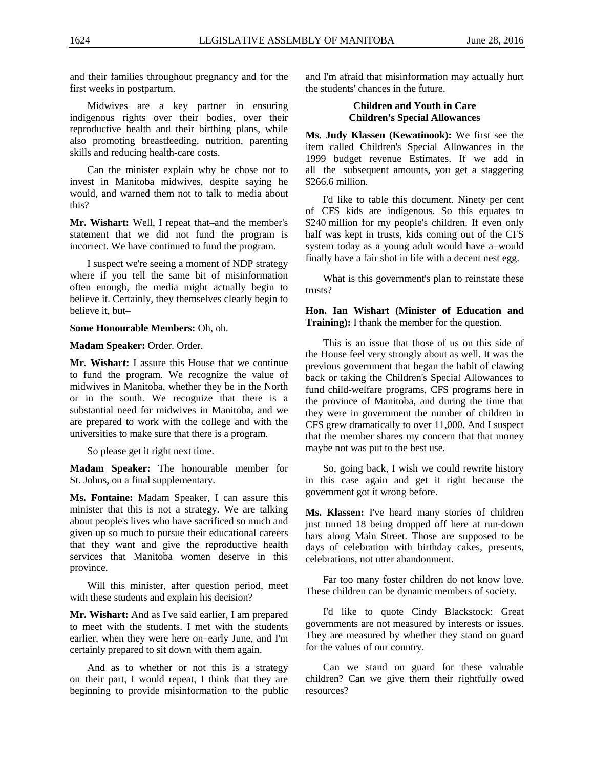and their families throughout pregnancy and for the first weeks in postpartum.

Midwives are a key partner in ensuring indigenous rights over their bodies, over their reproductive health and their birthing plans, while also promoting breastfeeding, nutrition, parenting skills and reducing health-care costs.

Can the minister explain why he chose not to invest in Manitoba midwives, despite saying he would, and warned them not to talk to media about this?

**Mr. Wishart:** Well, I repeat that–and the member's statement that we did not fund the program is incorrect. We have continued to fund the program.

I suspect we're seeing a moment of NDP strategy where if you tell the same bit of misinformation often enough, the media might actually begin to believe it. Certainly, they themselves clearly begin to believe it, but–

**Some Honourable Members:** Oh, oh.

**Madam Speaker:** Order. Order.

**Mr. Wishart:** I assure this House that we continue to fund the program. We recognize the value of midwives in Manitoba, whether they be in the North or in the south. We recognize that there is a substantial need for midwives in Manitoba, and we are prepared to work with the college and with the universities to make sure that there is a program.

So please get it right next time.

**Madam Speaker:** The honourable member for St. Johns, on a final supplementary.

**Ms. Fontaine:** Madam Speaker, I can assure this minister that this is not a strategy. We are talking about people's lives who have sacrificed so much and given up so much to pursue their educational careers that they want and give the reproductive health services that Manitoba women deserve in this province.

Will this minister, after question period, meet with these students and explain his decision?

**Mr. Wishart:** And as I've said earlier, I am prepared to meet with the students. I met with the students earlier, when they were here on–early June, and I'm certainly prepared to sit down with them again.

And as to whether or not this is a strategy on their part, I would repeat, I think that they are beginning to provide misinformation to the public and I'm afraid that misinformation may actually hurt the students' chances in the future.

### Children and Youth in Care
### Children's Special Allowances

**Ms. Judy Klassen (Kewatinook):** We first see the item called Children's Special Allowances in the 1999 budget revenue Estimates. If we add in all the subsequent amounts, you get a staggering \$266.6 million.

I'd like to table this document. Ninety per cent of CFS kids are indigenous. So this equates to \$240 million for my people's children. If even only half was kept in trusts, kids coming out of the CFS system today as a young adult would have a–would finally have a fair shot in life with a decent nest egg.

What is this government's plan to reinstate these trusts?

**Hon. Ian Wishart (Minister of Education and Training):** I thank the member for the question.

This is an issue that those of us on this side of the House feel very strongly about as well. It was the previous government that began the habit of clawing back or taking the Children's Special Allowances to fund child-welfare programs, CFS programs here in the province of Manitoba, and during the time that they were in government the number of children in CFS grew dramatically to over 11,000. And I suspect that the member shares my concern that that money maybe not was put to the best use.

So, going back, I wish we could rewrite history in this case again and get it right because the government got it wrong before.

**Ms. Klassen:** I've heard many stories of children just turned 18 being dropped off here at run-down bars along Main Street. Those are supposed to be days of celebration with birthday cakes, presents, celebrations, not utter abandonment.

Far too many foster children do not know love. These children can be dynamic members of society.

I'd like to quote Cindy Blackstock: Great governments are not measured by interests or issues. They are measured by whether they stand on guard for the values of our country.

Can we stand on guard for these valuable children? Can we give them their rightfully owed resources?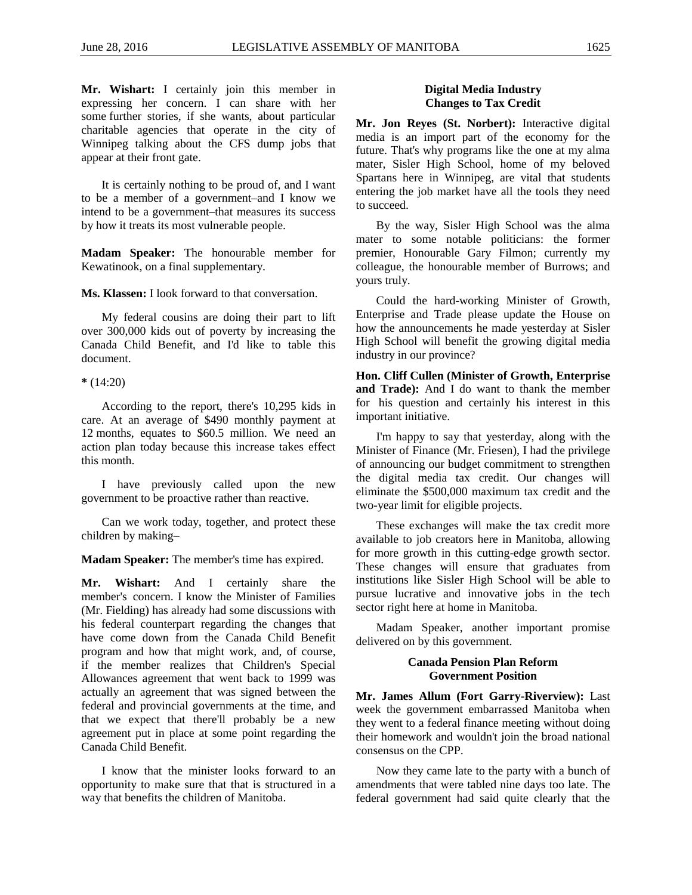**Mr. Wishart:** I certainly join this member in expressing her concern. I can share with her some further stories, if she wants, about particular charitable agencies that operate in the city of Winnipeg talking about the CFS dump jobs that appear at their front gate.

It is certainly nothing to be proud of, and I want to be a member of a government–and I know we intend to be a government–that measures its success by how it treats its most vulnerable people.

**Madam Speaker:** The honourable member for Kewatinook, on a final supplementary.

**Ms. Klassen:** I look forward to that conversation.

My federal cousins are doing their part to lift over 300,000 kids out of poverty by increasing the Canada Child Benefit, and I'd like to table this document.

**\*** (14:20)

According to the report, there's 10,295 kids in care. At an average of $490 monthly payment at 12 months, equates to $60.5 million. We need an action plan today because this increase takes effect this month.

I have previously called upon the new government to be proactive rather than reactive.

Can we work today, together, and protect these children by making–

**Madam Speaker:** The member's time has expired.

**Mr. Wishart:** And I certainly share the member's concern. I know the Minister of Families (Mr. Fielding) has already had some discussions with his federal counterpart regarding the changes that have come down from the Canada Child Benefit program and how that might work, and, of course, if the member realizes that Children's Special Allowances agreement that went back to 1999 was actually an agreement that was signed between the federal and provincial governments at the time, and that we expect that there'll probably be a new agreement put in place at some point regarding the Canada Child Benefit.

I know that the minister looks forward to an opportunity to make sure that that is structured in a way that benefits the children of Manitoba.

### Digital Media Industry
### Changes to Tax Credit

**Mr. Jon Reyes (St. Norbert):** Interactive digital media is an import part of the economy for the future. That's why programs like the one at my alma mater, Sisler High School, home of my beloved Spartans here in Winnipeg, are vital that students entering the job market have all the tools they need to succeed.

By the way, Sisler High School was the alma mater to some notable politicians: the former premier, Honourable Gary Filmon; currently my colleague, the honourable member of Burrows; and yours truly.

Could the hard-working Minister of Growth, Enterprise and Trade please update the House on how the announcements he made yesterday at Sisler High School will benefit the growing digital media industry in our province?

**Hon. Cliff Cullen (Minister of Growth, Enterprise and Trade):** And I do want to thank the member for his question and certainly his interest in this important initiative.

I'm happy to say that yesterday, along with the Minister of Finance (Mr. Friesen), I had the privilege of announcing our budget commitment to strengthen the digital media tax credit. Our changes will eliminate the $500,000 maximum tax credit and the two-year limit for eligible projects.

These exchanges will make the tax credit more available to job creators here in Manitoba, allowing for more growth in this cutting-edge growth sector. These changes will ensure that graduates from institutions like Sisler High School will be able to pursue lucrative and innovative jobs in the tech sector right here at home in Manitoba.

Madam Speaker, another important promise delivered on by this government.

### Canada Pension Plan Reform
### Government Position

**Mr. James Allum (Fort Garry-Riverview):** Last week the government embarrassed Manitoba when they went to a federal finance meeting without doing their homework and wouldn't join the broad national consensus on the CPP.

Now they came late to the party with a bunch of amendments that were tabled nine days too late. The federal government had said quite clearly that the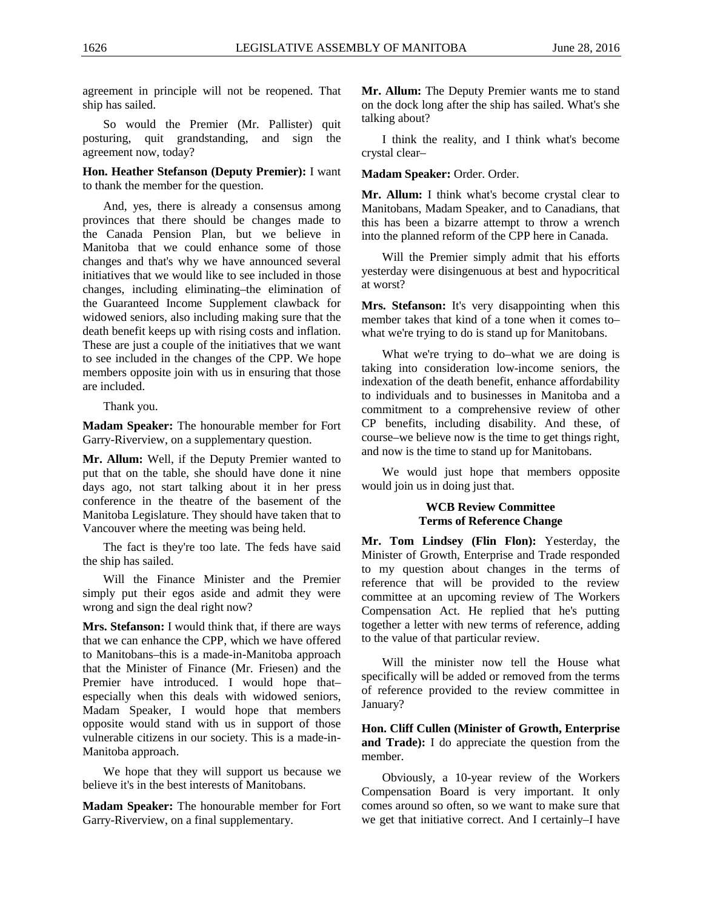agreement in principle will not be reopened. That ship has sailed.

So would the Premier (Mr. Pallister) quit posturing, quit grandstanding, and sign the agreement now, today?

**Hon. Heather Stefanson (Deputy Premier):** I want to thank the member for the question.

And, yes, there is already a consensus among provinces that there should be changes made to the Canada Pension Plan, but we believe in Manitoba that we could enhance some of those changes and that's why we have announced several initiatives that we would like to see included in those changes, including eliminating–the elimination of the Guaranteed Income Supplement clawback for widowed seniors, also including making sure that the death benefit keeps up with rising costs and inflation. These are just a couple of the initiatives that we want to see included in the changes of the CPP. We hope members opposite join with us in ensuring that those are included.

Thank you.

**Madam Speaker:** The honourable member for Fort Garry-Riverview, on a supplementary question.

**Mr. Allum:** Well, if the Deputy Premier wanted to put that on the table, she should have done it nine days ago, not start talking about it in her press conference in the theatre of the basement of the Manitoba Legislature. They should have taken that to Vancouver where the meeting was being held.

The fact is they're too late. The feds have said the ship has sailed.

Will the Finance Minister and the Premier simply put their egos aside and admit they were wrong and sign the deal right now?

**Mrs. Stefanson:** I would think that, if there are ways that we can enhance the CPP, which we have offered to Manitobans–this is a made-in-Manitoba approach that the Minister of Finance (Mr. Friesen) and the Premier have introduced. I would hope that–especially when this deals with widowed seniors, Madam Speaker, I would hope that members opposite would stand with us in support of those vulnerable citizens in our society. This is a made-in-Manitoba approach.

We hope that they will support us because we believe it's in the best interests of Manitobans.

**Madam Speaker:** The honourable member for Fort Garry-Riverview, on a final supplementary.

**Mr. Allum:** The Deputy Premier wants me to stand on the dock long after the ship has sailed. What's she talking about?

I think the reality, and I think what's become crystal clear–

**Madam Speaker:** Order. Order.

**Mr. Allum:** I think what's become crystal clear to Manitobans, Madam Speaker, and to Canadians, that this has been a bizarre attempt to throw a wrench into the planned reform of the CPP here in Canada.

Will the Premier simply admit that his efforts yesterday were disingenuous at best and hypocritical at worst?

**Mrs. Stefanson:** It's very disappointing when this member takes that kind of a tone when it comes to–what we're trying to do is stand up for Manitobans.

What we're trying to do–what we are doing is taking into consideration low-income seniors, the indexation of the death benefit, enhance affordability to individuals and to businesses in Manitoba and a commitment to a comprehensive review of other CP benefits, including disability. And these, of course–we believe now is the time to get things right, and now is the time to stand up for Manitobans.

We would just hope that members opposite would join us in doing just that.

### WCB Review Committee Terms of Reference Change

**Mr. Tom Lindsey (Flin Flon):** Yesterday, the Minister of Growth, Enterprise and Trade responded to my question about changes in the terms of reference that will be provided to the review committee at an upcoming review of The Workers Compensation Act. He replied that he's putting together a letter with new terms of reference, adding to the value of that particular review.

Will the minister now tell the House what specifically will be added or removed from the terms of reference provided to the review committee in January?

**Hon. Cliff Cullen (Minister of Growth, Enterprise and Trade):** I do appreciate the question from the member.

Obviously, a 10-year review of the Workers Compensation Board is very important. It only comes around so often, so we want to make sure that we get that initiative correct. And I certainly–I have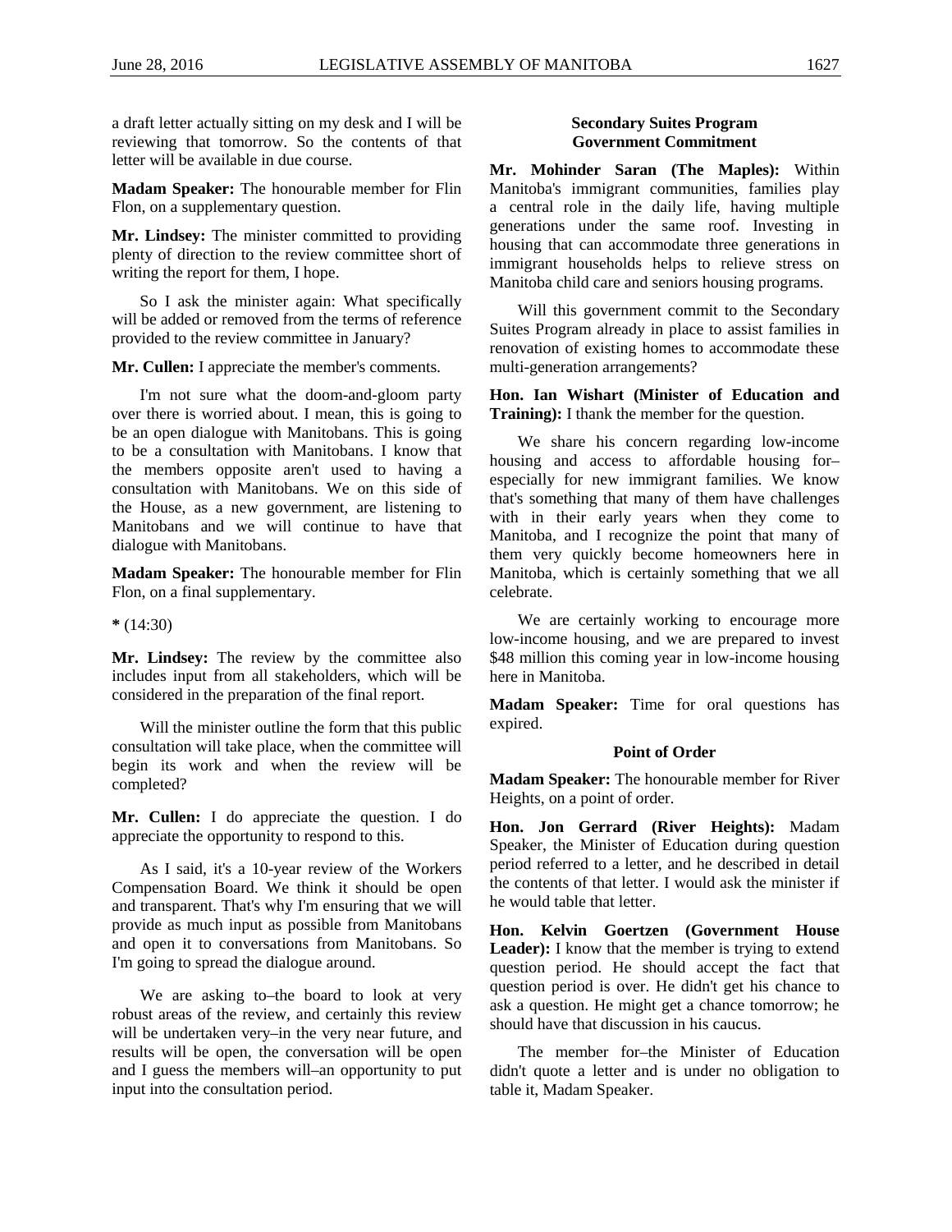a draft letter actually sitting on my desk and I will be reviewing that tomorrow. So the contents of that letter will be available in due course.

**Madam Speaker:** The honourable member for Flin Flon, on a supplementary question.

**Mr. Lindsey:** The minister committed to providing plenty of direction to the review committee short of writing the report for them, I hope.

So I ask the minister again: What specifically will be added or removed from the terms of reference provided to the review committee in January?

**Mr. Cullen:** I appreciate the member's comments.

I'm not sure what the doom-and-gloom party over there is worried about. I mean, this is going to be an open dialogue with Manitobans. This is going to be a consultation with Manitobans. I know that the members opposite aren't used to having a consultation with Manitobans. We on this side of the House, as a new government, are listening to Manitobans and we will continue to have that dialogue with Manitobans.

**Madam Speaker:** The honourable member for Flin Flon, on a final supplementary.

**\*** (14:30)

**Mr. Lindsey:** The review by the committee also includes input from all stakeholders, which will be considered in the preparation of the final report.

Will the minister outline the form that this public consultation will take place, when the committee will begin its work and when the review will be completed?

**Mr. Cullen:** I do appreciate the question. I do appreciate the opportunity to respond to this.

As I said, it's a 10-year review of the Workers Compensation Board. We think it should be open and transparent. That's why I'm ensuring that we will provide as much input as possible from Manitobans and open it to conversations from Manitobans. So I'm going to spread the dialogue around.

We are asking to–the board to look at very robust areas of the review, and certainly this review will be undertaken very–in the very near future, and results will be open, the conversation will be open and I guess the members will–an opportunity to put input into the consultation period.

### Secondary Suites Program
### Government Commitment

**Mr. Mohinder Saran (The Maples):** Within Manitoba's immigrant communities, families play a central role in the daily life, having multiple generations under the same roof. Investing in housing that can accommodate three generations in immigrant households helps to relieve stress on Manitoba child care and seniors housing programs.

Will this government commit to the Secondary Suites Program already in place to assist families in renovation of existing homes to accommodate these multi-generation arrangements?

**Hon. Ian Wishart (Minister of Education and Training):** I thank the member for the question.

We share his concern regarding low-income housing and access to affordable housing for–especially for new immigrant families. We know that's something that many of them have challenges with in their early years when they come to Manitoba, and I recognize the point that many of them very quickly become homeowners here in Manitoba, which is certainly something that we all celebrate.

We are certainly working to encourage more low-income housing, and we are prepared to invest \$48 million this coming year in low-income housing here in Manitoba.

**Madam Speaker:** Time for oral questions has expired.

### Point of Order

**Madam Speaker:** The honourable member for River Heights, on a point of order.

**Hon. Jon Gerrard (River Heights):** Madam Speaker, the Minister of Education during question period referred to a letter, and he described in detail the contents of that letter. I would ask the minister if he would table that letter.

**Hon. Kelvin Goertzen (Government House Leader):** I know that the member is trying to extend question period. He should accept the fact that question period is over. He didn't get his chance to ask a question. He might get a chance tomorrow; he should have that discussion in his caucus.

The member for–the Minister of Education didn't quote a letter and is under no obligation to table it, Madam Speaker.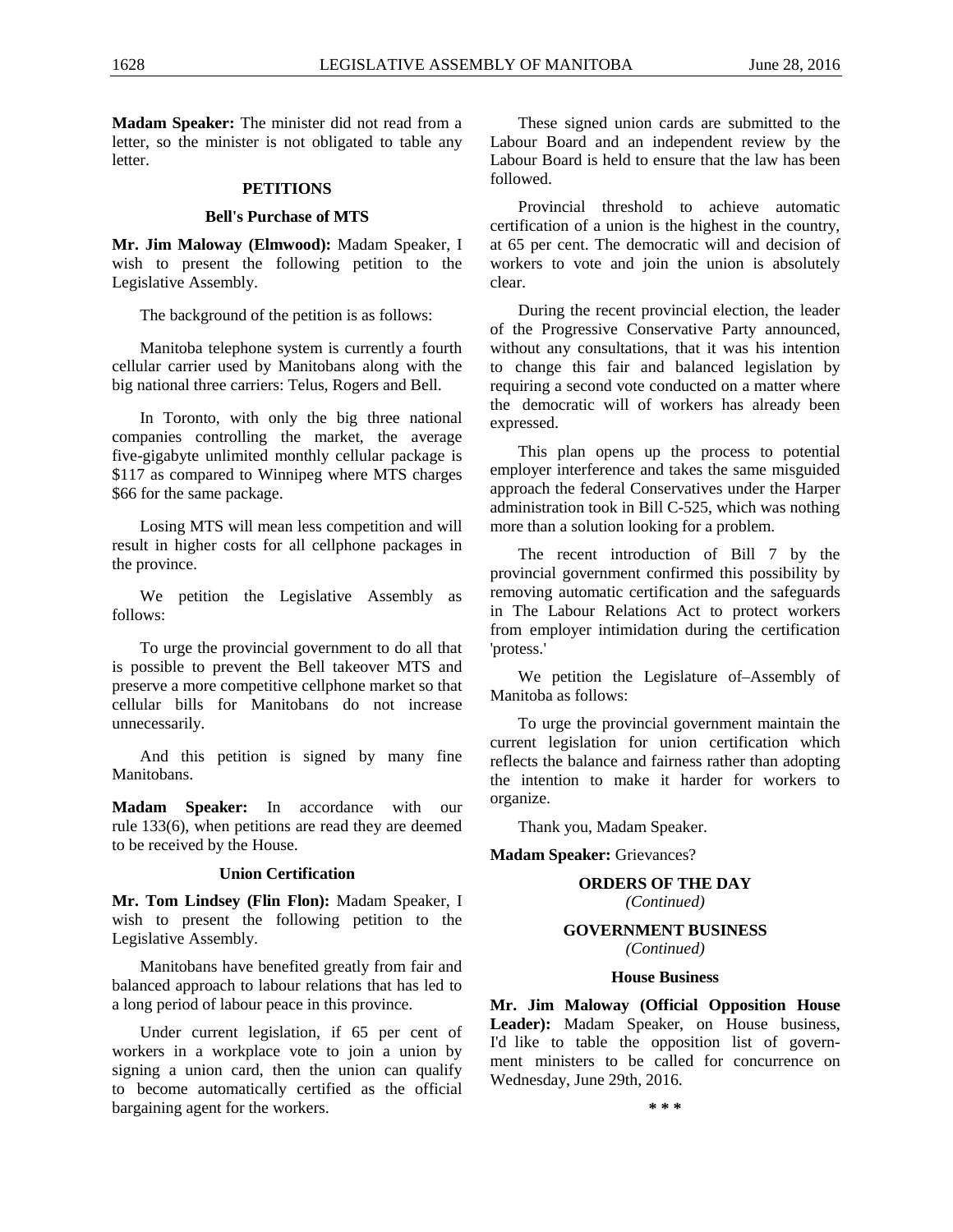**Madam Speaker:** The minister did not read from a letter, so the minister is not obligated to table any letter.

## PETITIONS

### Bell's Purchase of MTS

**Mr. Jim Maloway (Elmwood):** Madam Speaker, I wish to present the following petition to the Legislative Assembly.

The background of the petition is as follows:

Manitoba telephone system is currently a fourth cellular carrier used by Manitobans along with the big national three carriers: Telus, Rogers and Bell.

In Toronto, with only the big three national companies controlling the market, the average five-gigabyte unlimited monthly cellular package is $117 as compared to Winnipeg where MTS charges $66 for the same package.

Losing MTS will mean less competition and will result in higher costs for all cellphone packages in the province.

We petition the Legislative Assembly as follows:

To urge the provincial government to do all that is possible to prevent the Bell takeover MTS and preserve a more competitive cellphone market so that cellular bills for Manitobans do not increase unnecessarily.

And this petition is signed by many fine Manitobans.

**Madam Speaker:** In accordance with our rule 133(6), when petitions are read they are deemed to be received by the House.

### Union Certification

**Mr. Tom Lindsey (Flin Flon):** Madam Speaker, I wish to present the following petition to the Legislative Assembly.

Manitobans have benefited greatly from fair and balanced approach to labour relations that has led to a long period of labour peace in this province.

Under current legislation, if 65 per cent of workers in a workplace vote to join a union by signing a union card, then the union can qualify to become automatically certified as the official bargaining agent for the workers.

These signed union cards are submitted to the Labour Board and an independent review by the Labour Board is held to ensure that the law has been followed.

Provincial threshold to achieve automatic certification of a union is the highest in the country, at 65 per cent. The democratic will and decision of workers to vote and join the union is absolutely clear.

During the recent provincial election, the leader of the Progressive Conservative Party announced, without any consultations, that it was his intention to change this fair and balanced legislation by requiring a second vote conducted on a matter where the democratic will of workers has already been expressed.

This plan opens up the process to potential employer interference and takes the same misguided approach the federal Conservatives under the Harper administration took in Bill C-525, which was nothing more than a solution looking for a problem.

The recent introduction of Bill 7 by the provincial government confirmed this possibility by removing automatic certification and the safeguards in The Labour Relations Act to protect workers from employer intimidation during the certification 'protess.'

We petition the Legislature of–Assembly of Manitoba as follows:

To urge the provincial government maintain the current legislation for union certification which reflects the balance and fairness rather than adopting the intention to make it harder for workers to organize.

Thank you, Madam Speaker.

**Madam Speaker:** Grievances?

## ORDERS OF THE DAY
*(Continued)*

## GOVERNMENT BUSINESS
*(Continued)*

### House Business

**Mr. Jim Maloway (Official Opposition House Leader):** Madam Speaker, on House business, I'd like to table the opposition list of government ministers to be called for concurrence on Wednesday, June 29th, 2016.

\* \* \*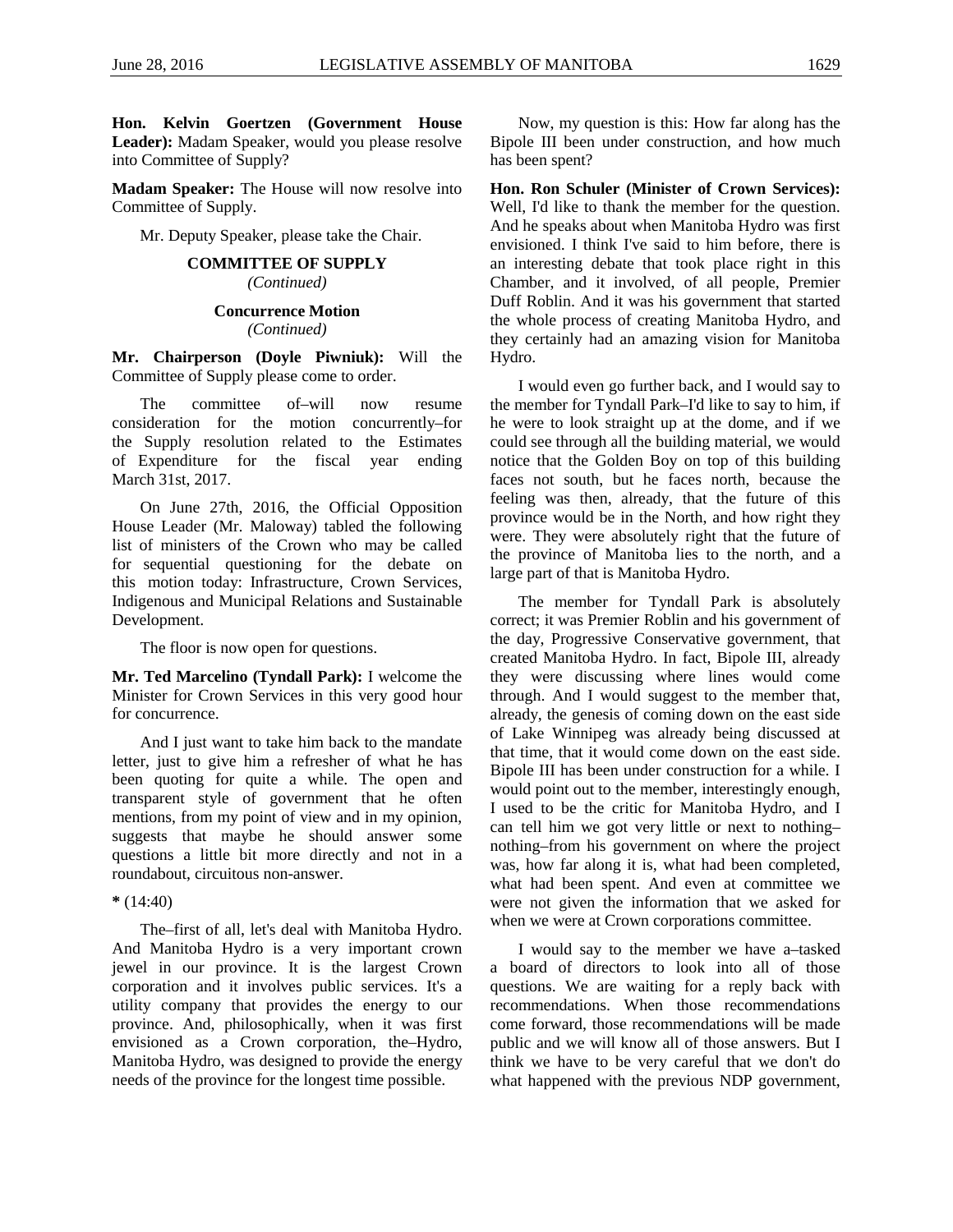**Hon. Kelvin Goertzen (Government House Leader):** Madam Speaker, would you please resolve into Committee of Supply?

**Madam Speaker:** The House will now resolve into Committee of Supply.

Mr. Deputy Speaker, please take the Chair.

## COMMITTEE OF SUPPLY

*(Continued)*

### Concurrence Motion

*(Continued)*

**Mr. Chairperson (Doyle Piwniuk):** Will the Committee of Supply please come to order.

The committee of–will now resume consideration for the motion concurrently–for the Supply resolution related to the Estimates of Expenditure for the fiscal year ending March 31st, 2017.

On June 27th, 2016, the Official Opposition House Leader (Mr. Maloway) tabled the following list of ministers of the Crown who may be called for sequential questioning for the debate on this motion today: Infrastructure, Crown Services, Indigenous and Municipal Relations and Sustainable Development.

The floor is now open for questions.

**Mr. Ted Marcelino (Tyndall Park):** I welcome the Minister for Crown Services in this very good hour for concurrence.

And I just want to take him back to the mandate letter, just to give him a refresher of what he has been quoting for quite a while. The open and transparent style of government that he often mentions, from my point of view and in my opinion, suggests that maybe he should answer some questions a little bit more directly and not in a roundabout, circuitous non-answer.

**\*** (14:40)

The–first of all, let's deal with Manitoba Hydro. And Manitoba Hydro is a very important crown jewel in our province. It is the largest Crown corporation and it involves public services. It's a utility company that provides the energy to our province. And, philosophically, when it was first envisioned as a Crown corporation, the–Hydro, Manitoba Hydro, was designed to provide the energy needs of the province for the longest time possible.

Now, my question is this: How far along has the Bipole III been under construction, and how much has been spent?

**Hon. Ron Schuler (Minister of Crown Services):** Well, I'd like to thank the member for the question. And he speaks about when Manitoba Hydro was first envisioned. I think I've said to him before, there is an interesting debate that took place right in this Chamber, and it involved, of all people, Premier Duff Roblin. And it was his government that started the whole process of creating Manitoba Hydro, and they certainly had an amazing vision for Manitoba Hydro.

I would even go further back, and I would say to the member for Tyndall Park–I'd like to say to him, if he were to look straight up at the dome, and if we could see through all the building material, we would notice that the Golden Boy on top of this building faces not south, but he faces north, because the feeling was then, already, that the future of this province would be in the North, and how right they were. They were absolutely right that the future of the province of Manitoba lies to the north, and a large part of that is Manitoba Hydro.

The member for Tyndall Park is absolutely correct; it was Premier Roblin and his government of the day, Progressive Conservative government, that created Manitoba Hydro. In fact, Bipole III, already they were discussing where lines would come through. And I would suggest to the member that, already, the genesis of coming down on the east side of Lake Winnipeg was already being discussed at that time, that it would come down on the east side. Bipole III has been under construction for a while. I would point out to the member, interestingly enough, I used to be the critic for Manitoba Hydro, and I can tell him we got very little or next to nothing–nothing–from his government on where the project was, how far along it is, what had been completed, what had been spent. And even at committee we were not given the information that we asked for when we were at Crown corporations committee.

I would say to the member we have a–tasked a board of directors to look into all of those questions. We are waiting for a reply back with recommendations. When those recommendations come forward, those recommendations will be made public and we will know all of those answers. But I think we have to be very careful that we don't do what happened with the previous NDP government,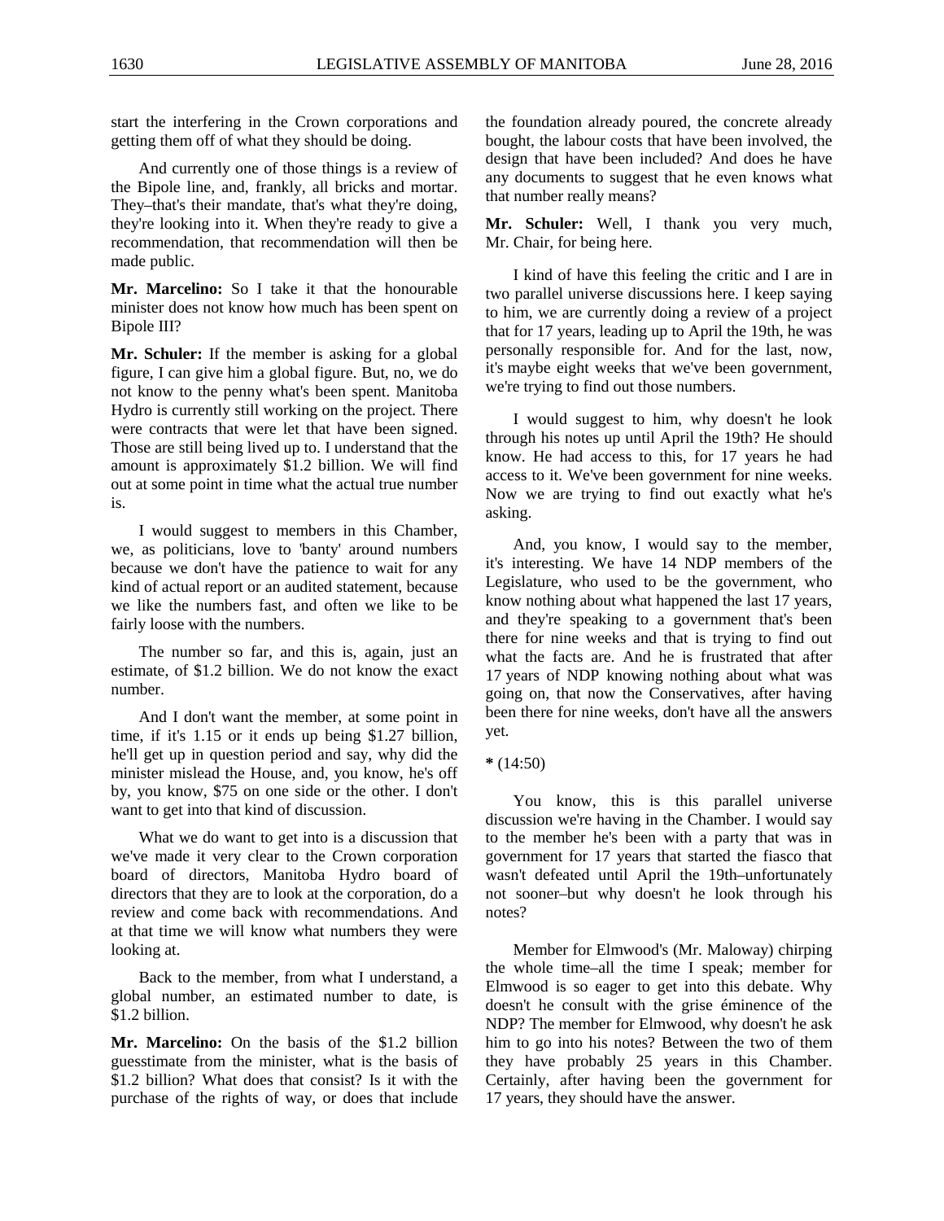start the interfering in the Crown corporations and getting them off of what they should be doing.

And currently one of those things is a review of the Bipole line, and, frankly, all bricks and mortar. They–that's their mandate, that's what they're doing, they're looking into it. When they're ready to give a recommendation, that recommendation will then be made public.

**Mr. Marcelino:** So I take it that the honourable minister does not know how much has been spent on Bipole III?

**Mr. Schuler:** If the member is asking for a global figure, I can give him a global figure. But, no, we do not know to the penny what's been spent. Manitoba Hydro is currently still working on the project. There were contracts that were let that have been signed. Those are still being lived up to. I understand that the amount is approximately $1.2 billion. We will find out at some point in time what the actual true number is.

I would suggest to members in this Chamber, we, as politicians, love to 'banty' around numbers because we don't have the patience to wait for any kind of actual report or an audited statement, because we like the numbers fast, and often we like to be fairly loose with the numbers.

The number so far, and this is, again, just an estimate, of $1.2 billion. We do not know the exact number.

And I don't want the member, at some point in time, if it's 1.15 or it ends up being $1.27 billion, he'll get up in question period and say, why did the minister mislead the House, and, you know, he's off by, you know, $75 on one side or the other. I don't want to get into that kind of discussion.

What we do want to get into is a discussion that we've made it very clear to the Crown corporation board of directors, Manitoba Hydro board of directors that they are to look at the corporation, do a review and come back with recommendations. And at that time we will know what numbers they were looking at.

Back to the member, from what I understand, a global number, an estimated number to date, is $1.2 billion.

**Mr. Marcelino:** On the basis of the $1.2 billion guesstimate from the minister, what is the basis of $1.2 billion? What does that consist? Is it with the purchase of the rights of way, or does that include the foundation already poured, the concrete already bought, the labour costs that have been involved, the design that have been included? And does he have any documents to suggest that he even knows what that number really means?

**Mr. Schuler:** Well, I thank you very much, Mr. Chair, for being here.

I kind of have this feeling the critic and I are in two parallel universe discussions here. I keep saying to him, we are currently doing a review of a project that for 17 years, leading up to April the 19th, he was personally responsible for. And for the last, now, it's maybe eight weeks that we've been government, we're trying to find out those numbers.

I would suggest to him, why doesn't he look through his notes up until April the 19th? He should know. He had access to this, for 17 years he had access to it. We've been government for nine weeks. Now we are trying to find out exactly what he's asking.

And, you know, I would say to the member, it's interesting. We have 14 NDP members of the Legislature, who used to be the government, who know nothing about what happened the last 17 years, and they're speaking to a government that's been there for nine weeks and that is trying to find out what the facts are. And he is frustrated that after 17 years of NDP knowing nothing about what was going on, that now the Conservatives, after having been there for nine weeks, don't have all the answers yet.

**\*** (14:50)

You know, this is this parallel universe discussion we're having in the Chamber. I would say to the member he's been with a party that was in government for 17 years that started the fiasco that wasn't defeated until April the 19th–unfortunately not sooner–but why doesn't he look through his notes?

Member for Elmwood's (Mr. Maloway) chirping the whole time–all the time I speak; member for Elmwood is so eager to get into this debate. Why doesn't he consult with the grise éminence of the NDP? The member for Elmwood, why doesn't he ask him to go into his notes? Between the two of them they have probably 25 years in this Chamber. Certainly, after having been the government for 17 years, they should have the answer.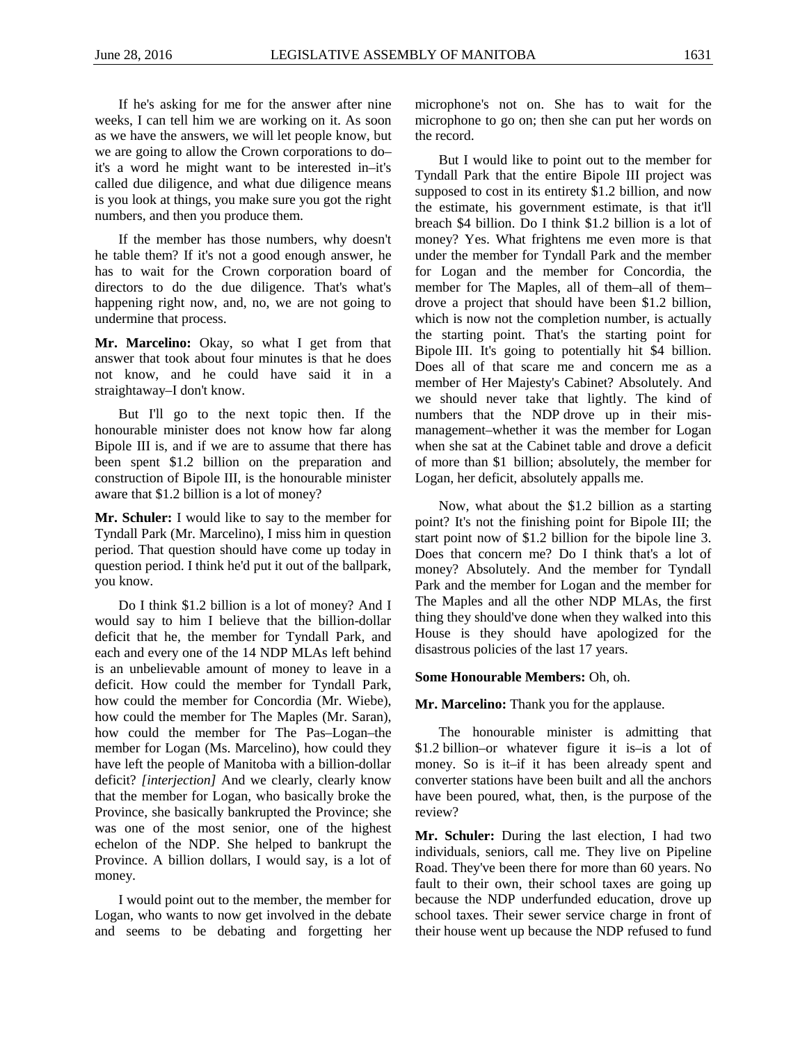If he's asking for me for the answer after nine weeks, I can tell him we are working on it. As soon as we have the answers, we will let people know, but we are going to allow the Crown corporations to do–it's a word he might want to be interested in–it's called due diligence, and what due diligence means is you look at things, you make sure you got the right numbers, and then you produce them.

If the member has those numbers, why doesn't he table them? If it's not a good enough answer, he has to wait for the Crown corporation board of directors to do the due diligence. That's what's happening right now, and, no, we are not going to undermine that process.

**Mr. Marcelino:** Okay, so what I get from that answer that took about four minutes is that he does not know, and he could have said it in a straightaway–I don't know.

But I'll go to the next topic then. If the honourable minister does not know how far along Bipole III is, and if we are to assume that there has been spent $1.2 billion on the preparation and construction of Bipole III, is the honourable minister aware that $1.2 billion is a lot of money?

**Mr. Schuler:** I would like to say to the member for Tyndall Park (Mr. Marcelino), I miss him in question period. That question should have come up today in question period. I think he'd put it out of the ballpark, you know.

Do I think $1.2 billion is a lot of money? And I would say to him I believe that the billion-dollar deficit that he, the member for Tyndall Park, and each and every one of the 14 NDP MLAs left behind is an unbelievable amount of money to leave in a deficit. How could the member for Tyndall Park, how could the member for Concordia (Mr. Wiebe), how could the member for The Maples (Mr. Saran), how could the member for The Pas–Logan–the member for Logan (Ms. Marcelino), how could they have left the people of Manitoba with a billion-dollar deficit? *[interjection]* And we clearly, clearly know that the member for Logan, who basically broke the Province, she basically bankrupted the Province; she was one of the most senior, one of the highest echelon of the NDP. She helped to bankrupt the Province. A billion dollars, I would say, is a lot of money.

I would point out to the member, the member for Logan, who wants to now get involved in the debate and seems to be debating and forgetting her microphone's not on. She has to wait for the microphone to go on; then she can put her words on the record.

But I would like to point out to the member for Tyndall Park that the entire Bipole III project was supposed to cost in its entirety $1.2 billion, and now the estimate, his government estimate, is that it'll breach $4 billion. Do I think $1.2 billion is a lot of money? Yes. What frightens me even more is that under the member for Tyndall Park and the member for Logan and the member for Concordia, the member for The Maples, all of them–all of them–drove a project that should have been $1.2 billion, which is now not the completion number, is actually the starting point. That's the starting point for Bipole III. It's going to potentially hit $4 billion. Does all of that scare me and concern me as a member of Her Majesty's Cabinet? Absolutely. And we should never take that lightly. The kind of numbers that the NDP drove up in their mis-management–whether it was the member for Logan when she sat at the Cabinet table and drove a deficit of more than $1 billion; absolutely, the member for Logan, her deficit, absolutely appalls me.

Now, what about the $1.2 billion as a starting point? It's not the finishing point for Bipole III; the start point now of $1.2 billion for the bipole line 3. Does that concern me? Do I think that's a lot of money? Absolutely. And the member for Tyndall Park and the member for Logan and the member for The Maples and all the other NDP MLAs, the first thing they should've done when they walked into this House is they should have apologized for the disastrous policies of the last 17 years.

**Some Honourable Members:** Oh, oh.

**Mr. Marcelino:** Thank you for the applause.

The honourable minister is admitting that $1.2 billion–or whatever figure it is–is a lot of money. So is it–if it has been already spent and converter stations have been built and all the anchors have been poured, what, then, is the purpose of the review?

**Mr. Schuler:** During the last election, I had two individuals, seniors, call me. They live on Pipeline Road. They've been there for more than 60 years. No fault to their own, their school taxes are going up because the NDP underfunded education, drove up school taxes. Their sewer service charge in front of their house went up because the NDP refused to fund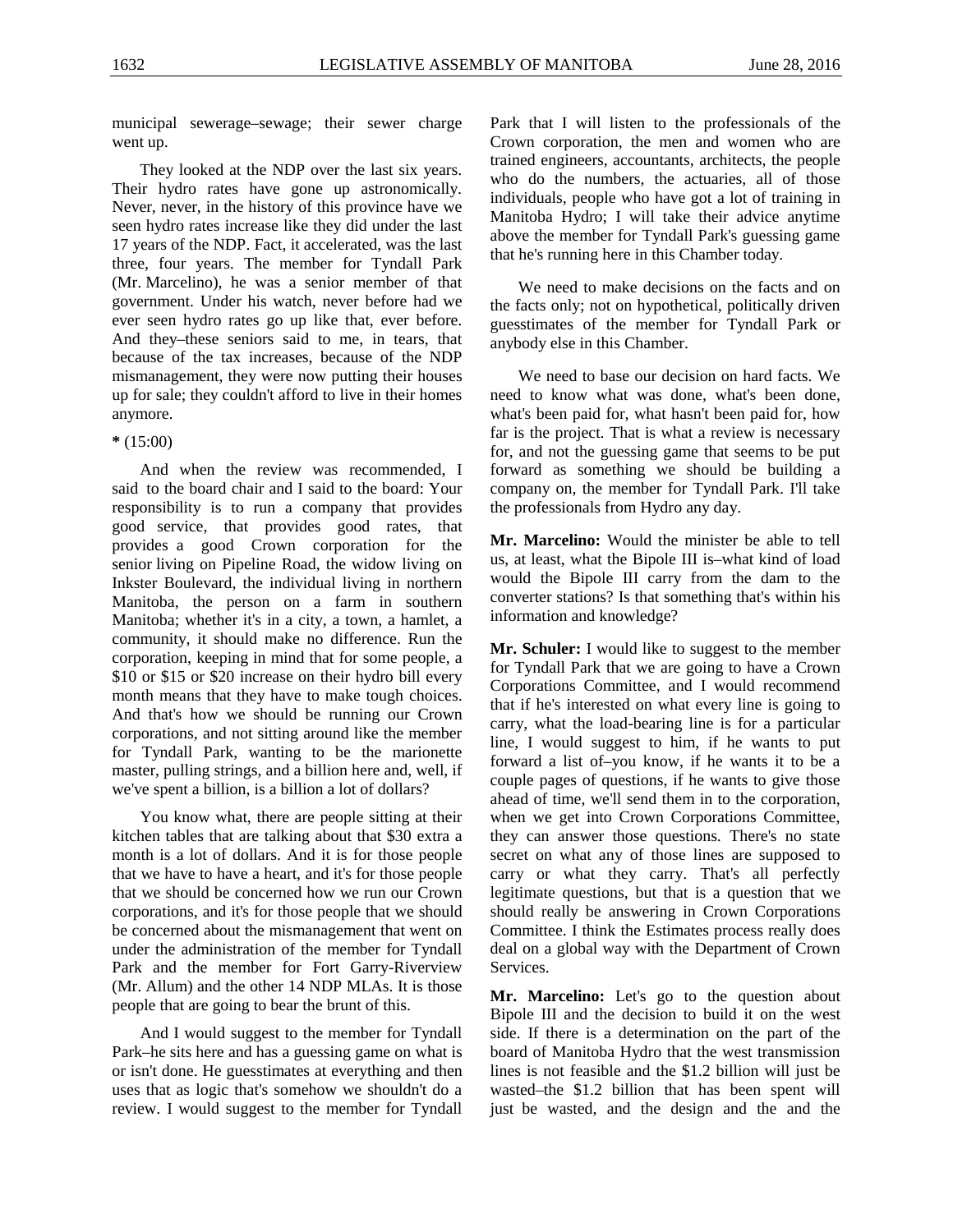municipal sewerage–sewage; their sewer charge went up.

They looked at the NDP over the last six years. Their hydro rates have gone up astronomically. Never, never, in the history of this province have we seen hydro rates increase like they did under the last 17 years of the NDP. Fact, it accelerated, was the last three, four years. The member for Tyndall Park (Mr. Marcelino), he was a senior member of that government. Under his watch, never before had we ever seen hydro rates go up like that, ever before. And they–these seniors said to me, in tears, that because of the tax increases, because of the NDP mismanagement, they were now putting their houses up for sale; they couldn't afford to live in their homes anymore.

**\*** (15:00)

And when the review was recommended, I said to the board chair and I said to the board: Your responsibility is to run a company that provides good service, that provides good rates, that provides a good Crown corporation for the senior living on Pipeline Road, the widow living on Inkster Boulevard, the individual living in northern Manitoba, the person on a farm in southern Manitoba; whether it's in a city, a town, a hamlet, a community, it should make no difference. Run the corporation, keeping in mind that for some people, a $10 or $15 or $20 increase on their hydro bill every month means that they have to make tough choices. And that's how we should be running our Crown corporations, and not sitting around like the member for Tyndall Park, wanting to be the marionette master, pulling strings, and a billion here and, well, if we've spent a billion, is a billion a lot of dollars?

You know what, there are people sitting at their kitchen tables that are talking about that $30 extra a month is a lot of dollars. And it is for those people that we have to have a heart, and it's for those people that we should be concerned how we run our Crown corporations, and it's for those people that we should be concerned about the mismanagement that went on under the administration of the member for Tyndall Park and the member for Fort Garry-Riverview (Mr. Allum) and the other 14 NDP MLAs. It is those people that are going to bear the brunt of this.

And I would suggest to the member for Tyndall Park–he sits here and has a guessing game on what is or isn't done. He guesstimates at everything and then uses that as logic that's somehow we shouldn't do a review. I would suggest to the member for Tyndall Park that I will listen to the professionals of the Crown corporation, the men and women who are trained engineers, accountants, architects, the people who do the numbers, the actuaries, all of those individuals, people who have got a lot of training in Manitoba Hydro; I will take their advice anytime above the member for Tyndall Park's guessing game that he's running here in this Chamber today.

We need to make decisions on the facts and on the facts only; not on hypothetical, politically driven guesstimates of the member for Tyndall Park or anybody else in this Chamber.

We need to base our decision on hard facts. We need to know what was done, what's been done, what's been paid for, what hasn't been paid for, how far is the project. That is what a review is necessary for, and not the guessing game that seems to be put forward as something we should be building a company on, the member for Tyndall Park. I'll take the professionals from Hydro any day.

**Mr. Marcelino:** Would the minister be able to tell us, at least, what the Bipole III is–what kind of load would the Bipole III carry from the dam to the converter stations? Is that something that's within his information and knowledge?

**Mr. Schuler:** I would like to suggest to the member for Tyndall Park that we are going to have a Crown Corporations Committee, and I would recommend that if he's interested on what every line is going to carry, what the load-bearing line is for a particular line, I would suggest to him, if he wants to put forward a list of–you know, if he wants it to be a couple pages of questions, if he wants to give those ahead of time, we'll send them in to the corporation, when we get into Crown Corporations Committee, they can answer those questions. There's no state secret on what any of those lines are supposed to carry or what they carry. That's all perfectly legitimate questions, but that is a question that we should really be answering in Crown Corporations Committee. I think the Estimates process really does deal on a global way with the Department of Crown Services.

**Mr. Marcelino:** Let's go to the question about Bipole III and the decision to build it on the west side. If there is a determination on the part of the board of Manitoba Hydro that the west transmission lines is not feasible and the $1.2 billion will just be wasted–the $1.2 billion that has been spent will just be wasted, and the design and the and the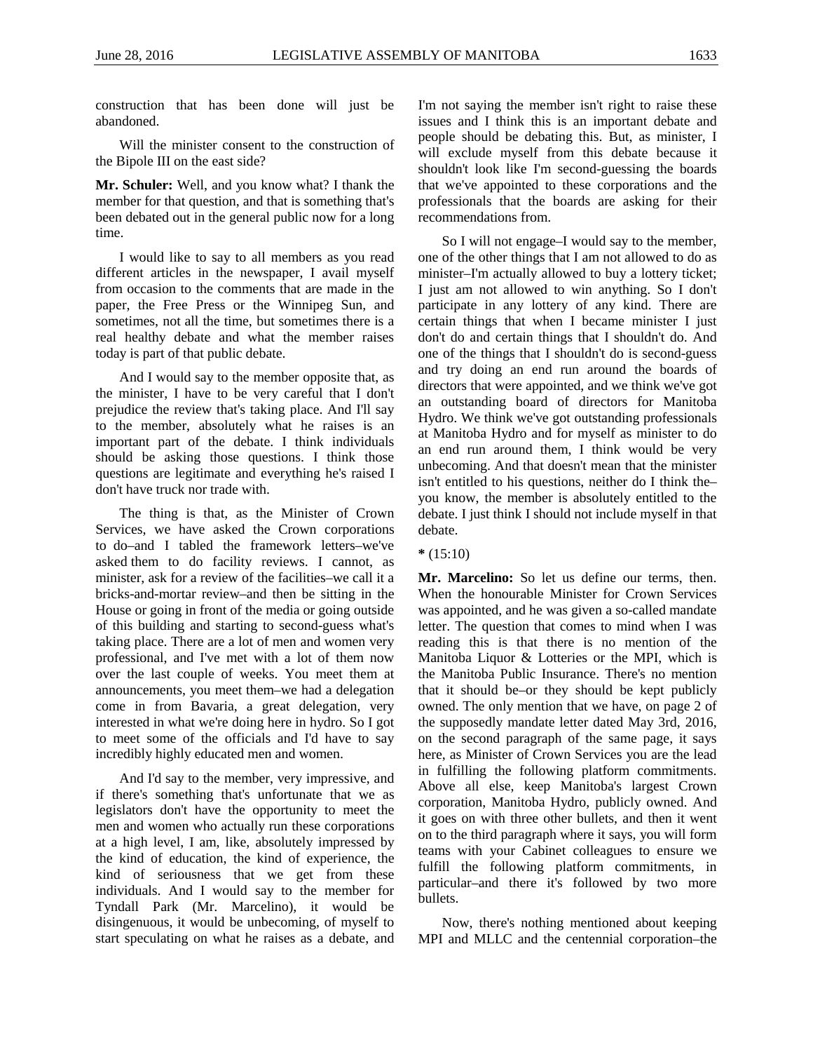construction that has been done will just be abandoned.

Will the minister consent to the construction of the Bipole III on the east side?

**Mr. Schuler:** Well, and you know what? I thank the member for that question, and that is something that's been debated out in the general public now for a long time.

I would like to say to all members as you read different articles in the newspaper, I avail myself from occasion to the comments that are made in the paper, the Free Press or the Winnipeg Sun, and sometimes, not all the time, but sometimes there is a real healthy debate and what the member raises today is part of that public debate.

And I would say to the member opposite that, as the minister, I have to be very careful that I don't prejudice the review that's taking place. And I'll say to the member, absolutely what he raises is an important part of the debate. I think individuals should be asking those questions. I think those questions are legitimate and everything he's raised I don't have truck nor trade with.

The thing is that, as the Minister of Crown Services, we have asked the Crown corporations to do–and I tabled the framework letters–we've asked them to do facility reviews. I cannot, as minister, ask for a review of the facilities–we call it a bricks-and-mortar review–and then be sitting in the House or going in front of the media or going outside of this building and starting to second-guess what's taking place. There are a lot of men and women very professional, and I've met with a lot of them now over the last couple of weeks. You meet them at announcements, you meet them–we had a delegation come in from Bavaria, a great delegation, very interested in what we're doing here in hydro. So I got to meet some of the officials and I'd have to say incredibly highly educated men and women.

And I'd say to the member, very impressive, and if there's something that's unfortunate that we as legislators don't have the opportunity to meet the men and women who actually run these corporations at a high level, I am, like, absolutely impressed by the kind of education, the kind of experience, the kind of seriousness that we get from these individuals. And I would say to the member for Tyndall Park (Mr. Marcelino), it would be disingenuous, it would be unbecoming, of myself to start speculating on what he raises as a debate, and I'm not saying the member isn't right to raise these issues and I think this is an important debate and people should be debating this. But, as minister, I will exclude myself from this debate because it shouldn't look like I'm second-guessing the boards that we've appointed to these corporations and the professionals that the boards are asking for their recommendations from.

So I will not engage–I would say to the member, one of the other things that I am not allowed to do as minister–I'm actually allowed to buy a lottery ticket; I just am not allowed to win anything. So I don't participate in any lottery of any kind. There are certain things that when I became minister I just don't do and certain things that I shouldn't do. And one of the things that I shouldn't do is second-guess and try doing an end run around the boards of directors that were appointed, and we think we've got an outstanding board of directors for Manitoba Hydro. We think we've got outstanding professionals at Manitoba Hydro and for myself as minister to do an end run around them, I think would be very unbecoming. And that doesn't mean that the minister isn't entitled to his questions, neither do I think the–you know, the member is absolutely entitled to the debate. I just think I should not include myself in that debate.

**\*** (15:10)

**Mr. Marcelino:** So let us define our terms, then. When the honourable Minister for Crown Services was appointed, and he was given a so-called mandate letter. The question that comes to mind when I was reading this is that there is no mention of the Manitoba Liquor & Lotteries or the MPI, which is the Manitoba Public Insurance. There's no mention that it should be–or they should be kept publicly owned. The only mention that we have, on page 2 of the supposedly mandate letter dated May 3rd, 2016, on the second paragraph of the same page, it says here, as Minister of Crown Services you are the lead in fulfilling the following platform commitments. Above all else, keep Manitoba's largest Crown corporation, Manitoba Hydro, publicly owned. And it goes on with three other bullets, and then it went on to the third paragraph where it says, you will form teams with your Cabinet colleagues to ensure we fulfill the following platform commitments, in particular–and there it's followed by two more bullets.

Now, there's nothing mentioned about keeping MPI and MLLC and the centennial corporation–the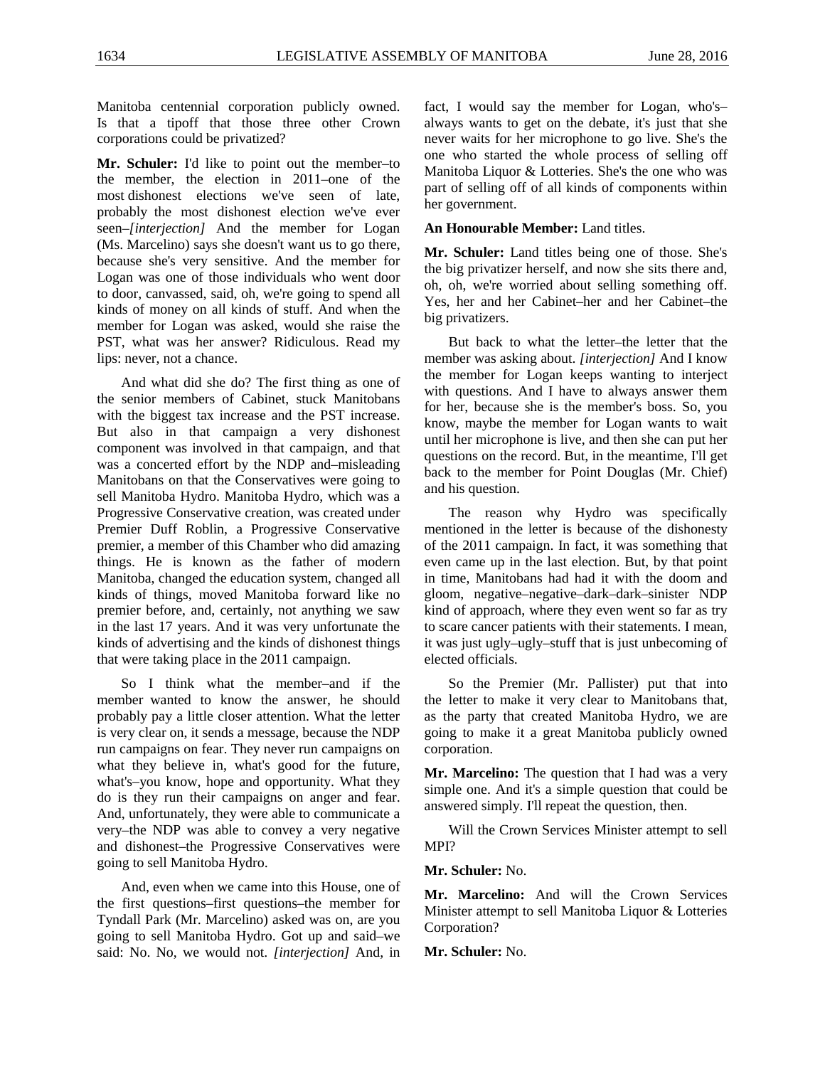Manitoba centennial corporation publicly owned. Is that a tipoff that those three other Crown corporations could be privatized?

**Mr. Schuler:** I'd like to point out the member–to the member, the election in 2011–one of the most dishonest elections we've seen of late, probably the most dishonest election we've ever seen–*[interjection]* And the member for Logan (Ms. Marcelino) says she doesn't want us to go there, because she's very sensitive. And the member for Logan was one of those individuals who went door to door, canvassed, said, oh, we're going to spend all kinds of money on all kinds of stuff. And when the member for Logan was asked, would she raise the PST, what was her answer? Ridiculous. Read my lips: never, not a chance.

And what did she do? The first thing as one of the senior members of Cabinet, stuck Manitobans with the biggest tax increase and the PST increase. But also in that campaign a very dishonest component was involved in that campaign, and that was a concerted effort by the NDP and–misleading Manitobans on that the Conservatives were going to sell Manitoba Hydro. Manitoba Hydro, which was a Progressive Conservative creation, was created under Premier Duff Roblin, a Progressive Conservative premier, a member of this Chamber who did amazing things. He is known as the father of modern Manitoba, changed the education system, changed all kinds of things, moved Manitoba forward like no premier before, and, certainly, not anything we saw in the last 17 years. And it was very unfortunate the kinds of advertising and the kinds of dishonest things that were taking place in the 2011 campaign.

So I think what the member–and if the member wanted to know the answer, he should probably pay a little closer attention. What the letter is very clear on, it sends a message, because the NDP run campaigns on fear. They never run campaigns on what they believe in, what's good for the future, what's–you know, hope and opportunity. What they do is they run their campaigns on anger and fear. And, unfortunately, they were able to communicate a very–the NDP was able to convey a very negative and dishonest–the Progressive Conservatives were going to sell Manitoba Hydro.

And, even when we came into this House, one of the first questions–first questions–the member for Tyndall Park (Mr. Marcelino) asked was on, are you going to sell Manitoba Hydro. Got up and said–we said: No. No, we would not. *[interjection]* And, in fact, I would say the member for Logan, who's–always wants to get on the debate, it's just that she never waits for her microphone to go live. She's the one who started the whole process of selling off Manitoba Liquor & Lotteries. She's the one who was part of selling off of all kinds of components within her government.

**An Honourable Member:** Land titles.

**Mr. Schuler:** Land titles being one of those. She's the big privatizer herself, and now she sits there and, oh, oh, we're worried about selling something off. Yes, her and her Cabinet–her and her Cabinet–the big privatizers.

But back to what the letter–the letter that the member was asking about. *[interjection]* And I know the member for Logan keeps wanting to interject with questions. And I have to always answer them for her, because she is the member's boss. So, you know, maybe the member for Logan wants to wait until her microphone is live, and then she can put her questions on the record. But, in the meantime, I'll get back to the member for Point Douglas (Mr. Chief) and his question.

The reason why Hydro was specifically mentioned in the letter is because of the dishonesty of the 2011 campaign. In fact, it was something that even came up in the last election. But, by that point in time, Manitobans had had it with the doom and gloom, negative–negative–dark–dark–sinister NDP kind of approach, where they even went so far as try to scare cancer patients with their statements. I mean, it was just ugly–ugly–stuff that is just unbecoming of elected officials.

So the Premier (Mr. Pallister) put that into the letter to make it very clear to Manitobans that, as the party that created Manitoba Hydro, we are going to make it a great Manitoba publicly owned corporation.

**Mr. Marcelino:** The question that I had was a very simple one. And it's a simple question that could be answered simply. I'll repeat the question, then.

Will the Crown Services Minister attempt to sell MPI?

**Mr. Schuler:** No.

**Mr. Marcelino:** And will the Crown Services Minister attempt to sell Manitoba Liquor & Lotteries Corporation?

**Mr. Schuler:** No.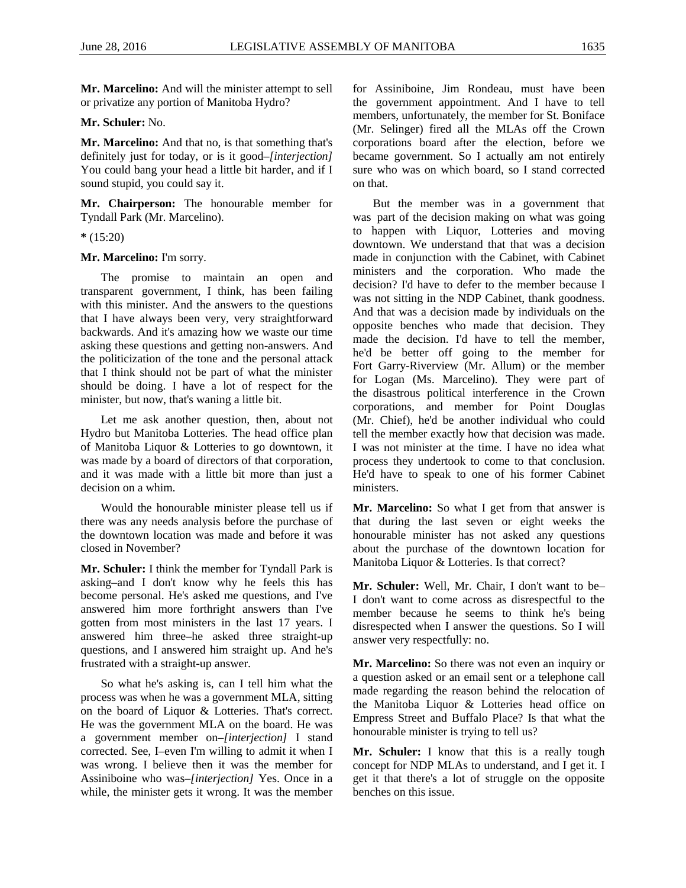**Mr. Marcelino:** And will the minister attempt to sell or privatize any portion of Manitoba Hydro?

**Mr. Schuler:** No.

**Mr. Marcelino:** And that no, is that something that's definitely just for today, or is it good–*[interjection]* You could bang your head a little bit harder, and if I sound stupid, you could say it.

**Mr. Chairperson:** The honourable member for Tyndall Park (Mr. Marcelino).

**\*** (15:20)

**Mr. Marcelino:** I'm sorry.

The promise to maintain an open and transparent government, I think, has been failing with this minister. And the answers to the questions that I have always been very, very straightforward backwards. And it's amazing how we waste our time asking these questions and getting non-answers. And the politicization of the tone and the personal attack that I think should not be part of what the minister should be doing. I have a lot of respect for the minister, but now, that's waning a little bit.

Let me ask another question, then, about not Hydro but Manitoba Lotteries. The head office plan of Manitoba Liquor & Lotteries to go downtown, it was made by a board of directors of that corporation, and it was made with a little bit more than just a decision on a whim.

Would the honourable minister please tell us if there was any needs analysis before the purchase of the downtown location was made and before it was closed in November?

**Mr. Schuler:** I think the member for Tyndall Park is asking–and I don't know why he feels this has become personal. He's asked me questions, and I've answered him more forthright answers than I've gotten from most ministers in the last 17 years. I answered him three–he asked three straight-up questions, and I answered him straight up. And he's frustrated with a straight-up answer.

So what he's asking is, can I tell him what the process was when he was a government MLA, sitting on the board of Liquor & Lotteries. That's correct. He was the government MLA on the board. He was a government member on–*[interjection]* I stand corrected. See, I–even I'm willing to admit it when I was wrong. I believe then it was the member for Assiniboine who was–*[interjection]* Yes. Once in a while, the minister gets it wrong. It was the member for Assiniboine, Jim Rondeau, must have been the government appointment. And I have to tell members, unfortunately, the member for St. Boniface (Mr. Selinger) fired all the MLAs off the Crown corporations board after the election, before we became government. So I actually am not entirely sure who was on which board, so I stand corrected on that.

But the member was in a government that was part of the decision making on what was going to happen with Liquor, Lotteries and moving downtown. We understand that that was a decision made in conjunction with the Cabinet, with Cabinet ministers and the corporation. Who made the decision? I'd have to defer to the member because I was not sitting in the NDP Cabinet, thank goodness. And that was a decision made by individuals on the opposite benches who made that decision. They made the decision. I'd have to tell the member, he'd be better off going to the member for Fort Garry-Riverview (Mr. Allum) or the member for Logan (Ms. Marcelino). They were part of the disastrous political interference in the Crown corporations, and member for Point Douglas (Mr. Chief), he'd be another individual who could tell the member exactly how that decision was made. I was not minister at the time. I have no idea what process they undertook to come to that conclusion. He'd have to speak to one of his former Cabinet ministers.

**Mr. Marcelino:** So what I get from that answer is that during the last seven or eight weeks the honourable minister has not asked any questions about the purchase of the downtown location for Manitoba Liquor & Lotteries. Is that correct?

**Mr. Schuler:** Well, Mr. Chair, I don't want to be–I don't want to come across as disrespectful to the member because he seems to think he's being disrespected when I answer the questions. So I will answer very respectfully: no.

**Mr. Marcelino:** So there was not even an inquiry or a question asked or an email sent or a telephone call made regarding the reason behind the relocation of the Manitoba Liquor & Lotteries head office on Empress Street and Buffalo Place? Is that what the honourable minister is trying to tell us?

**Mr. Schuler:** I know that this is a really tough concept for NDP MLAs to understand, and I get it. I get it that there's a lot of struggle on the opposite benches on this issue.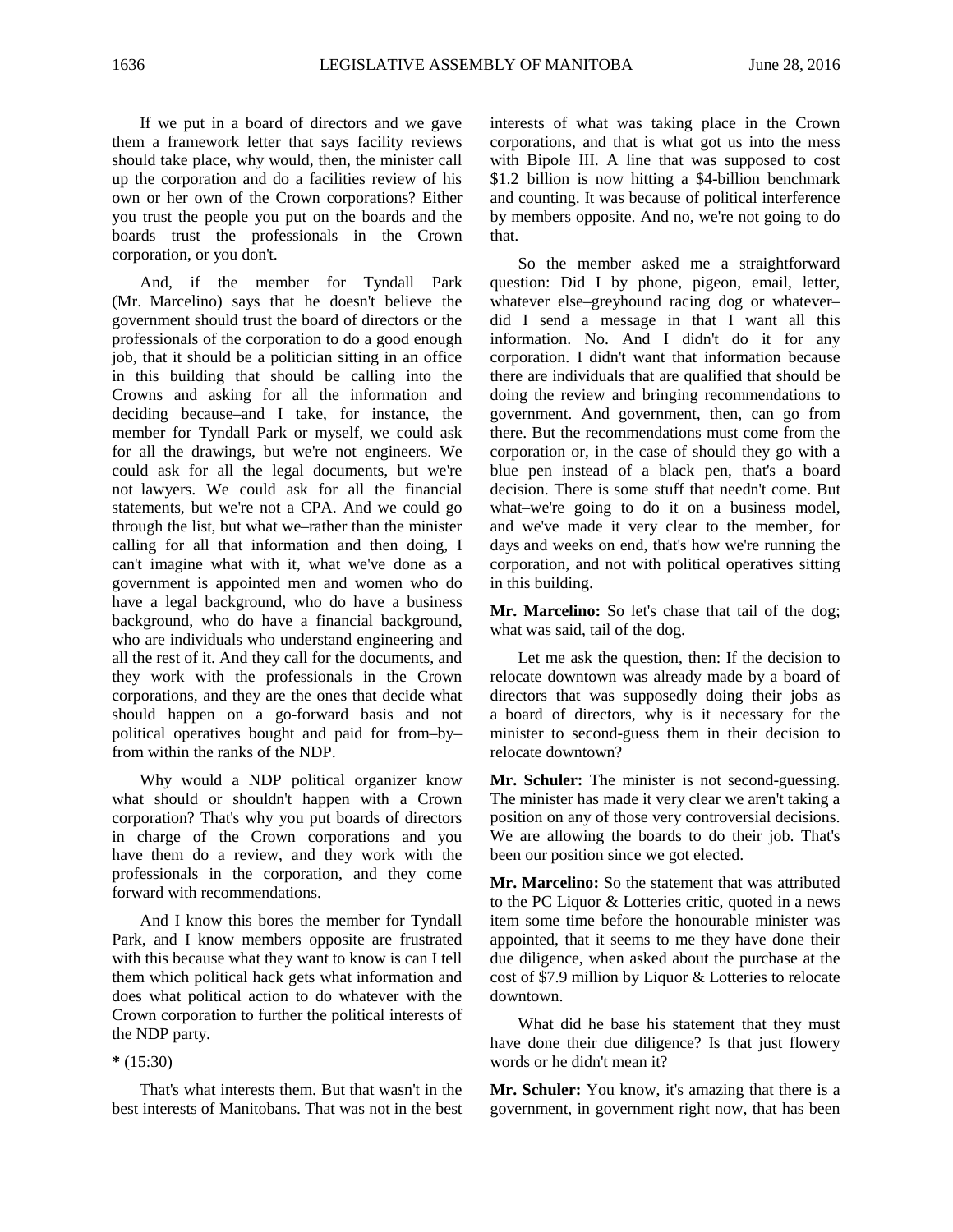If we put in a board of directors and we gave them a framework letter that says facility reviews should take place, why would, then, the minister call up the corporation and do a facilities review of his own or her own of the Crown corporations? Either you trust the people you put on the boards and the boards trust the professionals in the Crown corporation, or you don't.

And, if the member for Tyndall Park (Mr. Marcelino) says that he doesn't believe the government should trust the board of directors or the professionals of the corporation to do a good enough job, that it should be a politician sitting in an office in this building that should be calling into the Crowns and asking for all the information and deciding because–and I take, for instance, the member for Tyndall Park or myself, we could ask for all the drawings, but we're not engineers. We could ask for all the legal documents, but we're not lawyers. We could ask for all the financial statements, but we're not a CPA. And we could go through the list, but what we–rather than the minister calling for all that information and then doing, I can't imagine what with it, what we've done as a government is appointed men and women who do have a legal background, who do have a business background, who do have a financial background, who are individuals who understand engineering and all the rest of it. And they call for the documents, and they work with the professionals in the Crown corporations, and they are the ones that decide what should happen on a go-forward basis and not political operatives bought and paid for from–by–from within the ranks of the NDP.

Why would a NDP political organizer know what should or shouldn't happen with a Crown corporation? That's why you put boards of directors in charge of the Crown corporations and you have them do a review, and they work with the professionals in the corporation, and they come forward with recommendations.

And I know this bores the member for Tyndall Park, and I know members opposite are frustrated with this because what they want to know is can I tell them which political hack gets what information and does what political action to do whatever with the Crown corporation to further the political interests of the NDP party.

**\*** (15:30)

That's what interests them. But that wasn't in the best interests of Manitobans. That was not in the best interests of what was taking place in the Crown corporations, and that is what got us into the mess with Bipole III. A line that was supposed to cost $1.2 billion is now hitting a $4-billion benchmark and counting. It was because of political interference by members opposite. And no, we're not going to do that.

So the member asked me a straightforward question: Did I by phone, pigeon, email, letter, whatever else–greyhound racing dog or whatever–did I send a message in that I want all this information. No. And I didn't do it for any corporation. I didn't want that information because there are individuals that are qualified that should be doing the review and bringing recommendations to government. And government, then, can go from there. But the recommendations must come from the corporation or, in the case of should they go with a blue pen instead of a black pen, that's a board decision. There is some stuff that needn't come. But what–we're going to do it on a business model, and we've made it very clear to the member, for days and weeks on end, that's how we're running the corporation, and not with political operatives sitting in this building.

**Mr. Marcelino:** So let's chase that tail of the dog; what was said, tail of the dog.

Let me ask the question, then: If the decision to relocate downtown was already made by a board of directors that was supposedly doing their jobs as a board of directors, why is it necessary for the minister to second-guess them in their decision to relocate downtown?

**Mr. Schuler:** The minister is not second-guessing. The minister has made it very clear we aren't taking a position on any of those very controversial decisions. We are allowing the boards to do their job. That's been our position since we got elected.

**Mr. Marcelino:** So the statement that was attributed to the PC Liquor & Lotteries critic, quoted in a news item some time before the honourable minister was appointed, that it seems to me they have done their due diligence, when asked about the purchase at the cost of $7.9 million by Liquor & Lotteries to relocate downtown.

What did he base his statement that they must have done their due diligence? Is that just flowery words or he didn't mean it?

**Mr. Schuler:** You know, it's amazing that there is a government, in government right now, that has been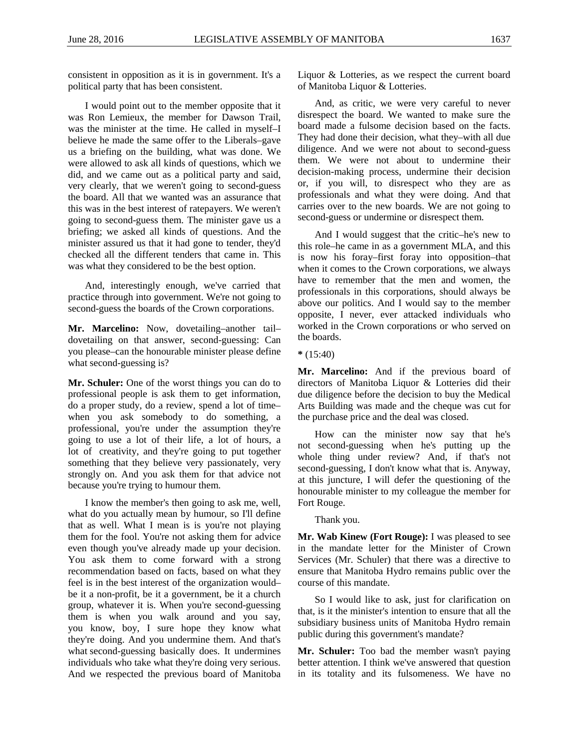consistent in opposition as it is in government. It's a political party that has been consistent.

I would point out to the member opposite that it was Ron Lemieux, the member for Dawson Trail, was the minister at the time. He called in myself–I believe he made the same offer to the Liberals–gave us a briefing on the building, what was done. We were allowed to ask all kinds of questions, which we did, and we came out as a political party and said, very clearly, that we weren't going to second-guess the board. All that we wanted was an assurance that this was in the best interest of ratepayers. We weren't going to second-guess them. The minister gave us a briefing; we asked all kinds of questions. And the minister assured us that it had gone to tender, they'd checked all the different tenders that came in. This was what they considered to be the best option.

And, interestingly enough, we've carried that practice through into government. We're not going to second-guess the boards of the Crown corporations.

**Mr. Marcelino:** Now, dovetailing–another tail–dovetailing on that answer, second-guessing: Can you please–can the honourable minister please define what second-guessing is?

**Mr. Schuler:** One of the worst things you can do to professional people is ask them to get information, do a proper study, do a review, spend a lot of time–when you ask somebody to do something, a professional, you're under the assumption they're going to use a lot of their life, a lot of hours, a lot of creativity, and they're going to put together something that they believe very passionately, very strongly on. And you ask them for that advice not because you're trying to humour them.

I know the member's then going to ask me, well, what do you actually mean by humour, so I'll define that as well. What I mean is is you're not playing them for the fool. You're not asking them for advice even though you've already made up your decision. You ask them to come forward with a strong recommendation based on facts, based on what they feel is in the best interest of the organization would–be it a non-profit, be it a government, be it a church group, whatever it is. When you're second-guessing them is when you walk around and you say, you know, boy, I sure hope they know what they're doing. And you undermine them. And that's what second-guessing basically does. It undermines individuals who take what they're doing very serious. And we respected the previous board of Manitoba Liquor & Lotteries, as we respect the current board of Manitoba Liquor & Lotteries.

And, as critic, we were very careful to never disrespect the board. We wanted to make sure the board made a fulsome decision based on the facts. They had done their decision, what they–with all due diligence. And we were not about to second-guess them. We were not about to undermine their decision-making process, undermine their decision or, if you will, to disrespect who they are as professionals and what they were doing. And that carries over to the new boards. We are not going to second-guess or undermine or disrespect them.

And I would suggest that the critic–he's new to this role–he came in as a government MLA, and this is now his foray–first foray into opposition–that when it comes to the Crown corporations, we always have to remember that the men and women, the professionals in this corporations, should always be above our politics. And I would say to the member opposite, I never, ever attacked individuals who worked in the Crown corporations or who served on the boards.

* (15:40)

**Mr. Marcelino:** And if the previous board of directors of Manitoba Liquor & Lotteries did their due diligence before the decision to buy the Medical Arts Building was made and the cheque was cut for the purchase price and the deal was closed.

How can the minister now say that he's not second-guessing when he's putting up the whole thing under review? And, if that's not second-guessing, I don't know what that is. Anyway, at this juncture, I will defer the questioning of the honourable minister to my colleague the member for Fort Rouge.

Thank you.

**Mr. Wab Kinew (Fort Rouge):** I was pleased to see in the mandate letter for the Minister of Crown Services (Mr. Schuler) that there was a directive to ensure that Manitoba Hydro remains public over the course of this mandate.

So I would like to ask, just for clarification on that, is it the minister's intention to ensure that all the subsidiary business units of Manitoba Hydro remain public during this government's mandate?

**Mr. Schuler:** Too bad the member wasn't paying better attention. I think we've answered that question in its totality and its fulsomeness. We have no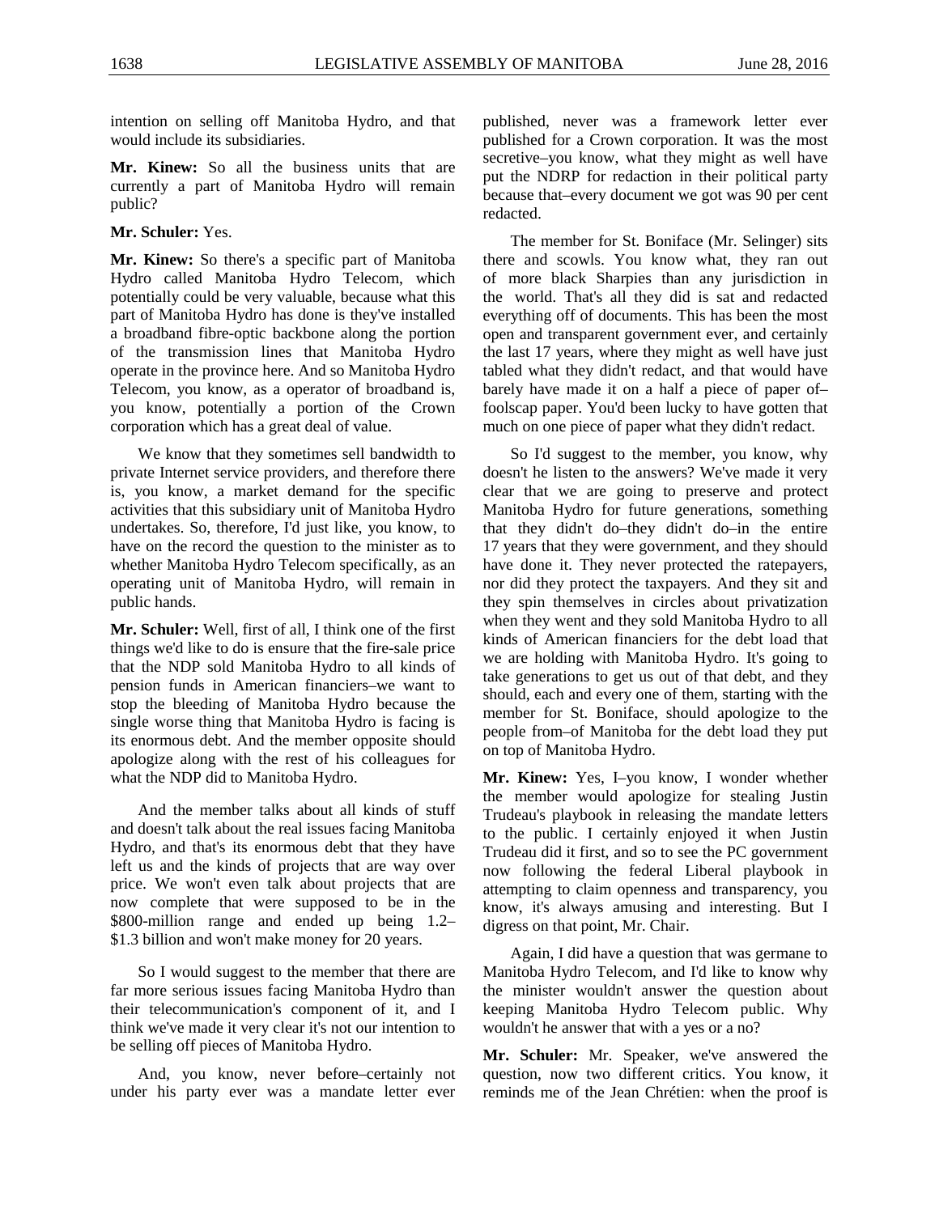intention on selling off Manitoba Hydro, and that would include its subsidiaries.

**Mr. Kinew:** So all the business units that are currently a part of Manitoba Hydro will remain public?

**Mr. Schuler:** Yes.

**Mr. Kinew:** So there's a specific part of Manitoba Hydro called Manitoba Hydro Telecom, which potentially could be very valuable, because what this part of Manitoba Hydro has done is they've installed a broadband fibre-optic backbone along the portion of the transmission lines that Manitoba Hydro operate in the province here. And so Manitoba Hydro Telecom, you know, as a operator of broadband is, you know, potentially a portion of the Crown corporation which has a great deal of value.

We know that they sometimes sell bandwidth to private Internet service providers, and therefore there is, you know, a market demand for the specific activities that this subsidiary unit of Manitoba Hydro undertakes. So, therefore, I'd just like, you know, to have on the record the question to the minister as to whether Manitoba Hydro Telecom specifically, as an operating unit of Manitoba Hydro, will remain in public hands.

**Mr. Schuler:** Well, first of all, I think one of the first things we'd like to do is ensure that the fire-sale price that the NDP sold Manitoba Hydro to all kinds of pension funds in American financiers–we want to stop the bleeding of Manitoba Hydro because the single worse thing that Manitoba Hydro is facing is its enormous debt. And the member opposite should apologize along with the rest of his colleagues for what the NDP did to Manitoba Hydro.

And the member talks about all kinds of stuff and doesn't talk about the real issues facing Manitoba Hydro, and that's its enormous debt that they have left us and the kinds of projects that are way over price. We won't even talk about projects that are now complete that were supposed to be in the \$800-million range and ended up being 1.2–\$1.3 billion and won't make money for 20 years.

So I would suggest to the member that there are far more serious issues facing Manitoba Hydro than their telecommunication's component of it, and I think we've made it very clear it's not our intention to be selling off pieces of Manitoba Hydro.

And, you know, never before–certainly not under his party ever was a mandate letter ever published, never was a framework letter ever published for a Crown corporation. It was the most secretive–you know, what they might as well have put the NDRP for redaction in their political party because that–every document we got was 90 per cent redacted.

The member for St. Boniface (Mr. Selinger) sits there and scowls. You know what, they ran out of more black Sharpies than any jurisdiction in the world. That's all they did is sat and redacted everything off of documents. This has been the most open and transparent government ever, and certainly the last 17 years, where they might as well have just tabled what they didn't redact, and that would have barely have made it on a half a piece of paper of–foolscap paper. You'd been lucky to have gotten that much on one piece of paper what they didn't redact.

So I'd suggest to the member, you know, why doesn't he listen to the answers? We've made it very clear that we are going to preserve and protect Manitoba Hydro for future generations, something that they didn't do–they didn't do–in the entire 17 years that they were government, and they should have done it. They never protected the ratepayers, nor did they protect the taxpayers. And they sit and they spin themselves in circles about privatization when they went and they sold Manitoba Hydro to all kinds of American financiers for the debt load that we are holding with Manitoba Hydro. It's going to take generations to get us out of that debt, and they should, each and every one of them, starting with the member for St. Boniface, should apologize to the people from–of Manitoba for the debt load they put on top of Manitoba Hydro.

**Mr. Kinew:** Yes, I–you know, I wonder whether the member would apologize for stealing Justin Trudeau's playbook in releasing the mandate letters to the public. I certainly enjoyed it when Justin Trudeau did it first, and so to see the PC government now following the federal Liberal playbook in attempting to claim openness and transparency, you know, it's always amusing and interesting. But I digress on that point, Mr. Chair.

Again, I did have a question that was germane to Manitoba Hydro Telecom, and I'd like to know why the minister wouldn't answer the question about keeping Manitoba Hydro Telecom public. Why wouldn't he answer that with a yes or a no?

**Mr. Schuler:** Mr. Speaker, we've answered the question, now two different critics. You know, it reminds me of the Jean Chrétien: when the proof is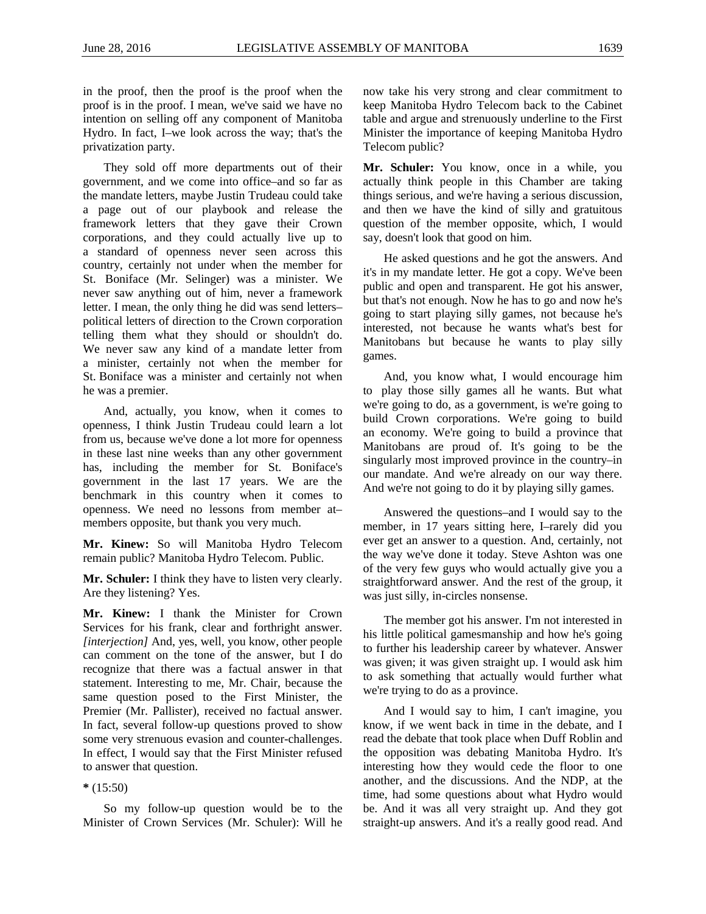in the proof, then the proof is the proof when the proof is in the proof. I mean, we've said we have no intention on selling off any component of Manitoba Hydro. In fact, I–we look across the way; that's the privatization party.

They sold off more departments out of their government, and we come into office–and so far as the mandate letters, maybe Justin Trudeau could take a page out of our playbook and release the framework letters that they gave their Crown corporations, and they could actually live up to a standard of openness never seen across this country, certainly not under when the member for St. Boniface (Mr. Selinger) was a minister. We never saw anything out of him, never a framework letter. I mean, the only thing he did was send letters–political letters of direction to the Crown corporation telling them what they should or shouldn't do. We never saw any kind of a mandate letter from a minister, certainly not when the member for St. Boniface was a minister and certainly not when he was a premier.

And, actually, you know, when it comes to openness, I think Justin Trudeau could learn a lot from us, because we've done a lot more for openness in these last nine weeks than any other government has, including the member for St. Boniface's government in the last 17 years. We are the benchmark in this country when it comes to openness. We need no lessons from member at–members opposite, but thank you very much.

**Mr. Kinew:** So will Manitoba Hydro Telecom remain public? Manitoba Hydro Telecom. Public.

**Mr. Schuler:** I think they have to listen very clearly. Are they listening? Yes.

**Mr. Kinew:** I thank the Minister for Crown Services for his frank, clear and forthright answer. *[interjection]* And, yes, well, you know, other people can comment on the tone of the answer, but I do recognize that there was a factual answer in that statement. Interesting to me, Mr. Chair, because the same question posed to the First Minister, the Premier (Mr. Pallister), received no factual answer. In fact, several follow-up questions proved to show some very strenuous evasion and counter-challenges. In effect, I would say that the First Minister refused to answer that question.

**\*** (15:50)

So my follow-up question would be to the Minister of Crown Services (Mr. Schuler): Will he now take his very strong and clear commitment to keep Manitoba Hydro Telecom back to the Cabinet table and argue and strenuously underline to the First Minister the importance of keeping Manitoba Hydro Telecom public?

**Mr. Schuler:** You know, once in a while, you actually think people in this Chamber are taking things serious, and we're having a serious discussion, and then we have the kind of silly and gratuitous question of the member opposite, which, I would say, doesn't look that good on him.

He asked questions and he got the answers. And it's in my mandate letter. He got a copy. We've been public and open and transparent. He got his answer, but that's not enough. Now he has to go and now he's going to start playing silly games, not because he's interested, not because he wants what's best for Manitobans but because he wants to play silly games.

And, you know what, I would encourage him to play those silly games all he wants. But what we're going to do, as a government, is we're going to build Crown corporations. We're going to build an economy. We're going to build a province that Manitobans are proud of. It's going to be the singularly most improved province in the country–in our mandate. And we're already on our way there. And we're not going to do it by playing silly games.

Answered the questions–and I would say to the member, in 17 years sitting here, I–rarely did you ever get an answer to a question. And, certainly, not the way we've done it today. Steve Ashton was one of the very few guys who would actually give you a straightforward answer. And the rest of the group, it was just silly, in-circles nonsense.

The member got his answer. I'm not interested in his little political gamesmanship and how he's going to further his leadership career by whatever. Answer was given; it was given straight up. I would ask him to ask something that actually would further what we're trying to do as a province.

And I would say to him, I can't imagine, you know, if we went back in time in the debate, and I read the debate that took place when Duff Roblin and the opposition was debating Manitoba Hydro. It's interesting how they would cede the floor to one another, and the discussions. And the NDP, at the time, had some questions about what Hydro would be. And it was all very straight up. And they got straight-up answers. And it's a really good read. And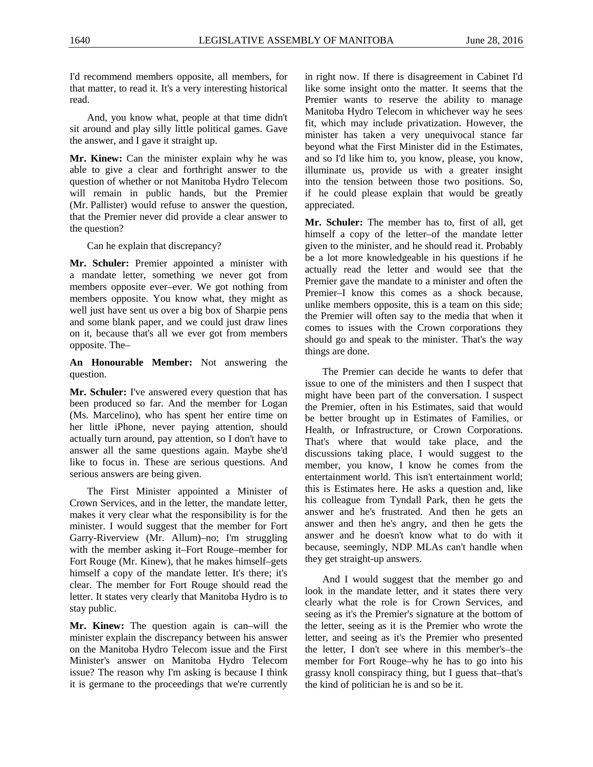I'd recommend members opposite, all members, for that matter, to read it. It's a very interesting historical read.

And, you know what, people at that time didn't sit around and play silly little political games. Gave the answer, and I gave it straight up.

**Mr. Kinew:** Can the minister explain why he was able to give a clear and forthright answer to the question of whether or not Manitoba Hydro Telecom will remain in public hands, but the Premier (Mr. Pallister) would refuse to answer the question, that the Premier never did provide a clear answer to the question?

Can he explain that discrepancy?

**Mr. Schuler:** Premier appointed a minister with a mandate letter, something we never got from members opposite ever–ever. We got nothing from members opposite. You know what, they might as well just have sent us over a big box of Sharpie pens and some blank paper, and we could just draw lines on it, because that's all we ever got from members opposite. The–

**An Honourable Member:** Not answering the question.

**Mr. Schuler:** I've answered every question that has been produced so far. And the member for Logan (Ms. Marcelino), who has spent her entire time on her little iPhone, never paying attention, should actually turn around, pay attention, so I don't have to answer all the same questions again. Maybe she'd like to focus in. These are serious questions. And serious answers are being given.

The First Minister appointed a Minister of Crown Services, and in the letter, the mandate letter, makes it very clear what the responsibility is for the minister. I would suggest that the member for Fort Garry-Riverview (Mr. Allum)–no; I'm struggling with the member asking it–Fort Rouge–member for Fort Rouge (Mr. Kinew), that he makes himself–gets himself a copy of the mandate letter. It's there; it's clear. The member for Fort Rouge should read the letter. It states very clearly that Manitoba Hydro is to stay public.

**Mr. Kinew:** The question again is can–will the minister explain the discrepancy between his answer on the Manitoba Hydro Telecom issue and the First Minister's answer on Manitoba Hydro Telecom issue? The reason why I'm asking is because I think it is germane to the proceedings that we're currently in right now. If there is disagreement in Cabinet I'd like some insight onto the matter. It seems that the Premier wants to reserve the ability to manage Manitoba Hydro Telecom in whichever way he sees fit, which may include privatization. However, the minister has taken a very unequivocal stance far beyond what the First Minister did in the Estimates, and so I'd like him to, you know, please, you know, illuminate us, provide us with a greater insight into the tension between those two positions. So, if he could please explain that would be greatly appreciated.

**Mr. Schuler:** The member has to, first of all, get himself a copy of the letter–of the mandate letter given to the minister, and he should read it. Probably be a lot more knowledgeable in his questions if he actually read the letter and would see that the Premier gave the mandate to a minister and often the Premier–I know this comes as a shock because, unlike members opposite, this is a team on this side; the Premier will often say to the media that when it comes to issues with the Crown corporations they should go and speak to the minister. That's the way things are done.

The Premier can decide he wants to defer that issue to one of the ministers and then I suspect that might have been part of the conversation. I suspect the Premier, often in his Estimates, said that would be better brought up in Estimates of Families, or Health, or Infrastructure, or Crown Corporations. That's where that would take place, and the discussions taking place, I would suggest to the member, you know, I know he comes from the entertainment world. This isn't entertainment world; this is Estimates here. He asks a question and, like his colleague from Tyndall Park, then he gets the answer and he's frustrated. And then he gets an answer and then he's angry, and then he gets the answer and he doesn't know what to do with it because, seemingly, NDP MLAs can't handle when they get straight-up answers.

And I would suggest that the member go and look in the mandate letter, and it states there very clearly what the role is for Crown Services, and seeing as it's the Premier's signature at the bottom of the letter, seeing as it is the Premier who wrote the letter, and seeing as it's the Premier who presented the letter, I don't see where in this member's–the member for Fort Rouge–why he has to go into his grassy knoll conspiracy thing, but I guess that–that's the kind of politician he is and so be it.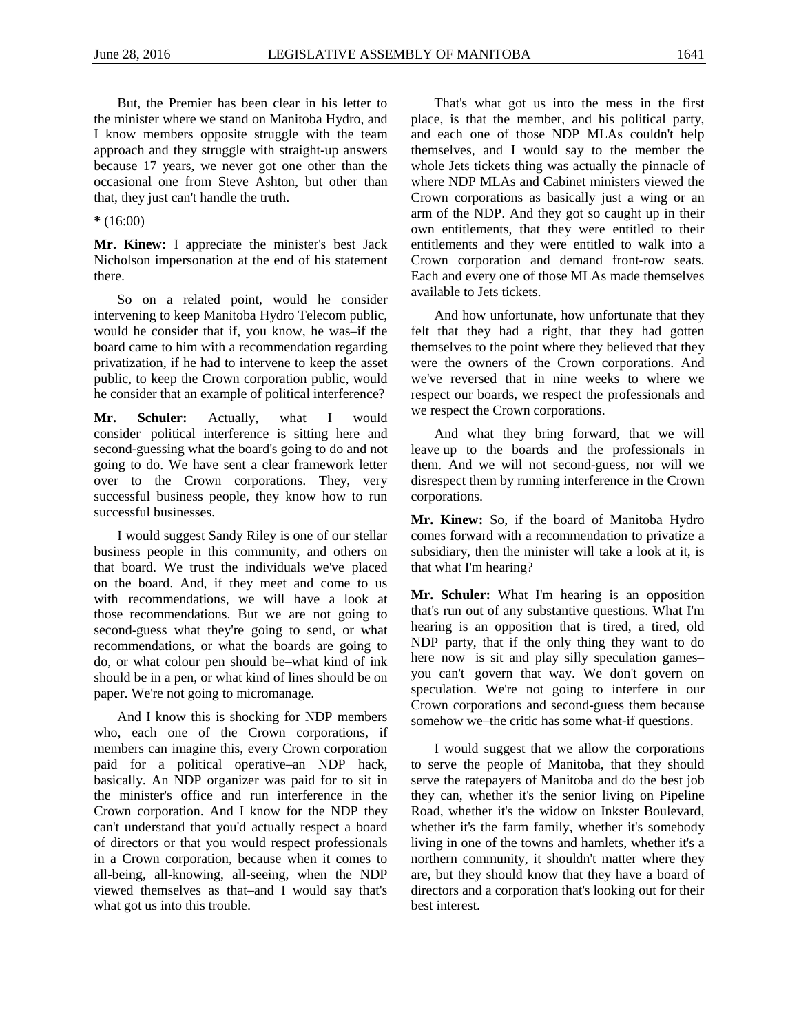But, the Premier has been clear in his letter to the minister where we stand on Manitoba Hydro, and I know members opposite struggle with the team approach and they struggle with straight-up answers because 17 years, we never got one other than the occasional one from Steve Ashton, but other than that, they just can't handle the truth.

**\*** (16:00)

**Mr. Kinew:** I appreciate the minister's best Jack Nicholson impersonation at the end of his statement there.

So on a related point, would he consider intervening to keep Manitoba Hydro Telecom public, would he consider that if, you know, he was–if the board came to him with a recommendation regarding privatization, if he had to intervene to keep the asset public, to keep the Crown corporation public, would he consider that an example of political interference?

**Mr. Schuler:** Actually, what I would consider political interference is sitting here and second-guessing what the board's going to do and not going to do. We have sent a clear framework letter over to the Crown corporations. They, very successful business people, they know how to run successful businesses.

I would suggest Sandy Riley is one of our stellar business people in this community, and others on that board. We trust the individuals we've placed on the board. And, if they meet and come to us with recommendations, we will have a look at those recommendations. But we are not going to second-guess what they're going to send, or what recommendations, or what the boards are going to do, or what colour pen should be–what kind of ink should be in a pen, or what kind of lines should be on paper. We're not going to micromanage.

And I know this is shocking for NDP members who, each one of the Crown corporations, if members can imagine this, every Crown corporation paid for a political operative–an NDP hack, basically. An NDP organizer was paid for to sit in the minister's office and run interference in the Crown corporation. And I know for the NDP they can't understand that you'd actually respect a board of directors or that you would respect professionals in a Crown corporation, because when it comes to all-being, all-knowing, all-seeing, when the NDP viewed themselves as that–and I would say that's what got us into this trouble.

That's what got us into the mess in the first place, is that the member, and his political party, and each one of those NDP MLAs couldn't help themselves, and I would say to the member the whole Jets tickets thing was actually the pinnacle of where NDP MLAs and Cabinet ministers viewed the Crown corporations as basically just a wing or an arm of the NDP. And they got so caught up in their own entitlements, that they were entitled to their entitlements and they were entitled to walk into a Crown corporation and demand front-row seats. Each and every one of those MLAs made themselves available to Jets tickets.

And how unfortunate, how unfortunate that they felt that they had a right, that they had gotten themselves to the point where they believed that they were the owners of the Crown corporations. And we've reversed that in nine weeks to where we respect our boards, we respect the professionals and we respect the Crown corporations.

And what they bring forward, that we will leave up to the boards and the professionals in them. And we will not second-guess, nor will we disrespect them by running interference in the Crown corporations.

**Mr. Kinew:** So, if the board of Manitoba Hydro comes forward with a recommendation to privatize a subsidiary, then the minister will take a look at it, is that what I'm hearing?

**Mr. Schuler:** What I'm hearing is an opposition that's run out of any substantive questions. What I'm hearing is an opposition that is tired, a tired, old NDP party, that if the only thing they want to do here now is sit and play silly speculation games–you can't govern that way. We don't govern on speculation. We're not going to interfere in our Crown corporations and second-guess them because somehow we–the critic has some what-if questions.

I would suggest that we allow the corporations to serve the people of Manitoba, that they should serve the ratepayers of Manitoba and do the best job they can, whether it's the senior living on Pipeline Road, whether it's the widow on Inkster Boulevard, whether it's the farm family, whether it's somebody living in one of the towns and hamlets, whether it's a northern community, it shouldn't matter where they are, but they should know that they have a board of directors and a corporation that's looking out for their best interest.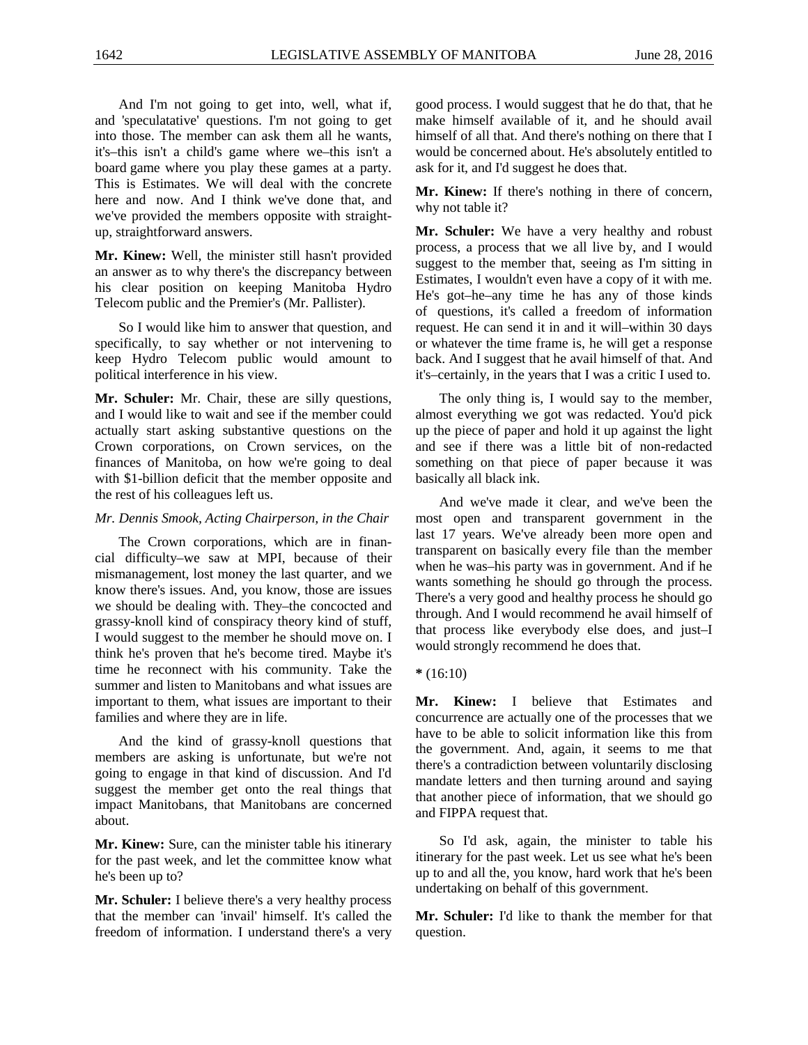And I'm not going to get into, well, what if, and 'speculatative' questions. I'm not going to get into those. The member can ask them all he wants, it's–this isn't a child's game where we–this isn't a board game where you play these games at a party. This is Estimates. We will deal with the concrete here and now. And I think we've done that, and we've provided the members opposite with straight-up, straightforward answers.

**Mr. Kinew:** Well, the minister still hasn't provided an answer as to why there's the discrepancy between his clear position on keeping Manitoba Hydro Telecom public and the Premier's (Mr. Pallister).

So I would like him to answer that question, and specifically, to say whether or not intervening to keep Hydro Telecom public would amount to political interference in his view.

**Mr. Schuler:** Mr. Chair, these are silly questions, and I would like to wait and see if the member could actually start asking substantive questions on the Crown corporations, on Crown services, on the finances of Manitoba, on how we're going to deal with $1-billion deficit that the member opposite and the rest of his colleagues left us.

*Mr. Dennis Smook, Acting Chairperson, in the Chair*

The Crown corporations, which are in financial difficulty–we saw at MPI, because of their mismanagement, lost money the last quarter, and we know there's issues. And, you know, those are issues we should be dealing with. They–the concocted and grassy-knoll kind of conspiracy theory kind of stuff, I would suggest to the member he should move on. I think he's proven that he's become tired. Maybe it's time he reconnect with his community. Take the summer and listen to Manitobans and what issues are important to them, what issues are important to their families and where they are in life.

And the kind of grassy-knoll questions that members are asking is unfortunate, but we're not going to engage in that kind of discussion. And I'd suggest the member get onto the real things that impact Manitobans, that Manitobans are concerned about.

**Mr. Kinew:** Sure, can the minister table his itinerary for the past week, and let the committee know what he's been up to?

**Mr. Schuler:** I believe there's a very healthy process that the member can 'invail' himself. It's called the freedom of information. I understand there's a very good process. I would suggest that he do that, that he make himself available of it, and he should avail himself of all that. And there's nothing on there that I would be concerned about. He's absolutely entitled to ask for it, and I'd suggest he does that.

**Mr. Kinew:** If there's nothing in there of concern, why not table it?

**Mr. Schuler:** We have a very healthy and robust process, a process that we all live by, and I would suggest to the member that, seeing as I'm sitting in Estimates, I wouldn't even have a copy of it with me. He's got–he–any time he has any of those kinds of questions, it's called a freedom of information request. He can send it in and it will–within 30 days or whatever the time frame is, he will get a response back. And I suggest that he avail himself of that. And it's–certainly, in the years that I was a critic I used to.

The only thing is, I would say to the member, almost everything we got was redacted. You'd pick up the piece of paper and hold it up against the light and see if there was a little bit of non-redacted something on that piece of paper because it was basically all black ink.

And we've made it clear, and we've been the most open and transparent government in the last 17 years. We've already been more open and transparent on basically every file than the member when he was–his party was in government. And if he wants something he should go through the process. There's a very good and healthy process he should go through. And I would recommend he avail himself of that process like everybody else does, and just–I would strongly recommend he does that.

**\*** (16:10)

**Mr. Kinew:** I believe that Estimates and concurrence are actually one of the processes that we have to be able to solicit information like this from the government. And, again, it seems to me that there's a contradiction between voluntarily disclosing mandate letters and then turning around and saying that another piece of information, that we should go and FIPPA request that.

So I'd ask, again, the minister to table his itinerary for the past week. Let us see what he's been up to and all the, you know, hard work that he's been undertaking on behalf of this government.

**Mr. Schuler:** I'd like to thank the member for that question.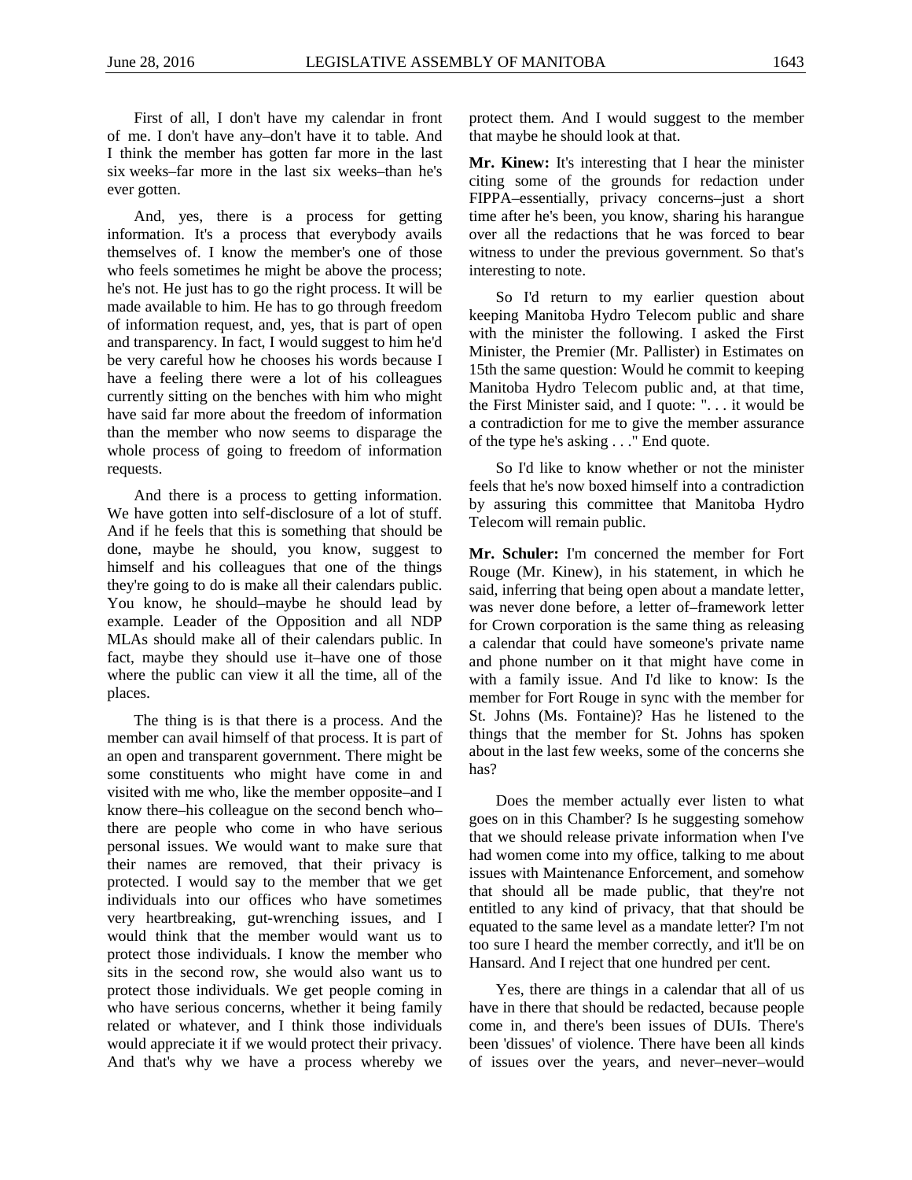First of all, I don't have my calendar in front of me. I don't have any–don't have it to table. And I think the member has gotten far more in the last six weeks–far more in the last six weeks–than he's ever gotten.

And, yes, there is a process for getting information. It's a process that everybody avails themselves of. I know the member's one of those who feels sometimes he might be above the process; he's not. He just has to go the right process. It will be made available to him. He has to go through freedom of information request, and, yes, that is part of open and transparency. In fact, I would suggest to him he'd be very careful how he chooses his words because I have a feeling there were a lot of his colleagues currently sitting on the benches with him who might have said far more about the freedom of information than the member who now seems to disparage the whole process of going to freedom of information requests.

And there is a process to getting information. We have gotten into self-disclosure of a lot of stuff. And if he feels that this is something that should be done, maybe he should, you know, suggest to himself and his colleagues that one of the things they're going to do is make all their calendars public. You know, he should–maybe he should lead by example. Leader of the Opposition and all NDP MLAs should make all of their calendars public. In fact, maybe they should use it–have one of those where the public can view it all the time, all of the places.

The thing is is that there is a process. And the member can avail himself of that process. It is part of an open and transparent government. There might be some constituents who might have come in and visited with me who, like the member opposite–and I know there–his colleague on the second bench who–there are people who come in who have serious personal issues. We would want to make sure that their names are removed, that their privacy is protected. I would say to the member that we get individuals into our offices who have sometimes very heartbreaking, gut-wrenching issues, and I would think that the member would want us to protect those individuals. I know the member who sits in the second row, she would also want us to protect those individuals. We get people coming in who have serious concerns, whether it being family related or whatever, and I think those individuals would appreciate it if we would protect their privacy. And that's why we have a process whereby we protect them. And I would suggest to the member that maybe he should look at that.

**Mr. Kinew:** It's interesting that I hear the minister citing some of the grounds for redaction under FIPPA–essentially, privacy concerns–just a short time after he's been, you know, sharing his harangue over all the redactions that he was forced to bear witness to under the previous government. So that's interesting to note.

So I'd return to my earlier question about keeping Manitoba Hydro Telecom public and share with the minister the following. I asked the First Minister, the Premier (Mr. Pallister) in Estimates on 15th the same question: Would he commit to keeping Manitoba Hydro Telecom public and, at that time, the First Minister said, and I quote: ". . . it would be a contradiction for me to give the member assurance of the type he's asking . . ." End quote.

So I'd like to know whether or not the minister feels that he's now boxed himself into a contradiction by assuring this committee that Manitoba Hydro Telecom will remain public.

**Mr. Schuler:** I'm concerned the member for Fort Rouge (Mr. Kinew), in his statement, in which he said, inferring that being open about a mandate letter, was never done before, a letter of–framework letter for Crown corporation is the same thing as releasing a calendar that could have someone's private name and phone number on it that might have come in with a family issue. And I'd like to know: Is the member for Fort Rouge in sync with the member for St. Johns (Ms. Fontaine)? Has he listened to the things that the member for St. Johns has spoken about in the last few weeks, some of the concerns she has?

Does the member actually ever listen to what goes on in this Chamber? Is he suggesting somehow that we should release private information when I've had women come into my office, talking to me about issues with Maintenance Enforcement, and somehow that should all be made public, that they're not entitled to any kind of privacy, that that should be equated to the same level as a mandate letter? I'm not too sure I heard the member correctly, and it'll be on Hansard. And I reject that one hundred per cent.

Yes, there are things in a calendar that all of us have in there that should be redacted, because people come in, and there's been issues of DUIs. There's been 'dissues' of violence. There have been all kinds of issues over the years, and never–never–would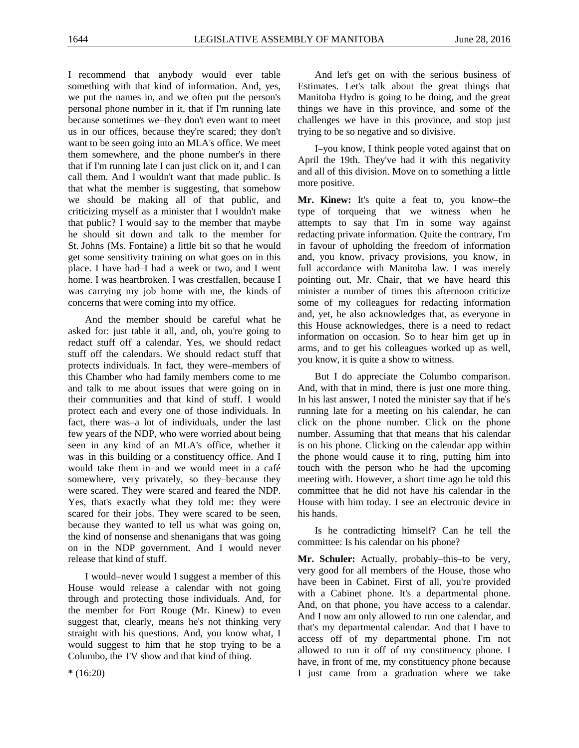I recommend that anybody would ever table something with that kind of information. And, yes, we put the names in, and we often put the person's personal phone number in it, that if I'm running late because sometimes we–they don't even want to meet us in our offices, because they're scared; they don't want to be seen going into an MLA's office. We meet them somewhere, and the phone number's in there that if I'm running late I can just click on it, and I can call them. And I wouldn't want that made public. Is that what the member is suggesting, that somehow we should be making all of that public, and criticizing myself as a minister that I wouldn't make that public? I would say to the member that maybe he should sit down and talk to the member for St. Johns (Ms. Fontaine) a little bit so that he would get some sensitivity training on what goes on in this place. I have had–I had a week or two, and I went home. I was heartbroken. I was crestfallen, because I was carrying my job home with me, the kinds of concerns that were coming into my office.

And the member should be careful what he asked for: just table it all, and, oh, you're going to redact stuff off a calendar. Yes, we should redact stuff off the calendars. We should redact stuff that protects individuals. In fact, they were–members of this Chamber who had family members come to me and talk to me about issues that were going on in their communities and that kind of stuff. I would protect each and every one of those individuals. In fact, there was–a lot of individuals, under the last few years of the NDP, who were worried about being seen in any kind of an MLA's office, whether it was in this building or a constituency office. And I would take them in–and we would meet in a café somewhere, very privately, so they–because they were scared. They were scared and feared the NDP. Yes, that's exactly what they told me: they were scared for their jobs. They were scared to be seen, because they wanted to tell us what was going on, the kind of nonsense and shenanigans that was going on in the NDP government. And I would never release that kind of stuff.

I would–never would I suggest a member of this House would release a calendar with not going through and protecting those individuals. And, for the member for Fort Rouge (Mr. Kinew) to even suggest that, clearly, means he's not thinking very straight with his questions. And, you know what, I would suggest to him that he stop trying to be a Columbo, the TV show and that kind of thing.

\* (16:20)

And let's get on with the serious business of Estimates. Let's talk about the great things that Manitoba Hydro is going to be doing, and the great things we have in this province, and some of the challenges we have in this province, and stop just trying to be so negative and so divisive.

I–you know, I think people voted against that on April the 19th. They've had it with this negativity and all of this division. Move on to something a little more positive.

**Mr. Kinew:** It's quite a feat to, you know–the type of torqueing that we witness when he attempts to say that I'm in some way against redacting private information. Quite the contrary, I'm in favour of upholding the freedom of information and, you know, privacy provisions, you know, in full accordance with Manitoba law. I was merely pointing out, Mr. Chair, that we have heard this minister a number of times this afternoon criticize some of my colleagues for redacting information and, yet, he also acknowledges that, as everyone in this House acknowledges, there is a need to redact information on occasion. So to hear him get up in arms, and to get his colleagues worked up as well, you know, it is quite a show to witness.

But I do appreciate the Columbo comparison. And, with that in mind, there is just one more thing. In his last answer, I noted the minister say that if he's running late for a meeting on his calendar, he can click on the phone number. Click on the phone number. Assuming that that means that his calendar is on his phone. Clicking on the calendar app within the phone would cause it to ring, putting him into touch with the person who he had the upcoming meeting with. However, a short time ago he told this committee that he did not have his calendar in the House with him today. I see an electronic device in his hands.

Is he contradicting himself? Can he tell the committee: Is his calendar on his phone?

**Mr. Schuler:** Actually, probably–this–to be very, very good for all members of the House, those who have been in Cabinet. First of all, you're provided with a Cabinet phone. It's a departmental phone. And, on that phone, you have access to a calendar. And I now am only allowed to run one calendar, and that's my departmental calendar. And that I have to access off of my departmental phone. I'm not allowed to run it off of my constituency phone. I have, in front of me, my constituency phone because I just came from a graduation where we take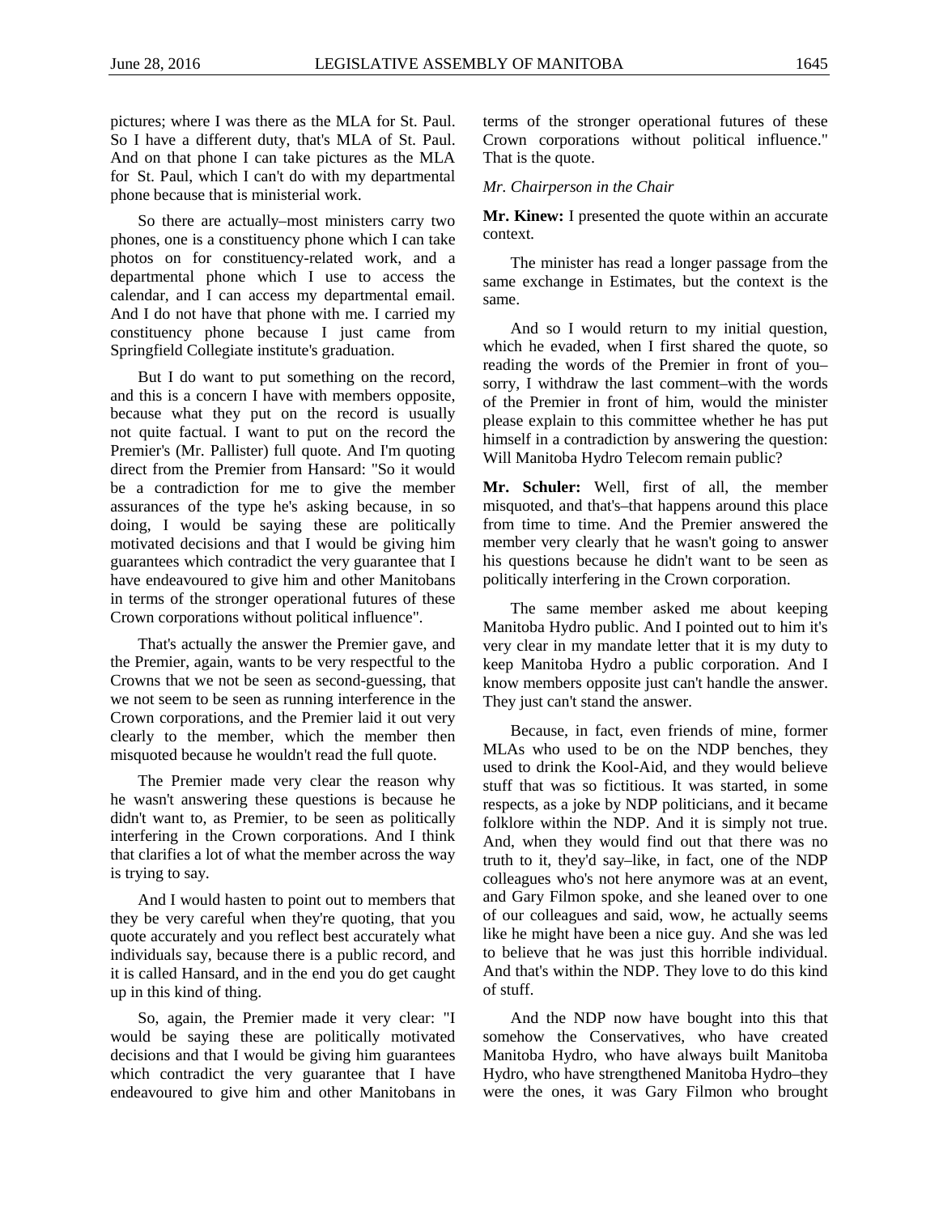pictures; where I was there as the MLA for St. Paul. So I have a different duty, that's MLA of St. Paul. And on that phone I can take pictures as the MLA for St. Paul, which I can't do with my departmental phone because that is ministerial work.

So there are actually–most ministers carry two phones, one is a constituency phone which I can take photos on for constituency-related work, and a departmental phone which I use to access the calendar, and I can access my departmental email. And I do not have that phone with me. I carried my constituency phone because I just came from Springfield Collegiate institute's graduation.

But I do want to put something on the record, and this is a concern I have with members opposite, because what they put on the record is usually not quite factual. I want to put on the record the Premier's (Mr. Pallister) full quote. And I'm quoting direct from the Premier from Hansard: "So it would be a contradiction for me to give the member assurances of the type he's asking because, in so doing, I would be saying these are politically motivated decisions and that I would be giving him guarantees which contradict the very guarantee that I have endeavoured to give him and other Manitobans in terms of the stronger operational futures of these Crown corporations without political influence".

That's actually the answer the Premier gave, and the Premier, again, wants to be very respectful to the Crowns that we not be seen as second-guessing, that we not seem to be seen as running interference in the Crown corporations, and the Premier laid it out very clearly to the member, which the member then misquoted because he wouldn't read the full quote.

The Premier made very clear the reason why he wasn't answering these questions is because he didn't want to, as Premier, to be seen as politically interfering in the Crown corporations. And I think that clarifies a lot of what the member across the way is trying to say.

And I would hasten to point out to members that they be very careful when they're quoting, that you quote accurately and you reflect best accurately what individuals say, because there is a public record, and it is called Hansard, and in the end you do get caught up in this kind of thing.

So, again, the Premier made it very clear: "I would be saying these are politically motivated decisions and that I would be giving him guarantees which contradict the very guarantee that I have endeavoured to give him and other Manitobans in terms of the stronger operational futures of these Crown corporations without political influence." That is the quote.

*Mr. Chairperson in the Chair*

**Mr. Kinew:** I presented the quote within an accurate context.

The minister has read a longer passage from the same exchange in Estimates, but the context is the same.

And so I would return to my initial question, which he evaded, when I first shared the quote, so reading the words of the Premier in front of you–sorry, I withdraw the last comment–with the words of the Premier in front of him, would the minister please explain to this committee whether he has put himself in a contradiction by answering the question: Will Manitoba Hydro Telecom remain public?

**Mr. Schuler:** Well, first of all, the member misquoted, and that's–that happens around this place from time to time. And the Premier answered the member very clearly that he wasn't going to answer his questions because he didn't want to be seen as politically interfering in the Crown corporation.

The same member asked me about keeping Manitoba Hydro public. And I pointed out to him it's very clear in my mandate letter that it is my duty to keep Manitoba Hydro a public corporation. And I know members opposite just can't handle the answer. They just can't stand the answer.

Because, in fact, even friends of mine, former MLAs who used to be on the NDP benches, they used to drink the Kool-Aid, and they would believe stuff that was so fictitious. It was started, in some respects, as a joke by NDP politicians, and it became folklore within the NDP. And it is simply not true. And, when they would find out that there was no truth to it, they'd say–like, in fact, one of the NDP colleagues who's not here anymore was at an event, and Gary Filmon spoke, and she leaned over to one of our colleagues and said, wow, he actually seems like he might have been a nice guy. And she was led to believe that he was just this horrible individual. And that's within the NDP. They love to do this kind of stuff.

And the NDP now have bought into this that somehow the Conservatives, who have created Manitoba Hydro, who have always built Manitoba Hydro, who have strengthened Manitoba Hydro–they were the ones, it was Gary Filmon who brought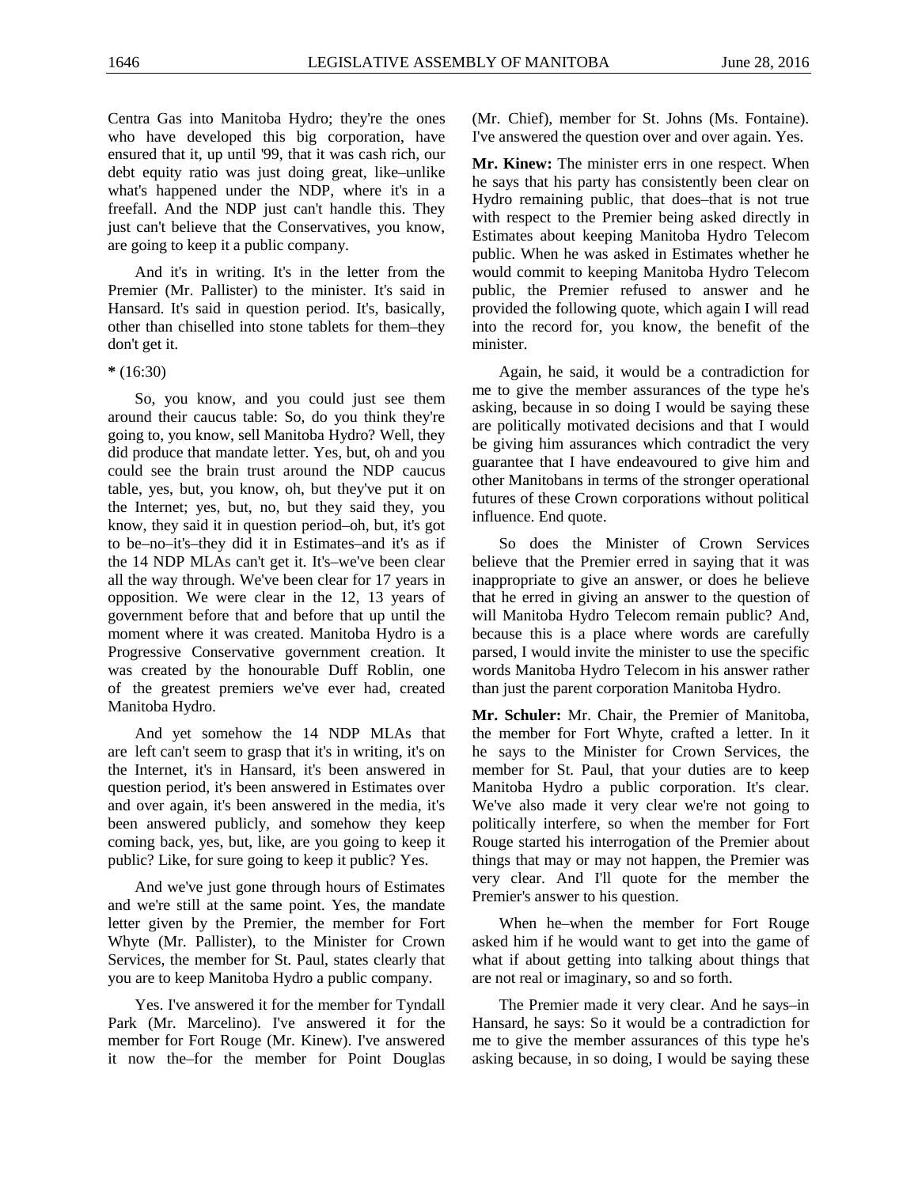Centra Gas into Manitoba Hydro; they're the ones who have developed this big corporation, have ensured that it, up until '99, that it was cash rich, our debt equity ratio was just doing great, like–unlike what's happened under the NDP, where it's in a freefall. And the NDP just can't handle this. They just can't believe that the Conservatives, you know, are going to keep it a public company.

And it's in writing. It's in the letter from the Premier (Mr. Pallister) to the minister. It's said in Hansard. It's said in question period. It's, basically, other than chiselled into stone tablets for them–they don't get it.

**\*** (16:30)

So, you know, and you could just see them around their caucus table: So, do you think they're going to, you know, sell Manitoba Hydro? Well, they did produce that mandate letter. Yes, but, oh and you could see the brain trust around the NDP caucus table, yes, but, you know, oh, but they've put it on the Internet; yes, but, no, but they said they, you know, they said it in question period–oh, but, it's got to be–no–it's–they did it in Estimates–and it's as if the 14 NDP MLAs can't get it. It's–we've been clear all the way through. We've been clear for 17 years in opposition. We were clear in the 12, 13 years of government before that and before that up until the moment where it was created. Manitoba Hydro is a Progressive Conservative government creation. It was created by the honourable Duff Roblin, one of the greatest premiers we've ever had, created Manitoba Hydro.

And yet somehow the 14 NDP MLAs that are left can't seem to grasp that it's in writing, it's on the Internet, it's in Hansard, it's been answered in question period, it's been answered in Estimates over and over again, it's been answered in the media, it's been answered publicly, and somehow they keep coming back, yes, but, like, are you going to keep it public? Like, for sure going to keep it public? Yes.

And we've just gone through hours of Estimates and we're still at the same point. Yes, the mandate letter given by the Premier, the member for Fort Whyte (Mr. Pallister), to the Minister for Crown Services, the member for St. Paul, states clearly that you are to keep Manitoba Hydro a public company.

Yes. I've answered it for the member for Tyndall Park (Mr. Marcelino). I've answered it for the member for Fort Rouge (Mr. Kinew). I've answered it now the–for the member for Point Douglas (Mr. Chief), member for St. Johns (Ms. Fontaine). I've answered the question over and over again. Yes.

**Mr. Kinew:** The minister errs in one respect. When he says that his party has consistently been clear on Hydro remaining public, that does–that is not true with respect to the Premier being asked directly in Estimates about keeping Manitoba Hydro Telecom public. When he was asked in Estimates whether he would commit to keeping Manitoba Hydro Telecom public, the Premier refused to answer and he provided the following quote, which again I will read into the record for, you know, the benefit of the minister.

Again, he said, it would be a contradiction for me to give the member assurances of the type he's asking, because in so doing I would be saying these are politically motivated decisions and that I would be giving him assurances which contradict the very guarantee that I have endeavoured to give him and other Manitobans in terms of the stronger operational futures of these Crown corporations without political influence. End quote.

So does the Minister of Crown Services believe that the Premier erred in saying that it was inappropriate to give an answer, or does he believe that he erred in giving an answer to the question of will Manitoba Hydro Telecom remain public? And, because this is a place where words are carefully parsed, I would invite the minister to use the specific words Manitoba Hydro Telecom in his answer rather than just the parent corporation Manitoba Hydro.

**Mr. Schuler:** Mr. Chair, the Premier of Manitoba, the member for Fort Whyte, crafted a letter. In it he says to the Minister for Crown Services, the member for St. Paul, that your duties are to keep Manitoba Hydro a public corporation. It's clear. We've also made it very clear we're not going to politically interfere, so when the member for Fort Rouge started his interrogation of the Premier about things that may or may not happen, the Premier was very clear. And I'll quote for the member the Premier's answer to his question.

When he–when the member for Fort Rouge asked him if he would want to get into the game of what if about getting into talking about things that are not real or imaginary, so and so forth.

The Premier made it very clear. And he says–in Hansard, he says: So it would be a contradiction for me to give the member assurances of this type he's asking because, in so doing, I would be saying these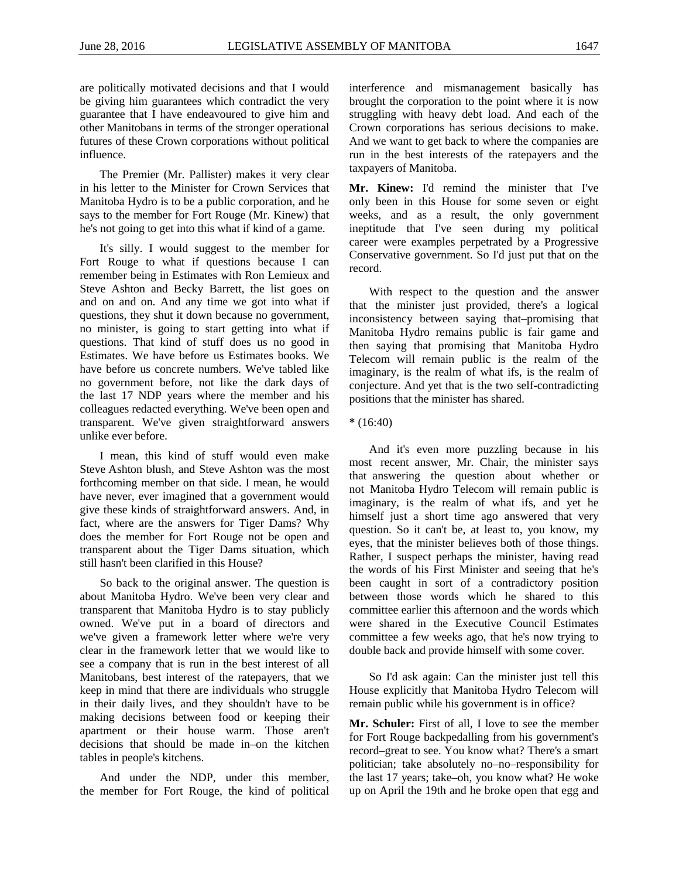are politically motivated decisions and that I would be giving him guarantees which contradict the very guarantee that I have endeavoured to give him and other Manitobans in terms of the stronger operational futures of these Crown corporations without political influence.

The Premier (Mr. Pallister) makes it very clear in his letter to the Minister for Crown Services that Manitoba Hydro is to be a public corporation, and he says to the member for Fort Rouge (Mr. Kinew) that he's not going to get into this what if kind of a game.

It's silly. I would suggest to the member for Fort Rouge to what if questions because I can remember being in Estimates with Ron Lemieux and Steve Ashton and Becky Barrett, the list goes on and on and on. And any time we got into what if questions, they shut it down because no government, no minister, is going to start getting into what if questions. That kind of stuff does us no good in Estimates. We have before us Estimates books. We have before us concrete numbers. We've tabled like no government before, not like the dark days of the last 17 NDP years where the member and his colleagues redacted everything. We've been open and transparent. We've given straightforward answers unlike ever before.

I mean, this kind of stuff would even make Steve Ashton blush, and Steve Ashton was the most forthcoming member on that side. I mean, he would have never, ever imagined that a government would give these kinds of straightforward answers. And, in fact, where are the answers for Tiger Dams? Why does the member for Fort Rouge not be open and transparent about the Tiger Dams situation, which still hasn't been clarified in this House?

So back to the original answer. The question is about Manitoba Hydro. We've been very clear and transparent that Manitoba Hydro is to stay publicly owned. We've put in a board of directors and we've given a framework letter where we're very clear in the framework letter that we would like to see a company that is run in the best interest of all Manitobans, best interest of the ratepayers, that we keep in mind that there are individuals who struggle in their daily lives, and they shouldn't have to be making decisions between food or keeping their apartment or their house warm. Those aren't decisions that should be made in–on the kitchen tables in people's kitchens.

And under the NDP, under this member, the member for Fort Rouge, the kind of political interference and mismanagement basically has brought the corporation to the point where it is now struggling with heavy debt load. And each of the Crown corporations has serious decisions to make. And we want to get back to where the companies are run in the best interests of the ratepayers and the taxpayers of Manitoba.

**Mr. Kinew:** I'd remind the minister that I've only been in this House for some seven or eight weeks, and as a result, the only government ineptitude that I've seen during my political career were examples perpetrated by a Progressive Conservative government. So I'd just put that on the record.

With respect to the question and the answer that the minister just provided, there's a logical inconsistency between saying that–promising that Manitoba Hydro remains public is fair game and then saying that promising that Manitoba Hydro Telecom will remain public is the realm of the imaginary, is the realm of what ifs, is the realm of conjecture. And yet that is the two self-contradicting positions that the minister has shared.

**\*** (16:40)

And it's even more puzzling because in his most recent answer, Mr. Chair, the minister says that answering the question about whether or not Manitoba Hydro Telecom will remain public is imaginary, is the realm of what ifs, and yet he himself just a short time ago answered that very question. So it can't be, at least to, you know, my eyes, that the minister believes both of those things. Rather, I suspect perhaps the minister, having read the words of his First Minister and seeing that he's been caught in sort of a contradictory position between those words which he shared to this committee earlier this afternoon and the words which were shared in the Executive Council Estimates committee a few weeks ago, that he's now trying to double back and provide himself with some cover.

So I'd ask again: Can the minister just tell this House explicitly that Manitoba Hydro Telecom will remain public while his government is in office?

**Mr. Schuler:** First of all, I love to see the member for Fort Rouge backpedalling from his government's record–great to see. You know what? There's a smart politician; take absolutely no–no–responsibility for the last 17 years; take–oh, you know what? He woke up on April the 19th and he broke open that egg and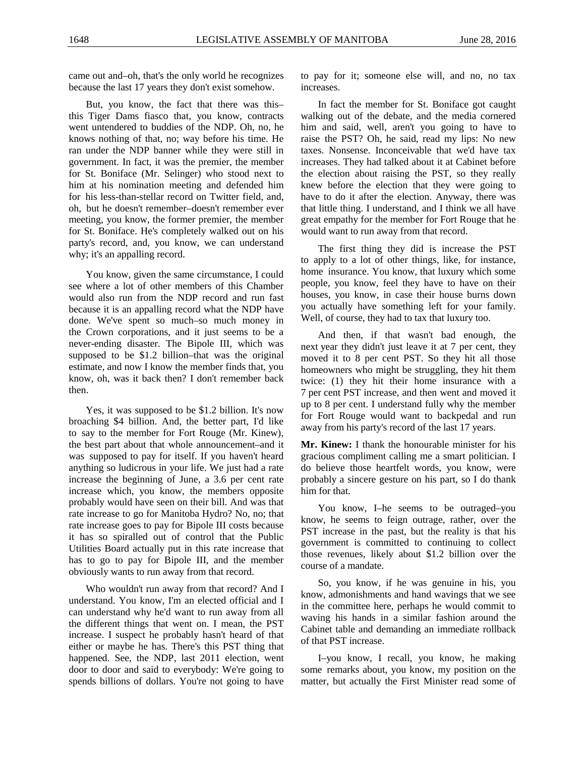came out and–oh, that's the only world he recognizes because the last 17 years they don't exist somehow.

But, you know, the fact that there was this–this Tiger Dams fiasco that, you know, contracts went untendered to buddies of the NDP. Oh, no, he knows nothing of that, no; way before his time. He ran under the NDP banner while they were still in government. In fact, it was the premier, the member for St. Boniface (Mr. Selinger) who stood next to him at his nomination meeting and defended him for his less-than-stellar record on Twitter field, and, oh, but he doesn't remember–doesn't remember ever meeting, you know, the former premier, the member for St. Boniface. He's completely walked out on his party's record, and, you know, we can understand why; it's an appalling record.

You know, given the same circumstance, I could see where a lot of other members of this Chamber would also run from the NDP record and run fast because it is an appalling record what the NDP have done. We've spent so much–so much money in the Crown corporations, and it just seems to be a never-ending disaster. The Bipole III, which was supposed to be $1.2 billion–that was the original estimate, and now I know the member finds that, you know, oh, was it back then? I don't remember back then.

Yes, it was supposed to be $1.2 billion. It's now broaching $4 billion. And, the better part, I'd like to say to the member for Fort Rouge (Mr. Kinew), the best part about that whole announcement–and it was supposed to pay for itself. If you haven't heard anything so ludicrous in your life. We just had a rate increase the beginning of June, a 3.6 per cent rate increase which, you know, the members opposite probably would have seen on their bill. And was that rate increase to go for Manitoba Hydro? No, no; that rate increase goes to pay for Bipole III costs because it has so spiralled out of control that the Public Utilities Board actually put in this rate increase that has to go to pay for Bipole III, and the member obviously wants to run away from that record.

Who wouldn't run away from that record? And I understand. You know, I'm an elected official and I can understand why he'd want to run away from all the different things that went on. I mean, the PST increase. I suspect he probably hasn't heard of that either or maybe he has. There's this PST thing that happened. See, the NDP, last 2011 election, went door to door and said to everybody: We're going to spends billions of dollars. You're not going to have to pay for it; someone else will, and no, no tax increases.

In fact the member for St. Boniface got caught walking out of the debate, and the media cornered him and said, well, aren't you going to have to raise the PST? Oh, he said, read my lips: No new taxes. Nonsense. Inconceivable that we'd have tax increases. They had talked about it at Cabinet before the election about raising the PST, so they really knew before the election that they were going to have to do it after the election. Anyway, there was that little thing. I understand, and I think we all have great empathy for the member for Fort Rouge that he would want to run away from that record.

The first thing they did is increase the PST to apply to a lot of other things, like, for instance, home insurance. You know, that luxury which some people, you know, feel they have to have on their houses, you know, in case their house burns down you actually have something left for your family. Well, of course, they had to tax that luxury too.

And then, if that wasn't bad enough, the next year they didn't just leave it at 7 per cent, they moved it to 8 per cent PST. So they hit all those homeowners who might be struggling, they hit them twice: (1) they hit their home insurance with a 7 per cent PST increase, and then went and moved it up to 8 per cent. I understand fully why the member for Fort Rouge would want to backpedal and run away from his party's record of the last 17 years.

**Mr. Kinew:** I thank the honourable minister for his gracious compliment calling me a smart politician. I do believe those heartfelt words, you know, were probably a sincere gesture on his part, so I do thank him for that.

You know, I–he seems to be outraged–you know, he seems to feign outrage, rather, over the PST increase in the past, but the reality is that his government is committed to continuing to collect those revenues, likely about $1.2 billion over the course of a mandate.

So, you know, if he was genuine in his, you know, admonishments and hand wavings that we see in the committee here, perhaps he would commit to waving his hands in a similar fashion around the Cabinet table and demanding an immediate rollback of that PST increase.

I–you know, I recall, you know, he making some remarks about, you know, my position on the matter, but actually the First Minister read some of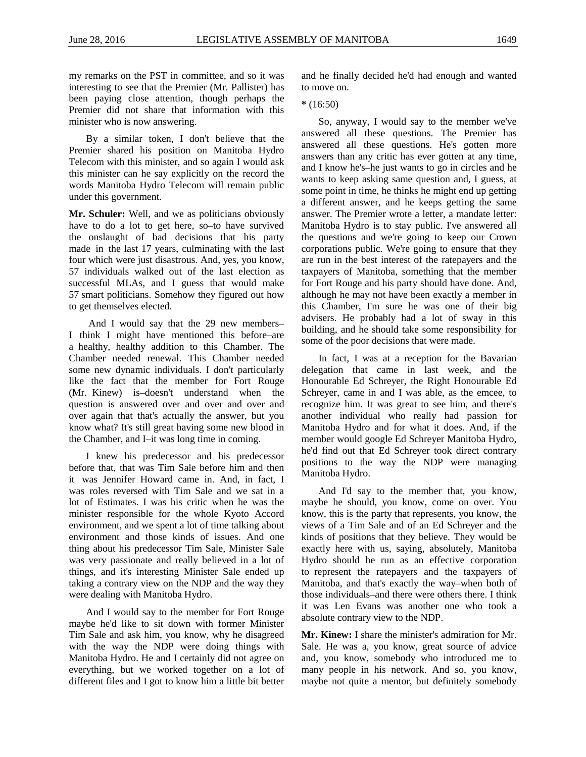my remarks on the PST in committee, and so it was interesting to see that the Premier (Mr. Pallister) has been paying close attention, though perhaps the Premier did not share that information with this minister who is now answering.

By a similar token, I don't believe that the Premier shared his position on Manitoba Hydro Telecom with this minister, and so again I would ask this minister can he say explicitly on the record the words Manitoba Hydro Telecom will remain public under this government.

**Mr. Schuler:** Well, and we as politicians obviously have to do a lot to get here, so–to have survived the onslaught of bad decisions that his party made in the last 17 years, culminating with the last four which were just disastrous. And, yes, you know, 57 individuals walked out of the last election as successful MLAs, and I guess that would make 57 smart politicians. Somehow they figured out how to get themselves elected.

And I would say that the 29 new members–I think I might have mentioned this before–are a healthy, healthy addition to this Chamber. The Chamber needed renewal. This Chamber needed some new dynamic individuals. I don't particularly like the fact that the member for Fort Rouge (Mr. Kinew) is–doesn't understand when the question is answered over and over and over and over again that that's actually the answer, but you know what? It's still great having some new blood in the Chamber, and I–it was long time in coming.

I knew his predecessor and his predecessor before that, that was Tim Sale before him and then it was Jennifer Howard came in. And, in fact, I was roles reversed with Tim Sale and we sat in a lot of Estimates. I was his critic when he was the minister responsible for the whole Kyoto Accord environment, and we spent a lot of time talking about environment and those kinds of issues. And one thing about his predecessor Tim Sale, Minister Sale was very passionate and really believed in a lot of things, and it's interesting Minister Sale ended up taking a contrary view on the NDP and the way they were dealing with Manitoba Hydro.

And I would say to the member for Fort Rouge maybe he'd like to sit down with former Minister Tim Sale and ask him, you know, why he disagreed with the way the NDP were doing things with Manitoba Hydro. He and I certainly did not agree on everything, but we worked together on a lot of different files and I got to know him a little bit better and he finally decided he'd had enough and wanted to move on.

\* (16:50)

So, anyway, I would say to the member we've answered all these questions. The Premier has answered all these questions. He's gotten more answers than any critic has ever gotten at any time, and I know he's–he just wants to go in circles and he wants to keep asking same question and, I guess, at some point in time, he thinks he might end up getting a different answer, and he keeps getting the same answer. The Premier wrote a letter, a mandate letter: Manitoba Hydro is to stay public. I've answered all the questions and we're going to keep our Crown corporations public. We're going to ensure that they are run in the best interest of the ratepayers and the taxpayers of Manitoba, something that the member for Fort Rouge and his party should have done. And, although he may not have been exactly a member in this Chamber, I'm sure he was one of their big advisers. He probably had a lot of sway in this building, and he should take some responsibility for some of the poor decisions that were made.

In fact, I was at a reception for the Bavarian delegation that came in last week, and the Honourable Ed Schreyer, the Right Honourable Ed Schreyer, came in and I was able, as the emcee, to recognize him. It was great to see him, and there's another individual who really had passion for Manitoba Hydro and for what it does. And, if the member would google Ed Schreyer Manitoba Hydro, he'd find out that Ed Schreyer took direct contrary positions to the way the NDP were managing Manitoba Hydro.

And I'd say to the member that, you know, maybe he should, you know, come on over. You know, this is the party that represents, you know, the views of a Tim Sale and of an Ed Schreyer and the kinds of positions that they believe. They would be exactly here with us, saying, absolutely, Manitoba Hydro should be run as an effective corporation to represent the ratepayers and the taxpayers of Manitoba, and that's exactly the way–when both of those individuals–and there were others there. I think it was Len Evans was another one who took a absolute contrary view to the NDP.

**Mr. Kinew:** I share the minister's admiration for Mr. Sale. He was a, you know, great source of advice and, you know, somebody who introduced me to many people in his network. And so, you know, maybe not quite a mentor, but definitely somebody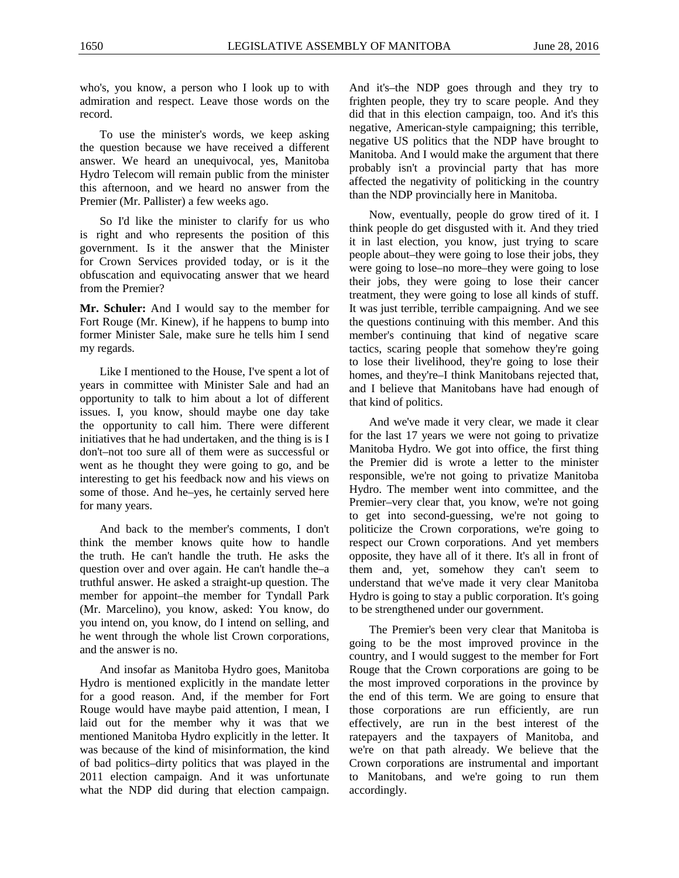who's, you know, a person who I look up to with admiration and respect. Leave those words on the record.

To use the minister's words, we keep asking the question because we have received a different answer. We heard an unequivocal, yes, Manitoba Hydro Telecom will remain public from the minister this afternoon, and we heard no answer from the Premier (Mr. Pallister) a few weeks ago.

So I'd like the minister to clarify for us who is right and who represents the position of this government. Is it the answer that the Minister for Crown Services provided today, or is it the obfuscation and equivocating answer that we heard from the Premier?

**Mr. Schuler:** And I would say to the member for Fort Rouge (Mr. Kinew), if he happens to bump into former Minister Sale, make sure he tells him I send my regards.

Like I mentioned to the House, I've spent a lot of years in committee with Minister Sale and had an opportunity to talk to him about a lot of different issues. I, you know, should maybe one day take the opportunity to call him. There were different initiatives that he had undertaken, and the thing is is I don't–not too sure all of them were as successful or went as he thought they were going to go, and be interesting to get his feedback now and his views on some of those. And he–yes, he certainly served here for many years.

And back to the member's comments, I don't think the member knows quite how to handle the truth. He can't handle the truth. He asks the question over and over again. He can't handle the–a truthful answer. He asked a straight-up question. The member for appoint–the member for Tyndall Park (Mr. Marcelino), you know, asked: You know, do you intend on, you know, do I intend on selling, and he went through the whole list Crown corporations, and the answer is no.

And insofar as Manitoba Hydro goes, Manitoba Hydro is mentioned explicitly in the mandate letter for a good reason. And, if the member for Fort Rouge would have maybe paid attention, I mean, I laid out for the member why it was that we mentioned Manitoba Hydro explicitly in the letter. It was because of the kind of misinformation, the kind of bad politics–dirty politics that was played in the 2011 election campaign. And it was unfortunate what the NDP did during that election campaign. And it's–the NDP goes through and they try to frighten people, they try to scare people. And they did that in this election campaign, too. And it's this negative, American-style campaigning; this terrible, negative US politics that the NDP have brought to Manitoba. And I would make the argument that there probably isn't a provincial party that has more affected the negativity of politicking in the country than the NDP provincially here in Manitoba.

Now, eventually, people do grow tired of it. I think people do get disgusted with it. And they tried it in last election, you know, just trying to scare people about–they were going to lose their jobs, they were going to lose–no more–they were going to lose their jobs, they were going to lose their cancer treatment, they were going to lose all kinds of stuff. It was just terrible, terrible campaigning. And we see the questions continuing with this member. And this member's continuing that kind of negative scare tactics, scaring people that somehow they're going to lose their livelihood, they're going to lose their homes, and they're–I think Manitobans rejected that, and I believe that Manitobans have had enough of that kind of politics.

And we've made it very clear, we made it clear for the last 17 years we were not going to privatize Manitoba Hydro. We got into office, the first thing the Premier did is wrote a letter to the minister responsible, we're not going to privatize Manitoba Hydro. The member went into committee, and the Premier–very clear that, you know, we're not going to get into second-guessing, we're not going to politicize the Crown corporations, we're going to respect our Crown corporations. And yet members opposite, they have all of it there. It's all in front of them and, yet, somehow they can't seem to understand that we've made it very clear Manitoba Hydro is going to stay a public corporation. It's going to be strengthened under our government.

The Premier's been very clear that Manitoba is going to be the most improved province in the country, and I would suggest to the member for Fort Rouge that the Crown corporations are going to be the most improved corporations in the province by the end of this term. We are going to ensure that those corporations are run efficiently, are run effectively, are run in the best interest of the ratepayers and the taxpayers of Manitoba, and we're on that path already. We believe that the Crown corporations are instrumental and important to Manitobans, and we're going to run them accordingly.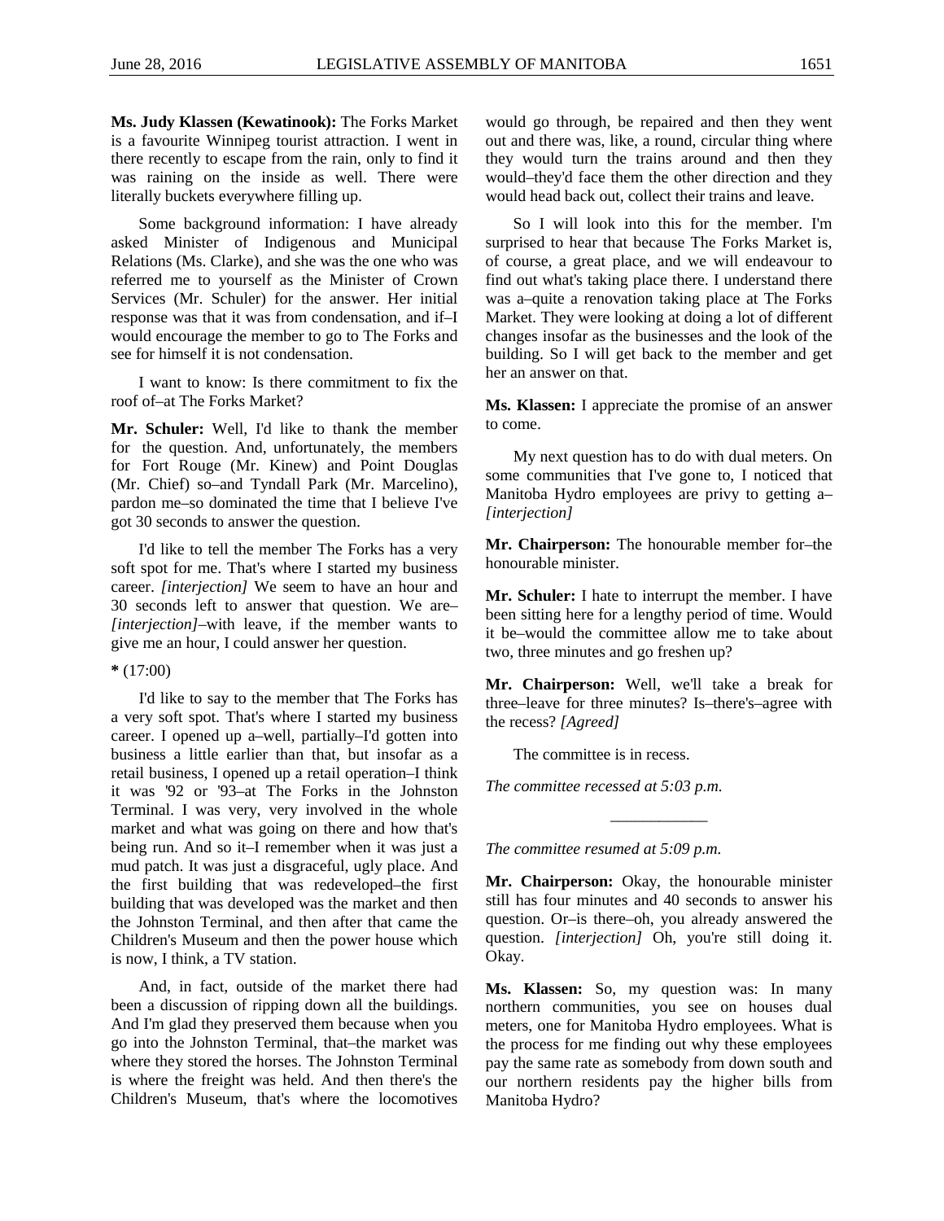**Ms. Judy Klassen (Kewatinook):** The Forks Market is a favourite Winnipeg tourist attraction. I went in there recently to escape from the rain, only to find it was raining on the inside as well. There were literally buckets everywhere filling up.

Some background information: I have already asked Minister of Indigenous and Municipal Relations (Ms. Clarke), and she was the one who was referred me to yourself as the Minister of Crown Services (Mr. Schuler) for the answer. Her initial response was that it was from condensation, and if–I would encourage the member to go to The Forks and see for himself it is not condensation.

I want to know: Is there commitment to fix the roof of–at The Forks Market?

**Mr. Schuler:** Well, I'd like to thank the member for the question. And, unfortunately, the members for Fort Rouge (Mr. Kinew) and Point Douglas (Mr. Chief) so–and Tyndall Park (Mr. Marcelino), pardon me–so dominated the time that I believe I've got 30 seconds to answer the question.

I'd like to tell the member The Forks has a very soft spot for me. That's where I started my business career. *[interjection]* We seem to have an hour and 30 seconds left to answer that question. We are– *[interjection]*–with leave, if the member wants to give me an hour, I could answer her question.

**\*** (17:00)

I'd like to say to the member that The Forks has a very soft spot. That's where I started my business career. I opened up a–well, partially–I'd gotten into business a little earlier than that, but insofar as a retail business, I opened up a retail operation–I think it was '92 or '93–at The Forks in the Johnston Terminal. I was very, very involved in the whole market and what was going on there and how that's being run. And so it–I remember when it was just a mud patch. It was just a disgraceful, ugly place. And the first building that was redeveloped–the first building that was developed was the market and then the Johnston Terminal, and then after that came the Children's Museum and then the power house which is now, I think, a TV station.

And, in fact, outside of the market there had been a discussion of ripping down all the buildings. And I'm glad they preserved them because when you go into the Johnston Terminal, that–the market was where they stored the horses. The Johnston Terminal is where the freight was held. And then there's the Children's Museum, that's where the locomotives would go through, be repaired and then they went out and there was, like, a round, circular thing where they would turn the trains around and then they would–they'd face them the other direction and they would head back out, collect their trains and leave.

So I will look into this for the member. I'm surprised to hear that because The Forks Market is, of course, a great place, and we will endeavour to find out what's taking place there. I understand there was a–quite a renovation taking place at The Forks Market. They were looking at doing a lot of different changes insofar as the businesses and the look of the building. So I will get back to the member and get her an answer on that.

**Ms. Klassen:** I appreciate the promise of an answer to come.

My next question has to do with dual meters. On some communities that I've gone to, I noticed that Manitoba Hydro employees are privy to getting a– *[interjection]*

**Mr. Chairperson:** The honourable member for–the honourable minister.

**Mr. Schuler:** I hate to interrupt the member. I have been sitting here for a lengthy period of time. Would it be–would the committee allow me to take about two, three minutes and go freshen up?

**Mr. Chairperson:** Well, we'll take a break for three–leave for three minutes? Is–there's–agree with the recess? *[Agreed]*

The committee is in recess.

*The committee recessed at 5:03 p.m.*

---

*The committee resumed at 5:09 p.m.*

**Mr. Chairperson:** Okay, the honourable minister still has four minutes and 40 seconds to answer his question. Or–is there–oh, you already answered the question. *[interjection]* Oh, you're still doing it. Okay.

**Ms. Klassen:** So, my question was: In many northern communities, you see on houses dual meters, one for Manitoba Hydro employees. What is the process for me finding out why these employees pay the same rate as somebody from down south and our northern residents pay the higher bills from Manitoba Hydro?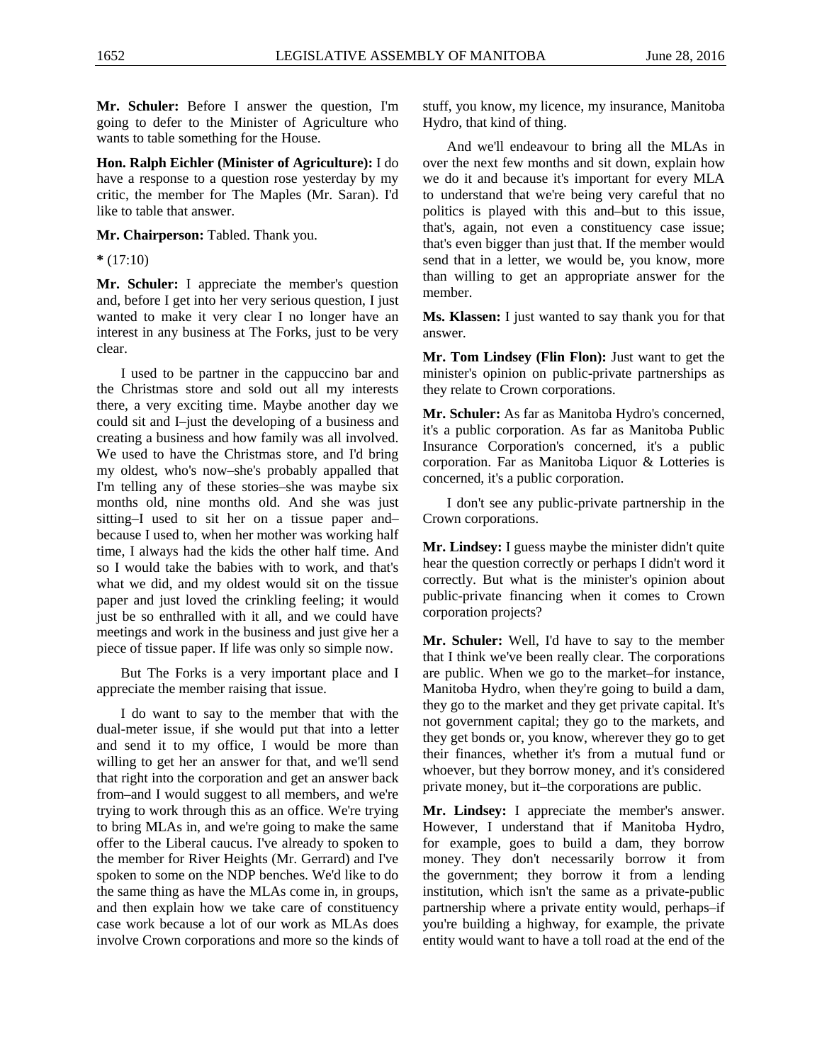**Mr. Schuler:** Before I answer the question, I'm going to defer to the Minister of Agriculture who wants to table something for the House.

**Hon. Ralph Eichler (Minister of Agriculture):** I do have a response to a question rose yesterday by my critic, the member for The Maples (Mr. Saran). I'd like to table that answer.

**Mr. Chairperson:** Tabled. Thank you.

**\*** (17:10)

**Mr. Schuler:** I appreciate the member's question and, before I get into her very serious question, I just wanted to make it very clear I no longer have an interest in any business at The Forks, just to be very clear.

I used to be partner in the cappuccino bar and the Christmas store and sold out all my interests there, a very exciting time. Maybe another day we could sit and I–just the developing of a business and creating a business and how family was all involved. We used to have the Christmas store, and I'd bring my oldest, who's now–she's probably appalled that I'm telling any of these stories–she was maybe six months old, nine months old. And she was just sitting–I used to sit her on a tissue paper and–because I used to, when her mother was working half time, I always had the kids the other half time. And so I would take the babies with to work, and that's what we did, and my oldest would sit on the tissue paper and just loved the crinkling feeling; it would just be so enthralled with it all, and we could have meetings and work in the business and just give her a piece of tissue paper. If life was only so simple now.

But The Forks is a very important place and I appreciate the member raising that issue.

I do want to say to the member that with the dual-meter issue, if she would put that into a letter and send it to my office, I would be more than willing to get her an answer for that, and we'll send that right into the corporation and get an answer back from–and I would suggest to all members, and we're trying to work through this as an office. We're trying to bring MLAs in, and we're going to make the same offer to the Liberal caucus. I've already to spoken to the member for River Heights (Mr. Gerrard) and I've spoken to some on the NDP benches. We'd like to do the same thing as have the MLAs come in, in groups, and then explain how we take care of constituency case work because a lot of our work as MLAs does involve Crown corporations and more so the kinds of stuff, you know, my licence, my insurance, Manitoba Hydro, that kind of thing.

And we'll endeavour to bring all the MLAs in over the next few months and sit down, explain how we do it and because it's important for every MLA to understand that we're being very careful that no politics is played with this and–but to this issue, that's, again, not even a constituency case issue; that's even bigger than just that. If the member would send that in a letter, we would be, you know, more than willing to get an appropriate answer for the member.

**Ms. Klassen:** I just wanted to say thank you for that answer.

**Mr. Tom Lindsey (Flin Flon):** Just want to get the minister's opinion on public-private partnerships as they relate to Crown corporations.

**Mr. Schuler:** As far as Manitoba Hydro's concerned, it's a public corporation. As far as Manitoba Public Insurance Corporation's concerned, it's a public corporation. Far as Manitoba Liquor & Lotteries is concerned, it's a public corporation.

I don't see any public-private partnership in the Crown corporations.

**Mr. Lindsey:** I guess maybe the minister didn't quite hear the question correctly or perhaps I didn't word it correctly. But what is the minister's opinion about public-private financing when it comes to Crown corporation projects?

**Mr. Schuler:** Well, I'd have to say to the member that I think we've been really clear. The corporations are public. When we go to the market–for instance, Manitoba Hydro, when they're going to build a dam, they go to the market and they get private capital. It's not government capital; they go to the markets, and they get bonds or, you know, wherever they go to get their finances, whether it's from a mutual fund or whoever, but they borrow money, and it's considered private money, but it–the corporations are public.

**Mr. Lindsey:** I appreciate the member's answer. However, I understand that if Manitoba Hydro, for example, goes to build a dam, they borrow money. They don't necessarily borrow it from the government; they borrow it from a lending institution, which isn't the same as a private-public partnership where a private entity would, perhaps–if you're building a highway, for example, the private entity would want to have a toll road at the end of the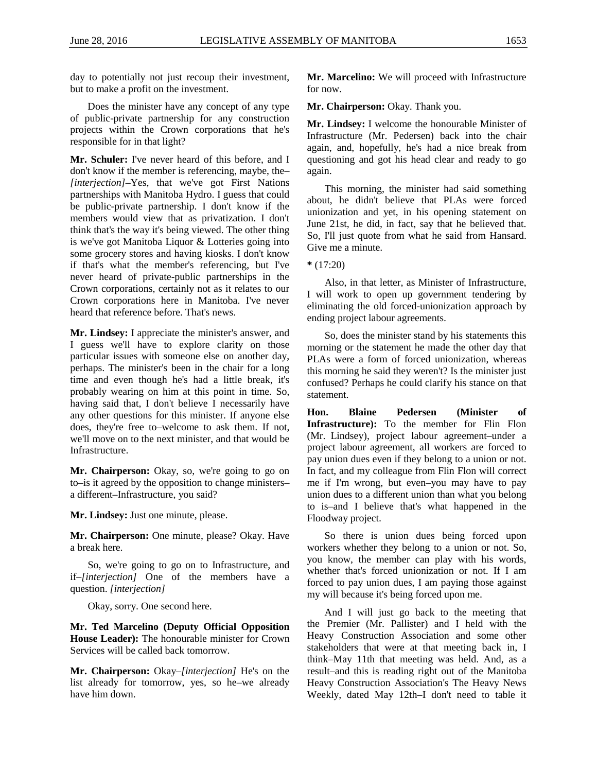day to potentially not just recoup their investment, but to make a profit on the investment.

Does the minister have any concept of any type of public-private partnership for any construction projects within the Crown corporations that he's responsible for in that light?

**Mr. Schuler:** I've never heard of this before, and I don't know if the member is referencing, maybe, the–*[interjection]*–Yes, that we've got First Nations partnerships with Manitoba Hydro. I guess that could be public-private partnership. I don't know if the members would view that as privatization. I don't think that's the way it's being viewed. The other thing is we've got Manitoba Liquor & Lotteries going into some grocery stores and having kiosks. I don't know if that's what the member's referencing, but I've never heard of private-public partnerships in the Crown corporations, certainly not as it relates to our Crown corporations here in Manitoba. I've never heard that reference before. That's news.

**Mr. Lindsey:** I appreciate the minister's answer, and I guess we'll have to explore clarity on those particular issues with someone else on another day, perhaps. The minister's been in the chair for a long time and even though he's had a little break, it's probably wearing on him at this point in time. So, having said that, I don't believe I necessarily have any other questions for this minister. If anyone else does, they're free to–welcome to ask them. If not, we'll move on to the next minister, and that would be Infrastructure.

**Mr. Chairperson:** Okay, so, we're going to go on to–is it agreed by the opposition to change ministers–a different–Infrastructure, you said?

**Mr. Lindsey:** Just one minute, please.

**Mr. Chairperson:** One minute, please? Okay. Have a break here.

So, we're going to go on to Infrastructure, and if–*[interjection]* One of the members have a question. *[interjection]*

Okay, sorry. One second here.

**Mr. Ted Marcelino (Deputy Official Opposition House Leader):** The honourable minister for Crown Services will be called back tomorrow.

**Mr. Chairperson:** Okay–*[interjection]* He's on the list already for tomorrow, yes, so he–we already have him down.

**Mr. Marcelino:** We will proceed with Infrastructure for now.

**Mr. Chairperson:** Okay. Thank you.

**Mr. Lindsey:** I welcome the honourable Minister of Infrastructure (Mr. Pedersen) back into the chair again, and, hopefully, he's had a nice break from questioning and got his head clear and ready to go again.

This morning, the minister had said something about, he didn't believe that PLAs were forced unionization and yet, in his opening statement on June 21st, he did, in fact, say that he believed that. So, I'll just quote from what he said from Hansard. Give me a minute.

**\*** (17:20)

Also, in that letter, as Minister of Infrastructure, I will work to open up government tendering by eliminating the old forced-unionization approach by ending project labour agreements.

So, does the minister stand by his statements this morning or the statement he made the other day that PLAs were a form of forced unionization, whereas this morning he said they weren't? Is the minister just confused? Perhaps he could clarify his stance on that statement.

**Hon. Blaine Pedersen (Minister of Infrastructure):** To the member for Flin Flon (Mr. Lindsey), project labour agreement–under a project labour agreement, all workers are forced to pay union dues even if they belong to a union or not. In fact, and my colleague from Flin Flon will correct me if I'm wrong, but even–you may have to pay union dues to a different union than what you belong to is–and I believe that's what happened in the Floodway project.

So there is union dues being forced upon workers whether they belong to a union or not. So, you know, the member can play with his words, whether that's forced unionization or not. If I am forced to pay union dues, I am paying those against my will because it's being forced upon me.

And I will just go back to the meeting that the Premier (Mr. Pallister) and I held with the Heavy Construction Association and some other stakeholders that were at that meeting back in, I think–May 11th that meeting was held. And, as a result–and this is reading right out of the Manitoba Heavy Construction Association's The Heavy News Weekly, dated May 12th–I don't need to table it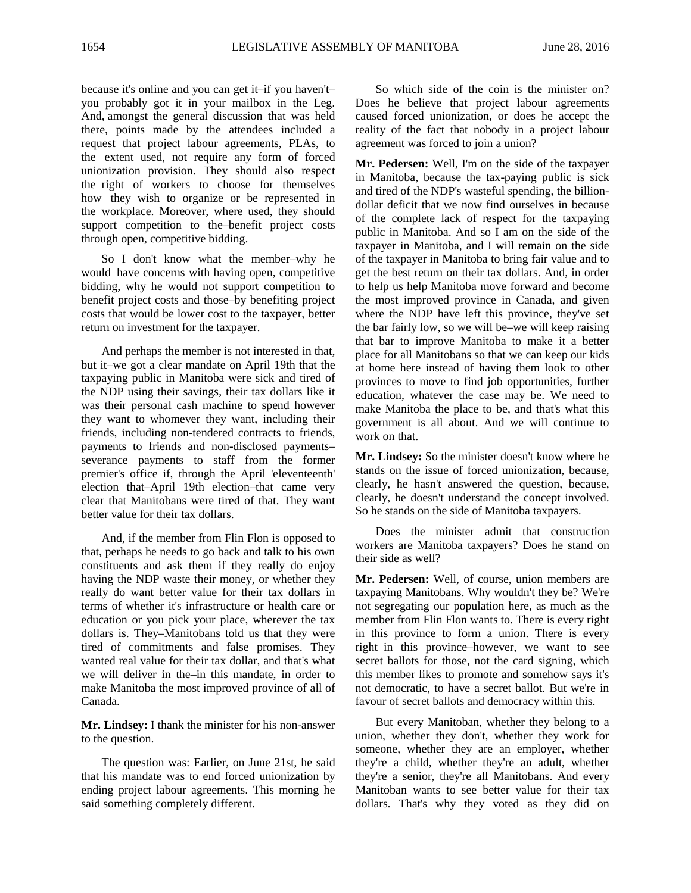because it's online and you can get it–if you haven't–you probably got it in your mailbox in the Leg. And, amongst the general discussion that was held there, points made by the attendees included a request that project labour agreements, PLAs, to the extent used, not require any form of forced unionization provision. They should also respect the right of workers to choose for themselves how they wish to organize or be represented in the workplace. Moreover, where used, they should support competition to the–benefit project costs through open, competitive bidding.

So I don't know what the member–why he would have concerns with having open, competitive bidding, why he would not support competition to benefit project costs and those–by benefiting project costs that would be lower cost to the taxpayer, better return on investment for the taxpayer.

And perhaps the member is not interested in that, but it–we got a clear mandate on April 19th that the taxpaying public in Manitoba were sick and tired of the NDP using their savings, their tax dollars like it was their personal cash machine to spend however they want to whomever they want, including their friends, including non-tendered contracts to friends, payments to friends and non-disclosed payments–severance payments to staff from the former premier's office if, through the April 'eleventeenth' election that–April 19th election–that came very clear that Manitobans were tired of that. They want better value for their tax dollars.

And, if the member from Flin Flon is opposed to that, perhaps he needs to go back and talk to his own constituents and ask them if they really do enjoy having the NDP waste their money, or whether they really do want better value for their tax dollars in terms of whether it's infrastructure or health care or education or you pick your place, wherever the tax dollars is. They–Manitobans told us that they were tired of commitments and false promises. They wanted real value for their tax dollar, and that's what we will deliver in the–in this mandate, in order to make Manitoba the most improved province of all of Canada.

**Mr. Lindsey:** I thank the minister for his non-answer to the question.

The question was: Earlier, on June 21st, he said that his mandate was to end forced unionization by ending project labour agreements. This morning he said something completely different.

So which side of the coin is the minister on? Does he believe that project labour agreements caused forced unionization, or does he accept the reality of the fact that nobody in a project labour agreement was forced to join a union?

**Mr. Pedersen:** Well, I'm on the side of the taxpayer in Manitoba, because the tax-paying public is sick and tired of the NDP's wasteful spending, the billion-dollar deficit that we now find ourselves in because of the complete lack of respect for the taxpaying public in Manitoba. And so I am on the side of the taxpayer in Manitoba, and I will remain on the side of the taxpayer in Manitoba to bring fair value and to get the best return on their tax dollars. And, in order to help us help Manitoba move forward and become the most improved province in Canada, and given where the NDP have left this province, they've set the bar fairly low, so we will be–we will keep raising that bar to improve Manitoba to make it a better place for all Manitobans so that we can keep our kids at home here instead of having them look to other provinces to move to find job opportunities, further education, whatever the case may be. We need to make Manitoba the place to be, and that's what this government is all about. And we will continue to work on that.

**Mr. Lindsey:** So the minister doesn't know where he stands on the issue of forced unionization, because, clearly, he hasn't answered the question, because, clearly, he doesn't understand the concept involved. So he stands on the side of Manitoba taxpayers.

Does the minister admit that construction workers are Manitoba taxpayers? Does he stand on their side as well?

**Mr. Pedersen:** Well, of course, union members are taxpaying Manitobans. Why wouldn't they be? We're not segregating our population here, as much as the member from Flin Flon wants to. There is every right in this province to form a union. There is every right in this province–however, we want to see secret ballots for those, not the card signing, which this member likes to promote and somehow says it's not democratic, to have a secret ballot. But we're in favour of secret ballots and democracy within this.

But every Manitoban, whether they belong to a union, whether they don't, whether they work for someone, whether they are an employer, whether they're a child, whether they're an adult, whether they're a senior, they're all Manitobans. And every Manitoban wants to see better value for their tax dollars. That's why they voted as they did on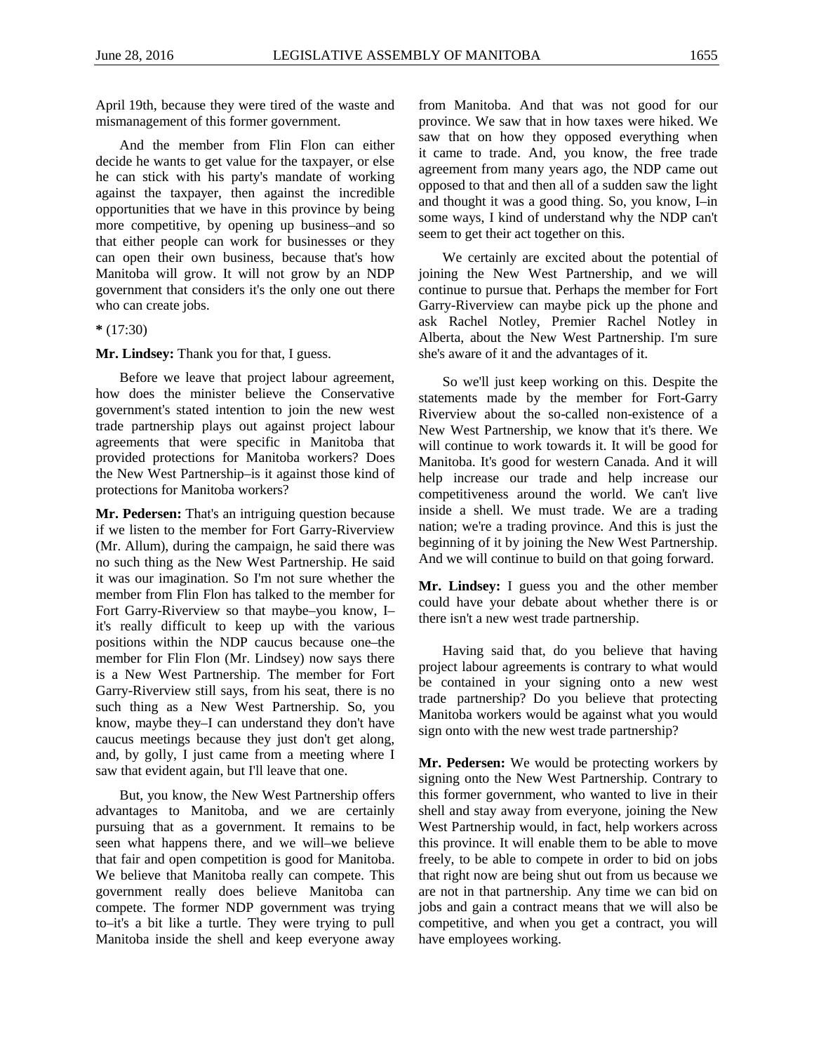April 19th, because they were tired of the waste and mismanagement of this former government.

And the member from Flin Flon can either decide he wants to get value for the taxpayer, or else he can stick with his party's mandate of working against the taxpayer, then against the incredible opportunities that we have in this province by being more competitive, by opening up business–and so that either people can work for businesses or they can open their own business, because that's how Manitoba will grow. It will not grow by an NDP government that considers it's the only one out there who can create jobs.

**\*** (17:30)

**Mr. Lindsey:** Thank you for that, I guess.

Before we leave that project labour agreement, how does the minister believe the Conservative government's stated intention to join the new west trade partnership plays out against project labour agreements that were specific in Manitoba that provided protections for Manitoba workers? Does the New West Partnership–is it against those kind of protections for Manitoba workers?

**Mr. Pedersen:** That's an intriguing question because if we listen to the member for Fort Garry-Riverview (Mr. Allum), during the campaign, he said there was no such thing as the New West Partnership. He said it was our imagination. So I'm not sure whether the member from Flin Flon has talked to the member for Fort Garry-Riverview so that maybe–you know, I–it's really difficult to keep up with the various positions within the NDP caucus because one–the member for Flin Flon (Mr. Lindsey) now says there is a New West Partnership. The member for Fort Garry-Riverview still says, from his seat, there is no such thing as a New West Partnership. So, you know, maybe they–I can understand they don't have caucus meetings because they just don't get along, and, by golly, I just came from a meeting where I saw that evident again, but I'll leave that one.

But, you know, the New West Partnership offers advantages to Manitoba, and we are certainly pursuing that as a government. It remains to be seen what happens there, and we will–we believe that fair and open competition is good for Manitoba. We believe that Manitoba really can compete. This government really does believe Manitoba can compete. The former NDP government was trying to–it's a bit like a turtle. They were trying to pull Manitoba inside the shell and keep everyone away from Manitoba. And that was not good for our province. We saw that in how taxes were hiked. We saw that on how they opposed everything when it came to trade. And, you know, the free trade agreement from many years ago, the NDP came out opposed to that and then all of a sudden saw the light and thought it was a good thing. So, you know, I–in some ways, I kind of understand why the NDP can't seem to get their act together on this.

We certainly are excited about the potential of joining the New West Partnership, and we will continue to pursue that. Perhaps the member for Fort Garry-Riverview can maybe pick up the phone and ask Rachel Notley, Premier Rachel Notley in Alberta, about the New West Partnership. I'm sure she's aware of it and the advantages of it.

So we'll just keep working on this. Despite the statements made by the member for Fort-Garry Riverview about the so-called non-existence of a New West Partnership, we know that it's there. We will continue to work towards it. It will be good for Manitoba. It's good for western Canada. And it will help increase our trade and help increase our competitiveness around the world. We can't live inside a shell. We must trade. We are a trading nation; we're a trading province. And this is just the beginning of it by joining the New West Partnership. And we will continue to build on that going forward.

**Mr. Lindsey:** I guess you and the other member could have your debate about whether there is or there isn't a new west trade partnership.

Having said that, do you believe that having project labour agreements is contrary to what would be contained in your signing onto a new west trade partnership? Do you believe that protecting Manitoba workers would be against what you would sign onto with the new west trade partnership?

**Mr. Pedersen:** We would be protecting workers by signing onto the New West Partnership. Contrary to this former government, who wanted to live in their shell and stay away from everyone, joining the New West Partnership would, in fact, help workers across this province. It will enable them to be able to move freely, to be able to compete in order to bid on jobs that right now are being shut out from us because we are not in that partnership. Any time we can bid on jobs and gain a contract means that we will also be competitive, and when you get a contract, you will have employees working.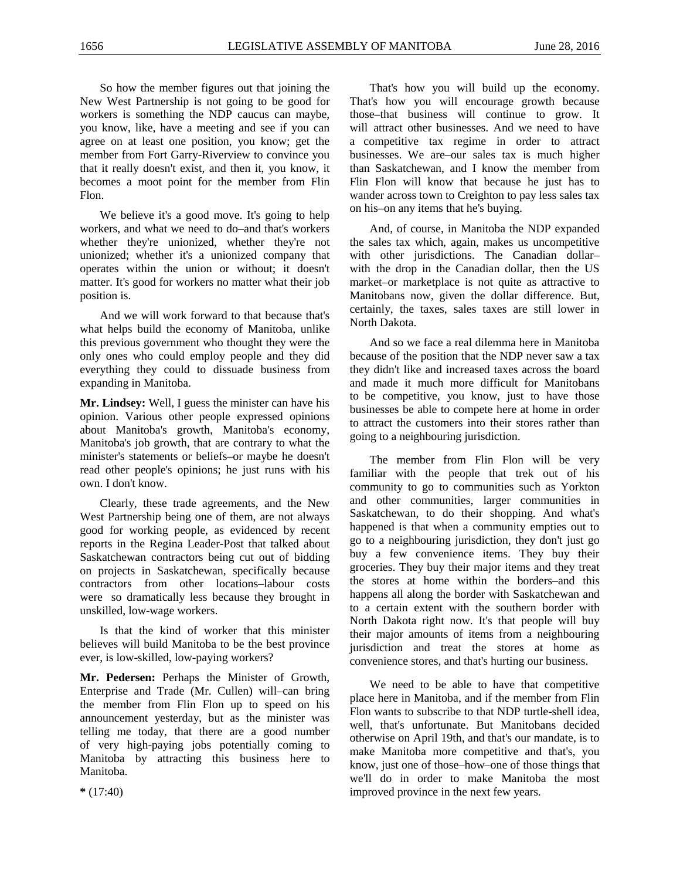So how the member figures out that joining the New West Partnership is not going to be good for workers is something the NDP caucus can maybe, you know, like, have a meeting and see if you can agree on at least one position, you know; get the member from Fort Garry-Riverview to convince you that it really doesn't exist, and then it, you know, it becomes a moot point for the member from Flin Flon.

We believe it's a good move. It's going to help workers, and what we need to do–and that's workers whether they're unionized, whether they're not unionized; whether it's a unionized company that operates within the union or without; it doesn't matter. It's good for workers no matter what their job position is.

And we will work forward to that because that's what helps build the economy of Manitoba, unlike this previous government who thought they were the only ones who could employ people and they did everything they could to dissuade business from expanding in Manitoba.

**Mr. Lindsey:** Well, I guess the minister can have his opinion. Various other people expressed opinions about Manitoba's growth, Manitoba's economy, Manitoba's job growth, that are contrary to what the minister's statements or beliefs–or maybe he doesn't read other people's opinions; he just runs with his own. I don't know.

Clearly, these trade agreements, and the New West Partnership being one of them, are not always good for working people, as evidenced by recent reports in the Regina Leader-Post that talked about Saskatchewan contractors being cut out of bidding on projects in Saskatchewan, specifically because contractors from other locations–labour costs were so dramatically less because they brought in unskilled, low-wage workers.

Is that the kind of worker that this minister believes will build Manitoba to be the best province ever, is low-skilled, low-paying workers?

**Mr. Pedersen:** Perhaps the Minister of Growth, Enterprise and Trade (Mr. Cullen) will–can bring the member from Flin Flon up to speed on his announcement yesterday, but as the minister was telling me today, that there are a good number of very high-paying jobs potentially coming to Manitoba by attracting this business here to Manitoba.

**\*** (17:40)

That's how you will build up the economy. That's how you will encourage growth because those–that business will continue to grow. It will attract other businesses. And we need to have a competitive tax regime in order to attract businesses. We are–our sales tax is much higher than Saskatchewan, and I know the member from Flin Flon will know that because he just has to wander across town to Creighton to pay less sales tax on his–on any items that he's buying.

And, of course, in Manitoba the NDP expanded the sales tax which, again, makes us uncompetitive with other jurisdictions. The Canadian dollar–with the drop in the Canadian dollar, then the US market–or marketplace is not quite as attractive to Manitobans now, given the dollar difference. But, certainly, the taxes, sales taxes are still lower in North Dakota.

And so we face a real dilemma here in Manitoba because of the position that the NDP never saw a tax they didn't like and increased taxes across the board and made it much more difficult for Manitobans to be competitive, you know, just to have those businesses be able to compete here at home in order to attract the customers into their stores rather than going to a neighbouring jurisdiction.

The member from Flin Flon will be very familiar with the people that trek out of his community to go to communities such as Yorkton and other communities, larger communities in Saskatchewan, to do their shopping. And what's happened is that when a community empties out to go to a neighbouring jurisdiction, they don't just go buy a few convenience items. They buy their groceries. They buy their major items and they treat the stores at home within the borders–and this happens all along the border with Saskatchewan and to a certain extent with the southern border with North Dakota right now. It's that people will buy their major amounts of items from a neighbouring jurisdiction and treat the stores at home as convenience stores, and that's hurting our business.

We need to be able to have that competitive place here in Manitoba, and if the member from Flin Flon wants to subscribe to that NDP turtle-shell idea, well, that's unfortunate. But Manitobans decided otherwise on April 19th, and that's our mandate, is to make Manitoba more competitive and that's, you know, just one of those–how–one of those things that we'll do in order to make Manitoba the most improved province in the next few years.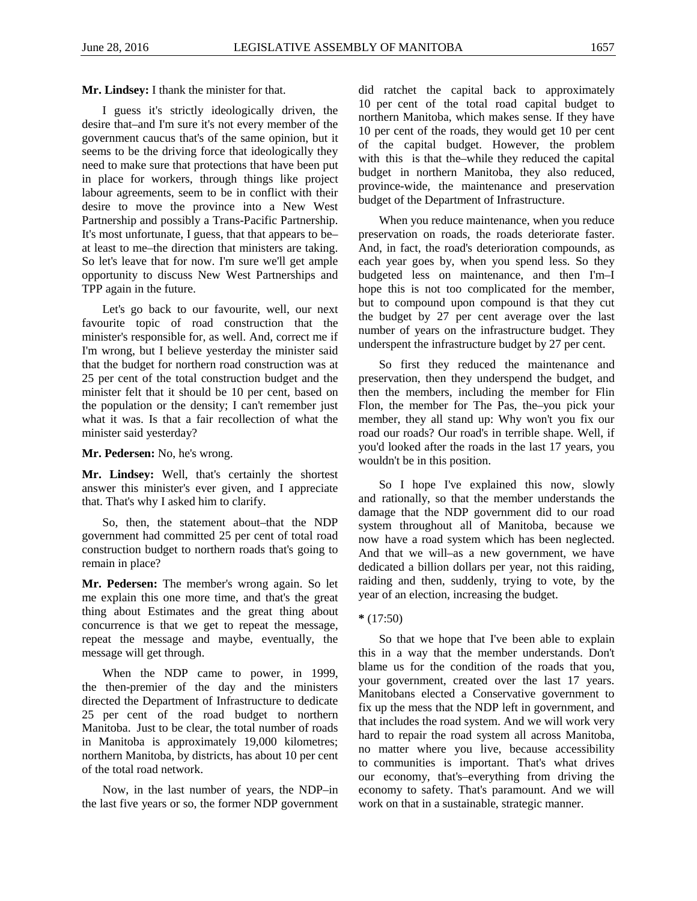**Mr. Lindsey:** I thank the minister for that.

I guess it's strictly ideologically driven, the desire that–and I'm sure it's not every member of the government caucus that's of the same opinion, but it seems to be the driving force that ideologically they need to make sure that protections that have been put in place for workers, through things like project labour agreements, seem to be in conflict with their desire to move the province into a New West Partnership and possibly a Trans-Pacific Partnership. It's most unfortunate, I guess, that that appears to be–at least to me–the direction that ministers are taking. So let's leave that for now. I'm sure we'll get ample opportunity to discuss New West Partnerships and TPP again in the future.

Let's go back to our favourite, well, our next favourite topic of road construction that the minister's responsible for, as well. And, correct me if I'm wrong, but I believe yesterday the minister said that the budget for northern road construction was at 25 per cent of the total construction budget and the minister felt that it should be 10 per cent, based on the population or the density; I can't remember just what it was. Is that a fair recollection of what the minister said yesterday?

**Mr. Pedersen:** No, he's wrong.

**Mr. Lindsey:** Well, that's certainly the shortest answer this minister's ever given, and I appreciate that. That's why I asked him to clarify.

So, then, the statement about–that the NDP government had committed 25 per cent of total road construction budget to northern roads that's going to remain in place?

**Mr. Pedersen:** The member's wrong again. So let me explain this one more time, and that's the great thing about Estimates and the great thing about concurrence is that we get to repeat the message, repeat the message and maybe, eventually, the message will get through.

When the NDP came to power, in 1999, the then-premier of the day and the ministers directed the Department of Infrastructure to dedicate 25 per cent of the road budget to northern Manitoba. Just to be clear, the total number of roads in Manitoba is approximately 19,000 kilometres; northern Manitoba, by districts, has about 10 per cent of the total road network.

Now, in the last number of years, the NDP–in the last five years or so, the former NDP government did ratchet the capital back to approximately 10 per cent of the total road capital budget to northern Manitoba, which makes sense. If they have 10 per cent of the roads, they would get 10 per cent of the capital budget. However, the problem with this is that the–while they reduced the capital budget in northern Manitoba, they also reduced, province-wide, the maintenance and preservation budget of the Department of Infrastructure.

When you reduce maintenance, when you reduce preservation on roads, the roads deteriorate faster. And, in fact, the road's deterioration compounds, as each year goes by, when you spend less. So they budgeted less on maintenance, and then I'm–I hope this is not too complicated for the member, but to compound upon compound is that they cut the budget by 27 per cent average over the last number of years on the infrastructure budget. They underspent the infrastructure budget by 27 per cent.

So first they reduced the maintenance and preservation, then they underspend the budget, and then the members, including the member for Flin Flon, the member for The Pas, the–you pick your member, they all stand up: Why won't you fix our road our roads? Our road's in terrible shape. Well, if you'd looked after the roads in the last 17 years, you wouldn't be in this position.

So I hope I've explained this now, slowly and rationally, so that the member understands the damage that the NDP government did to our road system throughout all of Manitoba, because we now have a road system which has been neglected. And that we will–as a new government, we have dedicated a billion dollars per year, not this raiding, raiding and then, suddenly, trying to vote, by the year of an election, increasing the budget.

**\*** (17:50)

So that we hope that I've been able to explain this in a way that the member understands. Don't blame us for the condition of the roads that you, your government, created over the last 17 years. Manitobans elected a Conservative government to fix up the mess that the NDP left in government, and that includes the road system. And we will work very hard to repair the road system all across Manitoba, no matter where you live, because accessibility to communities is important. That's what drives our economy, that's–everything from driving the economy to safety. That's paramount. And we will work on that in a sustainable, strategic manner.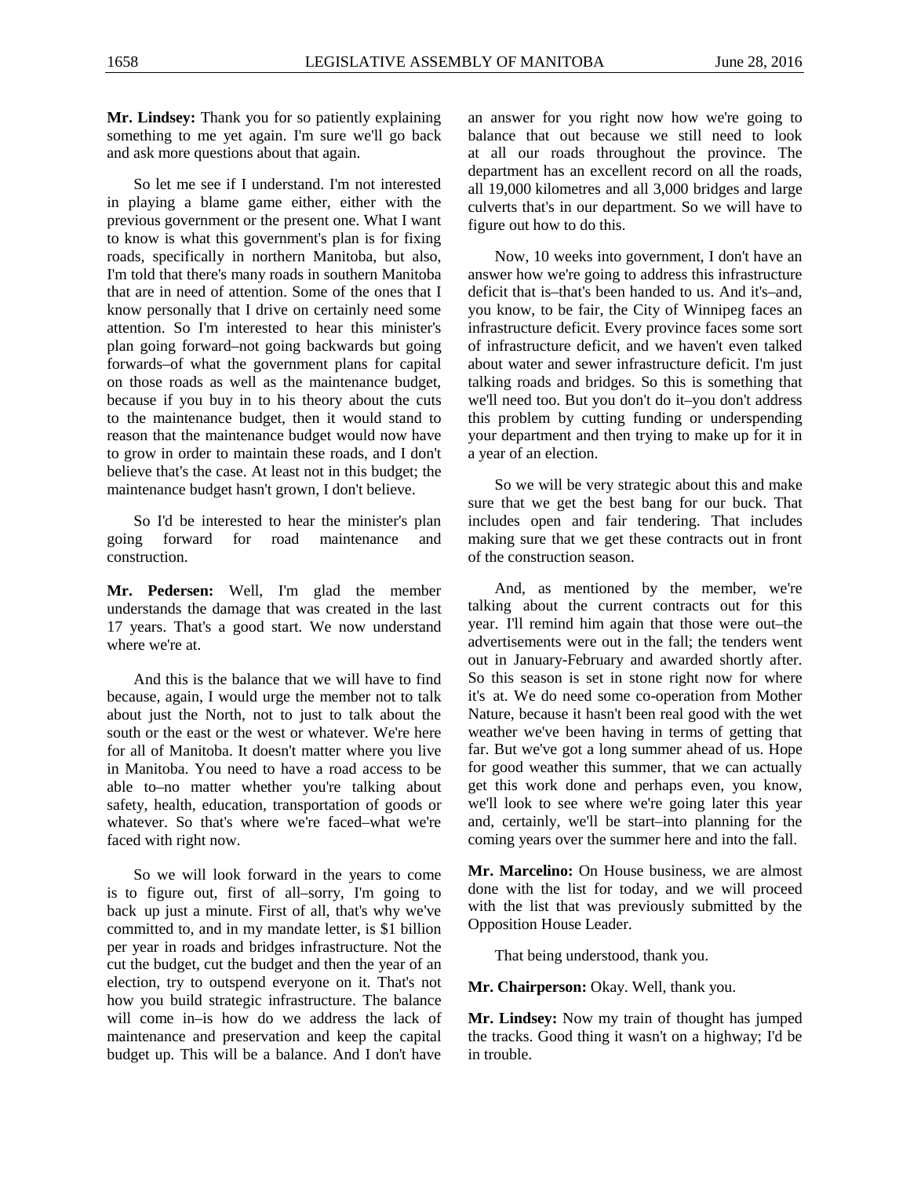**Mr. Lindsey:** Thank you for so patiently explaining something to me yet again. I'm sure we'll go back and ask more questions about that again.

So let me see if I understand. I'm not interested in playing a blame game either, either with the previous government or the present one. What I want to know is what this government's plan is for fixing roads, specifically in northern Manitoba, but also, I'm told that there's many roads in southern Manitoba that are in need of attention. Some of the ones that I know personally that I drive on certainly need some attention. So I'm interested to hear this minister's plan going forward–not going backwards but going forwards–of what the government plans for capital on those roads as well as the maintenance budget, because if you buy in to his theory about the cuts to the maintenance budget, then it would stand to reason that the maintenance budget would now have to grow in order to maintain these roads, and I don't believe that's the case. At least not in this budget; the maintenance budget hasn't grown, I don't believe.

So I'd be interested to hear the minister's plan going forward for road maintenance and construction.

**Mr. Pedersen:** Well, I'm glad the member understands the damage that was created in the last 17 years. That's a good start. We now understand where we're at.

And this is the balance that we will have to find because, again, I would urge the member not to talk about just the North, not to just to talk about the south or the east or the west or whatever. We're here for all of Manitoba. It doesn't matter where you live in Manitoba. You need to have a road access to be able to–no matter whether you're talking about safety, health, education, transportation of goods or whatever. So that's where we're faced–what we're faced with right now.

So we will look forward in the years to come is to figure out, first of all–sorry, I'm going to back up just a minute. First of all, that's why we've committed to, and in my mandate letter, is $1 billion per year in roads and bridges infrastructure. Not the cut the budget, cut the budget and then the year of an election, try to outspend everyone on it. That's not how you build strategic infrastructure. The balance will come in–is how do we address the lack of maintenance and preservation and keep the capital budget up. This will be a balance. And I don't have an answer for you right now how we're going to balance that out because we still need to look at all our roads throughout the province. The department has an excellent record on all the roads, all 19,000 kilometres and all 3,000 bridges and large culverts that's in our department. So we will have to figure out how to do this.

Now, 10 weeks into government, I don't have an answer how we're going to address this infrastructure deficit that is–that's been handed to us. And it's–and, you know, to be fair, the City of Winnipeg faces an infrastructure deficit. Every province faces some sort of infrastructure deficit, and we haven't even talked about water and sewer infrastructure deficit. I'm just talking roads and bridges. So this is something that we'll need too. But you don't do it–you don't address this problem by cutting funding or underspending your department and then trying to make up for it in a year of an election.

So we will be very strategic about this and make sure that we get the best bang for our buck. That includes open and fair tendering. That includes making sure that we get these contracts out in front of the construction season.

And, as mentioned by the member, we're talking about the current contracts out for this year. I'll remind him again that those were out–the advertisements were out in the fall; the tenders went out in January-February and awarded shortly after. So this season is set in stone right now for where it's at. We do need some co-operation from Mother Nature, because it hasn't been real good with the wet weather we've been having in terms of getting that far. But we've got a long summer ahead of us. Hope for good weather this summer, that we can actually get this work done and perhaps even, you know, we'll look to see where we're going later this year and, certainly, we'll be start–into planning for the coming years over the summer here and into the fall.

**Mr. Marcelino:** On House business, we are almost done with the list for today, and we will proceed with the list that was previously submitted by the Opposition House Leader.

That being understood, thank you.

**Mr. Chairperson:** Okay. Well, thank you.

**Mr. Lindsey:** Now my train of thought has jumped the tracks. Good thing it wasn't on a highway; I'd be in trouble.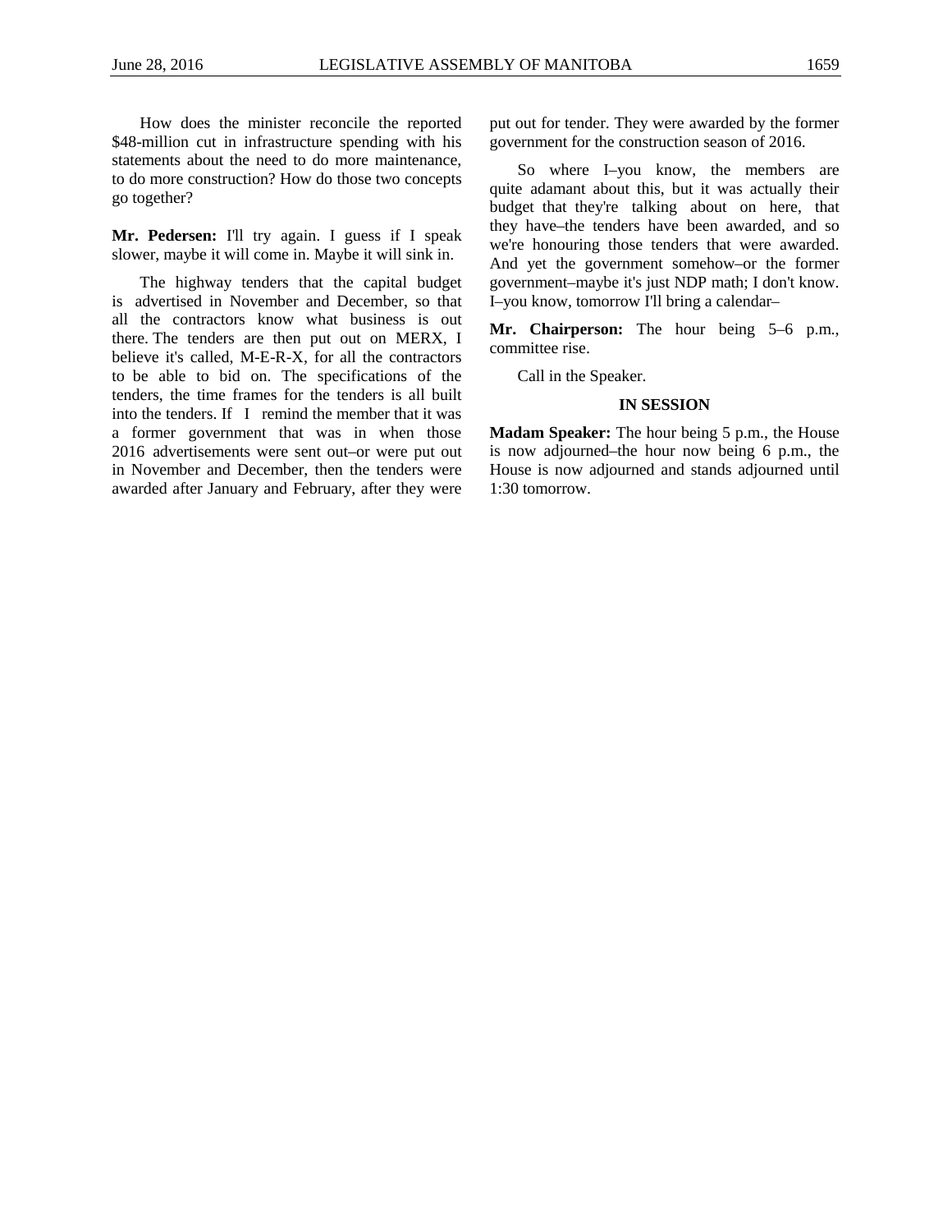How does the minister reconcile the reported $48-million cut in infrastructure spending with his statements about the need to do more maintenance, to do more construction? How do those two concepts go together?

**Mr. Pedersen:** I'll try again. I guess if I speak slower, maybe it will come in. Maybe it will sink in.

The highway tenders that the capital budget is advertised in November and December, so that all the contractors know what business is out there. The tenders are then put out on MERX, I believe it's called, M-E-R-X, for all the contractors to be able to bid on. The specifications of the tenders, the time frames for the tenders is all built into the tenders. If I remind the member that it was a former government that was in when those 2016 advertisements were sent out–or were put out in November and December, then the tenders were awarded after January and February, after they were put out for tender. They were awarded by the former government for the construction season of 2016.

So where I–you know, the members are quite adamant about this, but it was actually their budget that they're talking about on here, that they have–the tenders have been awarded, and so we're honouring those tenders that were awarded. And yet the government somehow–or the former government–maybe it's just NDP math; I don't know. I–you know, tomorrow I'll bring a calendar–

**Mr. Chairperson:** The hour being 5–6 p.m., committee rise.

Call in the Speaker.

### IN SESSION

**Madam Speaker:** The hour being 5 p.m., the House is now adjourned–the hour now being 6 p.m., the House is now adjourned and stands adjourned until 1:30 tomorrow.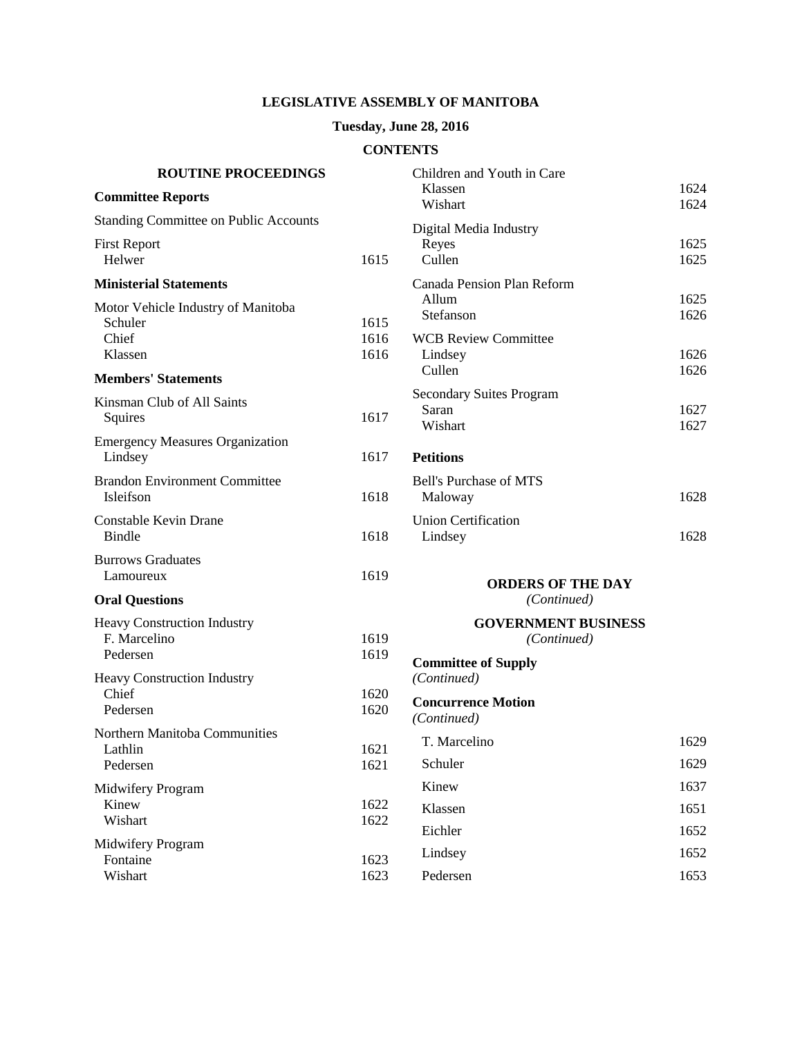# LEGISLATIVE ASSEMBLY OF MANITOBA

**Tuesday, June 28, 2016**

**CONTENTS**

## ROUTINE PROCEEDINGS

### Committee Reports

Standing Committee on Public Accounts

First Report
Helwer 1615

### Ministerial Statements

Motor Vehicle Industry of Manitoba
Schuler 1615
Chief 1616
Klassen 1616

### Members' Statements

Kinsman Club of All Saints
Squires 1617

Emergency Measures Organization
Lindsey 1617

Brandon Environment Committee
Isleifson 1618

Constable Kevin Drane
Bindle 1618

Burrows Graduates
Lamoureux 1619

### Oral Questions

Heavy Construction Industry
F. Marcelino 1619
Pedersen 1619

Heavy Construction Industry
Chief 1620
Pedersen 1620

Northern Manitoba Communities
Lathlin 1621
Pedersen 1621

Midwifery Program
Kinew 1622
Wishart 1622

Midwifery Program
Fontaine 1623
Wishart 1623

Children and Youth in Care
Klassen 1624
Wishart 1624

Digital Media Industry
Reyes 1625
Cullen 1625

Canada Pension Plan Reform
Allum 1625
Stefanson 1626

WCB Review Committee
Lindsey 1626
Cullen 1626

Secondary Suites Program
Saran 1627
Wishart 1627

### Petitions

Bell's Purchase of MTS
Maloway 1628

Union Certification
Lindsey 1628

## ORDERS OF THE DAY
*(Continued)*

## GOVERNMENT BUSINESS
*(Continued)*

### Committee of Supply
*(Continued)*

### Concurrence Motion
*(Continued)*

T. Marcelino 1629

Schuler 1629

Kinew 1637

Klassen 1651

Eichler 1652

Lindsey 1652

Pedersen 1653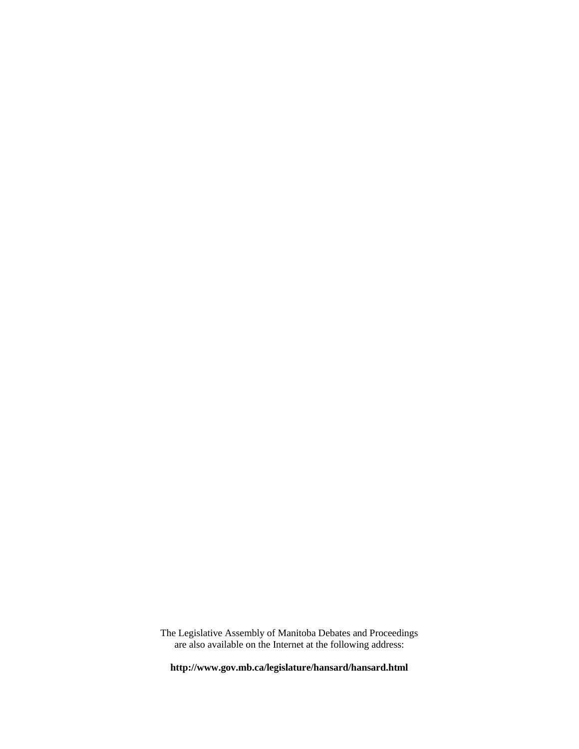The Legislative Assembly of Manitoba Debates and Proceedings are also available on the Internet at the following address:

**http://www.gov.mb.ca/legislature/hansard/hansard.html**